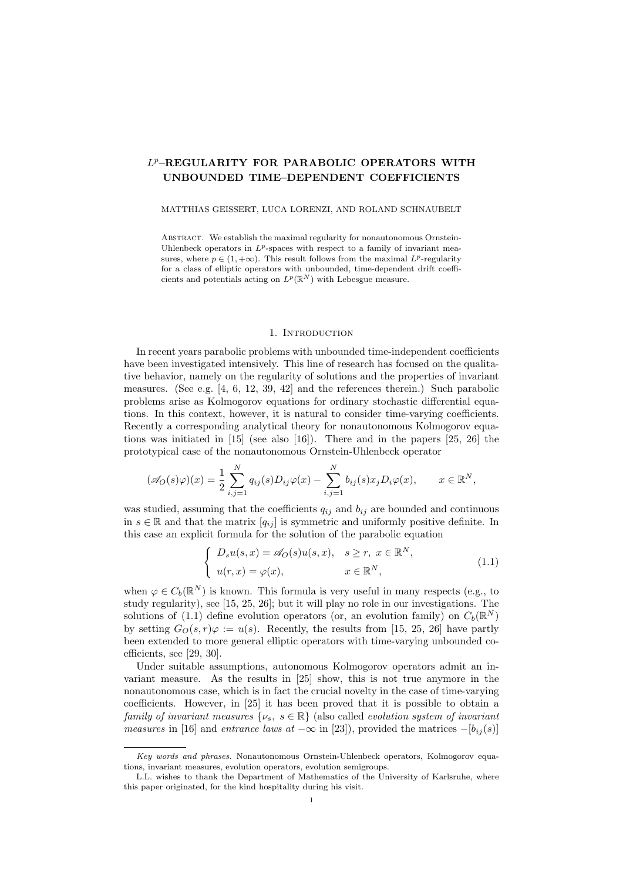# $L^p$–REGULARITY FOR PARABOLIC OPERATORS WITH UNBOUNDED TIME–DEPENDENT COEFFICIENTS

MATTHIAS GEISSERT, LUCA LORENZI, AND ROLAND SCHNAUBELT

ABSTRACT. We establish the maximal regularity for nonautonomous Ornstein-Uhlenbeck operators in $L^p$-spaces with respect to a family of invariant measures, where $p \in (1, +\infty)$. This result follows from the maximal $L^p$-regularity for a class of elliptic operators with unbounded, time-dependent drift coefficients and potentials acting on $L^p(\mathbb{R}^N)$ with Lebesgue measure.

## 1. Introduction

In recent years parabolic problems with unbounded time-independent coefficients have been investigated intensively. This line of research has focused on the qualitative behavior, namely on the regularity of solutions and the properties of invariant measures. (See e.g. [4, 6, 12, 39, 42] and the references therein.) Such parabolic problems arise as Kolmogorov equations for ordinary stochastic differential equations. In this context, however, it is natural to consider time-varying coefficients. Recently a corresponding analytical theory for nonautonomous Kolmogorov equations was initiated in [15] (see also [16]). There and in the papers [25, 26] the prototypical case of the nonautonomous Ornstein-Uhlenbeck operator

$$
(\mathscr{A}_O(s)\varphi)(x) = \frac{1}{2}\sum_{i,j=1}^{N} q_{ij}(s) D_{ij}\varphi(x) - \sum_{i,j=1}^{N} b_{ij}(s) x_j D_i\varphi(x), \qquad x \in \mathbb{R}^N,
$$

was studied, assuming that the coefficients $q_{ij}$ and $b_{ij}$ are bounded and continuous in $s \in \mathbb{R}$ and that the matrix $[q_{ij}]$ is symmetric and uniformly positive definite. In this case an explicit formula for the solution of the parabolic equation

$$
\begin{cases}
D_s u(s,x) = \mathscr{A}_O(s)u(s,x), & s \geq r,\ x \in \mathbb{R}^N,\\
u(r,x) = \varphi(x), & x \in \mathbb{R}^N,
\end{cases}
\tag{1.1}
$$

when $\varphi \in C_b(\mathbb{R}^N)$ is known. This formula is very useful in many respects (e.g., to study regularity), see [15, 25, 26]; but it will play no role in our investigations. The solutions of (1.1) define evolution operators (or, an evolution family) on $C_b(\mathbb{R}^N)$ by setting $G_O(s,r)\varphi := u(s)$. Recently, the results from [15, 25, 26] have partly been extended to more general elliptic operators with time-varying unbounded coefficients, see [29, 30].

Under suitable assumptions, autonomous Kolmogorov operators admit an invariant measure. As the results in [25] show, this is not true anymore in the nonautonomous case, which is in fact the crucial novelty in the case of time-varying coefficients. However, in [25] it has been proved that it is possible to obtain a *family of invariant measures* $\{\nu_s,\ s \in \mathbb{R}\}$ (also called *evolution system of invariant measures* in [16] and *entrance laws at* $-\infty$ in [23]), provided the matrices $-[b_{ij}(s)]$

---

*Key words and phrases.* Nonautonomous Ornstein-Uhlenbeck operators, Kolmogorov equations, invariant measures, evolution operators, evolution semigroups.

L.L. wishes to thank the Department of Mathematics of the University of Karlsruhe, where this paper originated, for the kind hospitality during his visit.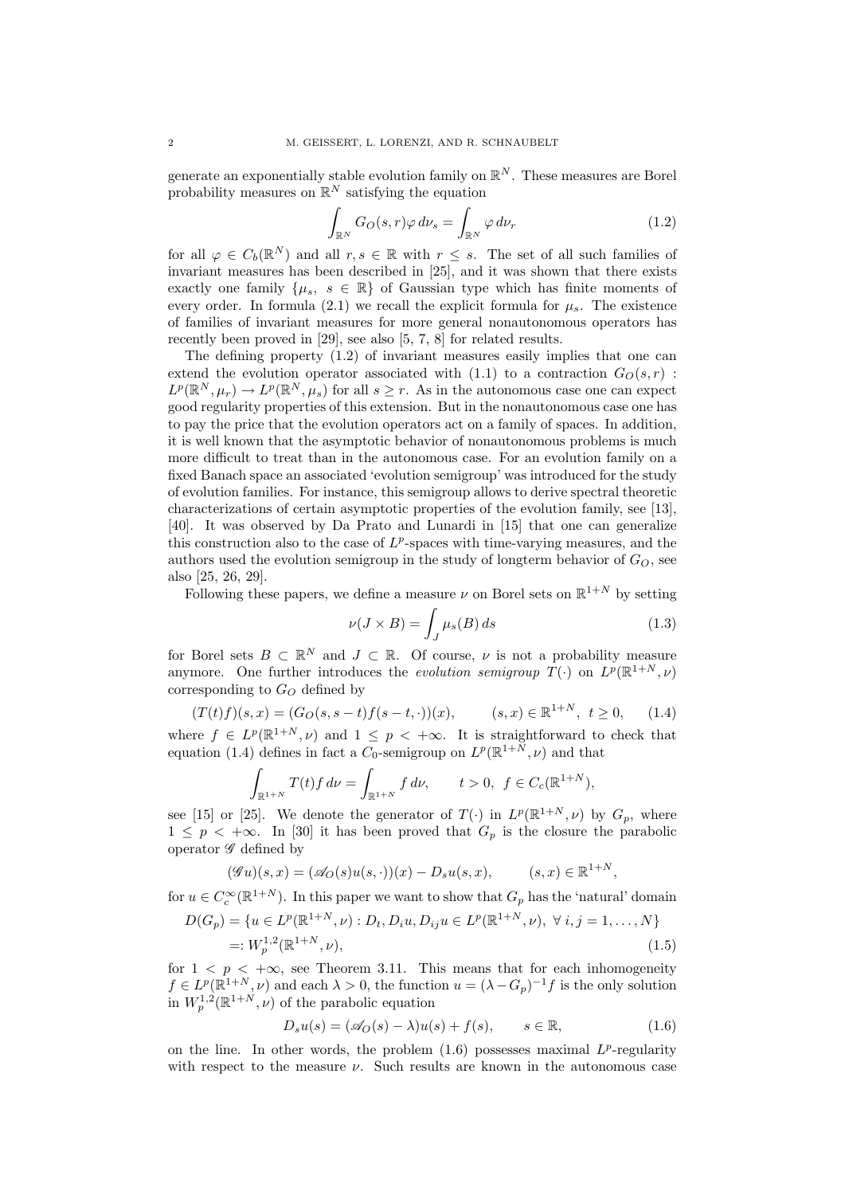generate an exponentially stable evolution family on $\mathbb{R}^N$. These measures are Borel probability measures on $\mathbb{R}^N$ satisfying the equation

$$\int_{\mathbb{R}^N} G_O(s,r)\varphi \, d\nu_s = \int_{\mathbb{R}^N} \varphi \, d\nu_r \tag{1.2}$$

for all $\varphi \in C_b(\mathbb{R}^N)$ and all $r, s \in \mathbb{R}$ with $r \leq s$. The set of all such families of invariant measures has been described in [25], and it was shown that there exists exactly one family $\{\mu_s,\ s \in \mathbb{R}\}$ of Gaussian type which has finite moments of every order. In formula (2.1) we recall the explicit formula for $\mu_s$. The existence of families of invariant measures for more general nonautonomous operators has recently been proved in [29], see also [5, 7, 8] for related results.

The defining property (1.2) of invariant measures easily implies that one can extend the evolution operator associated with (1.1) to a contraction $G_O(s,r) : L^p(\mathbb{R}^N, \mu_r) \to L^p(\mathbb{R}^N, \mu_s)$ for all $s \geq r$. As in the autonomous case one can expect good regularity properties of this extension. But in the nonautonomous case one has to pay the price that the evolution operators act on a family of spaces. In addition, it is well known that the asymptotic behavior of nonautonomous problems is much more difficult to treat than in the autonomous case. For an evolution family on a fixed Banach space an associated 'evolution semigroup' was introduced for the study of evolution families. For instance, this semigroup allows to derive spectral theoretic characterizations of certain asymptotic properties of the evolution family, see [13], [40]. It was observed by Da Prato and Lunardi in [15] that one can generalize this construction also to the case of $L^p$-spaces with time-varying measures, and the authors used the evolution semigroup in the study of longterm behavior of $G_O$, see also [25, 26, 29].

Following these papers, we define a measure $\nu$ on Borel sets on $\mathbb{R}^{1+N}$ by setting

$$\nu(J \times B) = \int_J \mu_s(B) \, ds \tag{1.3}$$

for Borel sets $B \subset \mathbb{R}^N$ and $J \subset \mathbb{R}$. Of course, $\nu$ is not a probability measure anymore. One further introduces the *evolution semigroup* $T(\cdot)$ on $L^p(\mathbb{R}^{1+N}, \nu)$ corresponding to $G_O$ defined by

$$(T(t)f)(s,x) = (G_O(s, s-t)f(s-t, \cdot))(x), \qquad (s,x) \in \mathbb{R}^{1+N},\ t \geq 0, \tag{1.4}$$

where $f \in L^p(\mathbb{R}^{1+N}, \nu)$ and $1 \leq p < +\infty$. It is straightforward to check that equation (1.4) defines in fact a $C_0$-semigroup on $L^p(\mathbb{R}^{1+N}, \nu)$ and that

$$\int_{\mathbb{R}^{1+N}} T(t)f \, d\nu = \int_{\mathbb{R}^{1+N}} f \, d\nu, \qquad t > 0,\ f \in C_c(\mathbb{R}^{1+N}),$$

see [15] or [25]. We denote the generator of $T(\cdot)$ in $L^p(\mathbb{R}^{1+N}, \nu)$ by $G_p$, where $1 \leq p < +\infty$. In [30] it has been proved that $G_p$ is the closure the parabolic operator $\mathscr{G}$ defined by

$$(\mathscr{G}u)(s,x) = (\mathscr{A}_O(s)u(s,\cdot))(x) - D_s u(s,x), \qquad (s,x) \in \mathbb{R}^{1+N},$$

for $u \in C_c^\infty(\mathbb{R}^{1+N})$. In this paper we want to show that $G_p$ has the 'natural' domain

$$\begin{aligned} D(G_p) &= \{u \in L^p(\mathbb{R}^{1+N}, \nu) : D_t, D_i u, D_{ij} u \in L^p(\mathbb{R}^{1+N}, \nu),\ \forall\, i,j = 1, \ldots, N\} \\ &=: W_p^{1,2}(\mathbb{R}^{1+N}, \nu), \end{aligned} \tag{1.5}$$

for $1 < p < +\infty$, see Theorem 3.11. This means that for each inhomogeneity $f \in L^p(\mathbb{R}^{1+N}, \nu)$ and each $\lambda > 0$, the function $u = (\lambda - G_p)^{-1} f$ is the only solution in $W_p^{1,2}(\mathbb{R}^{1+N}, \nu)$ of the parabolic equation

$$D_s u(s) = (\mathscr{A}_O(s) - \lambda)u(s) + f(s), \qquad s \in \mathbb{R}, \tag{1.6}$$

on the line. In other words, the problem (1.6) possesses maximal $L^p$-regularity with respect to the measure $\nu$. Such results are known in the autonomous case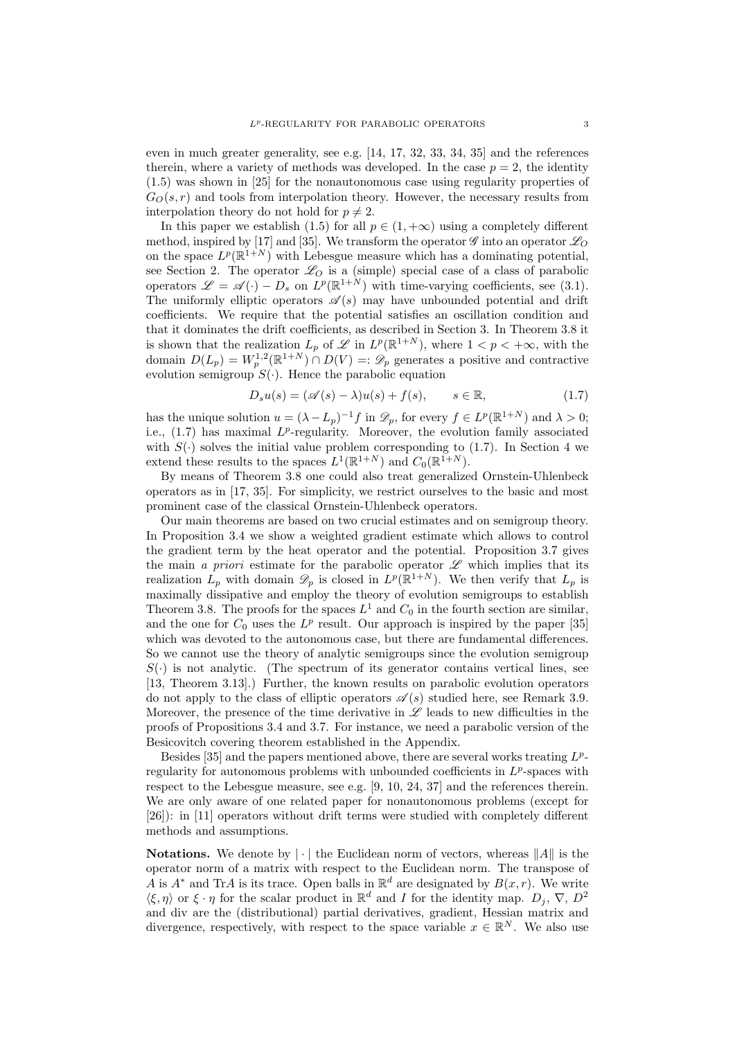even in much greater generality, see e.g. [14, 17, 32, 33, 34, 35] and the references therein, where a variety of methods was developed. In the case $p = 2$, the identity (1.5) was shown in [25] for the nonautonomous case using regularity properties of $G_O(s,r)$ and tools from interpolation theory. However, the necessary results from interpolation theory do not hold for $p \neq 2$.

In this paper we establish (1.5) for all $p \in (1, +\infty)$ using a completely different method, inspired by [17] and [35]. We transform the operator $\mathscr{G}$ into an operator $\mathscr{L}_O$ on the space $L^p(\mathbb{R}^{1+N})$ with Lebesgue measure which has a dominating potential, see Section 2. The operator $\mathscr{L}_O$ is a (simple) special case of a class of parabolic operators $\mathscr{L} = \mathscr{A}(\cdot) - D_s$ on $L^p(\mathbb{R}^{1+N})$ with time-varying coefficients, see (3.1). The uniformly elliptic operators $\mathscr{A}(s)$ may have unbounded potential and drift coefficients. We require that the potential satisfies an oscillation condition and that it dominates the drift coefficients, as described in Section 3. In Theorem 3.8 it is shown that the realization $L_p$ of $\mathscr{L}$ in $L^p(\mathbb{R}^{1+N})$, where $1 < p < +\infty$, with the domain $D(L_p) = W_p^{1,2}(\mathbb{R}^{1+N}) \cap D(V) =: \mathscr{D}_p$ generates a positive and contractive evolution semigroup $S(\cdot)$. Hence the parabolic equation

$$D_s u(s) = (\mathscr{A}(s) - \lambda)u(s) + f(s), \qquad s \in \mathbb{R}, \tag{1.7}$$

has the unique solution $u = (\lambda - L_p)^{-1} f$ in $\mathscr{D}_p$, for every $f \in L^p(\mathbb{R}^{1+N})$ and $\lambda > 0$; i.e., (1.7) has maximal $L^p$-regularity. Moreover, the evolution family associated with $S(\cdot)$ solves the initial value problem corresponding to (1.7). In Section 4 we extend these results to the spaces $L^1(\mathbb{R}^{1+N})$ and $C_0(\mathbb{R}^{1+N})$.

By means of Theorem 3.8 one could also treat generalized Ornstein-Uhlenbeck operators as in [17, 35]. For simplicity, we restrict ourselves to the basic and most prominent case of the classical Ornstein-Uhlenbeck operators.

Our main theorems are based on two crucial estimates and on semigroup theory. In Proposition 3.4 we show a weighted gradient estimate which allows to control the gradient term by the heat operator and the potential. Proposition 3.7 gives the main *a priori* estimate for the parabolic operator $\mathscr{L}$ which implies that its realization $L_p$ with domain $\mathscr{D}_p$ is closed in $L^p(\mathbb{R}^{1+N})$. We then verify that $L_p$ is maximally dissipative and employ the theory of evolution semigroups to establish Theorem 3.8. The proofs for the spaces $L^1$ and $C_0$ in the fourth section are similar, and the one for $C_0$ uses the $L^p$ result. Our approach is inspired by the paper [35] which was devoted to the autonomous case, but there are fundamental differences. So we cannot use the theory of analytic semigroups since the evolution semigroup $S(\cdot)$ is not analytic. (The spectrum of its generator contains vertical lines, see [13, Theorem 3.13].) Further, the known results on parabolic evolution operators do not apply to the class of elliptic operators $\mathscr{A}(s)$ studied here, see Remark 3.9. Moreover, the presence of the time derivative in $\mathscr{L}$ leads to new difficulties in the proofs of Propositions 3.4 and 3.7. For instance, we need a parabolic version of the Besicovitch covering theorem established in the Appendix.

Besides [35] and the papers mentioned above, there are several works treating $L^p$-regularity for autonomous problems with unbounded coefficients in $L^p$-spaces with respect to the Lebesgue measure, see e.g. [9, 10, 24, 37] and the references therein. We are only aware of one related paper for nonautonomous problems (except for [26]): in [11] operators without drift terms were studied with completely different methods and assumptions.

**Notations.** We denote by $|\cdot|$ the Euclidean norm of vectors, whereas $\|A\|$ is the operator norm of a matrix with respect to the Euclidean norm. The transpose of $A$ is $A^*$ and $\mathrm{Tr}A$ is its trace. Open balls in $\mathbb{R}^d$ are designated by $B(x,r)$. We write $\langle \xi, \eta \rangle$ or $\xi \cdot \eta$ for the scalar product in $\mathbb{R}^d$ and $I$ for the identity map. $D_j$, $\nabla$, $D^2$ and div are the (distributional) partial derivatives, gradient, Hessian matrix and divergence, respectively, with respect to the space variable $x \in \mathbb{R}^N$. We also use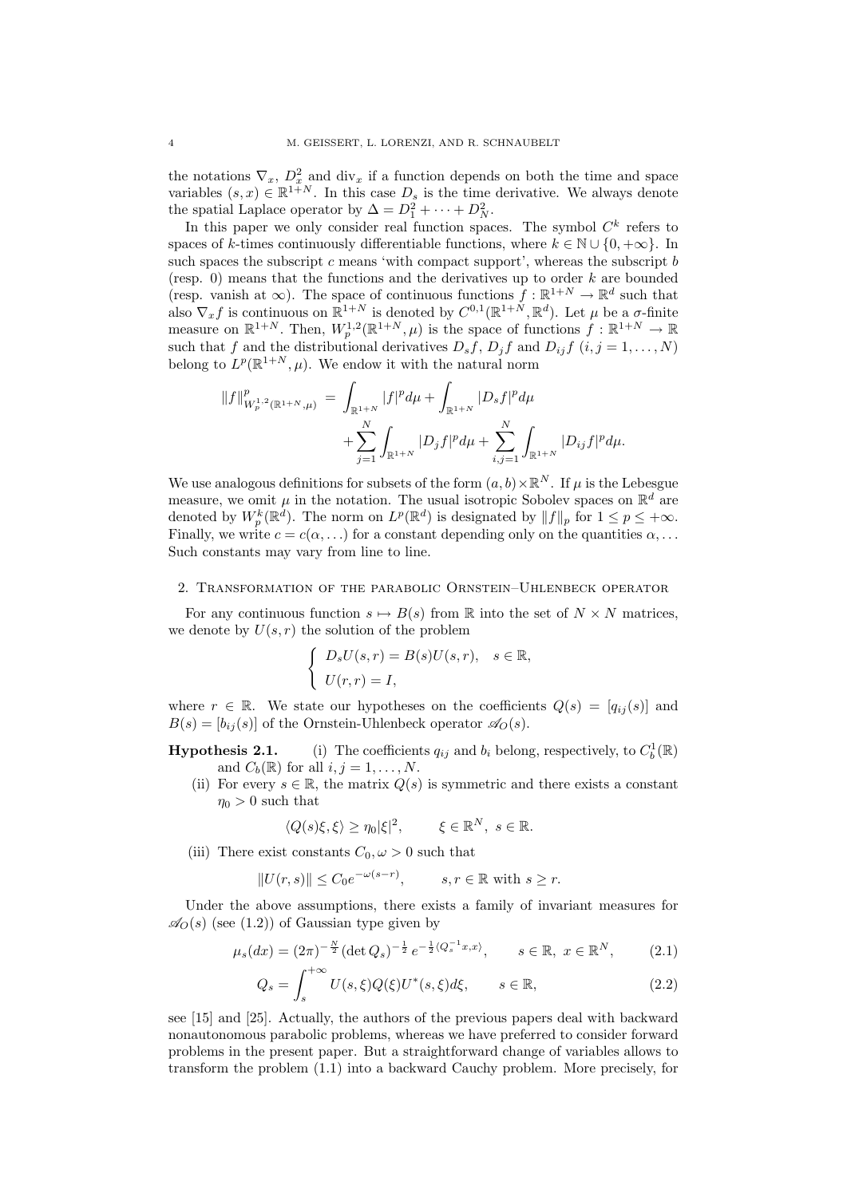the notations $\nabla_x$, $D_x^2$ and $\mathrm{div}_x$ if a function depends on both the time and space variables $(s,x) \in \mathbb{R}^{1+N}$. In this case $D_s$ is the time derivative. We always denote the spatial Laplace operator by $\Delta = D_1^2 + \cdots + D_N^2$.

In this paper we only consider real function spaces. The symbol $C^k$ refers to spaces of $k$-times continuously differentiable functions, where $k \in \mathbb{N} \cup \{0, +\infty\}$. In such spaces the subscript $c$ means 'with compact support', whereas the subscript $b$ (resp. $0$) means that the functions and the derivatives up to order $k$ are bounded (resp. vanish at $\infty$). The space of continuous functions $f : \mathbb{R}^{1+N} \to \mathbb{R}^d$ such that also $\nabla_x f$ is continuous on $\mathbb{R}^{1+N}$ is denoted by $C^{0,1}(\mathbb{R}^{1+N}, \mathbb{R}^d)$. Let $\mu$ be a $\sigma$-finite measure on $\mathbb{R}^{1+N}$. Then, $W_p^{1,2}(\mathbb{R}^{1+N}, \mu)$ is the space of functions $f : \mathbb{R}^{1+N} \to \mathbb{R}$ such that $f$ and the distributional derivatives $D_s f$, $D_j f$ and $D_{ij} f$ $(i,j = 1, \ldots, N)$ belong to $L^p(\mathbb{R}^{1+N}, \mu)$. We endow it with the natural norm

$$
\begin{aligned}
\|f\|^p_{W_p^{1,2}(\mathbb{R}^{1+N},\mu)} = & \int_{\mathbb{R}^{1+N}} |f|^p d\mu + \int_{\mathbb{R}^{1+N}} |D_s f|^p d\mu \\
& + \sum_{j=1}^N \int_{\mathbb{R}^{1+N}} |D_j f|^p d\mu + \sum_{i,j=1}^N \int_{\mathbb{R}^{1+N}} |D_{ij} f|^p d\mu.
\end{aligned}
$$

We use analogous definitions for subsets of the form $(a,b) \times \mathbb{R}^N$. If $\mu$ is the Lebesgue measure, we omit $\mu$ in the notation. The usual isotropic Sobolev spaces on $\mathbb{R}^d$ are denoted by $W_p^k(\mathbb{R}^d)$. The norm on $L^p(\mathbb{R}^d)$ is designated by $\|f\|_p$ for $1 \le p \le +\infty$. Finally, we write $c = c(\alpha, \ldots)$ for a constant depending only on the quantities $\alpha, \ldots$ Such constants may vary from line to line.

## 2. Transformation of the parabolic Ornstein–Uhlenbeck operator

For any continuous function $s \mapsto B(s)$ from $\mathbb{R}$ into the set of $N \times N$ matrices, we denote by $U(s,r)$ the solution of the problem

$$
\begin{cases}
D_s U(s,r) = B(s) U(s,r), & s \in \mathbb{R}, \\
U(r,r) = I,
\end{cases}
$$

where $r \in \mathbb{R}$. We state our hypotheses on the coefficients $Q(s) = [q_{ij}(s)]$ and $B(s) = [b_{ij}(s)]$ of the Ornstein-Uhlenbeck operator $\mathscr{A}_O(s)$.

**Hypothesis 2.1.** (i) The coefficients $q_{ij}$ and $b_i$ belong, respectively, to $C_b^1(\mathbb{R})$ and $C_b(\mathbb{R})$ for all $i,j = 1, \ldots, N$.

(ii) For every $s \in \mathbb{R}$, the matrix $Q(s)$ is symmetric and there exists a constant $\eta_0 > 0$ such that

$$
\langle Q(s)\xi, \xi \rangle \ge \eta_0 |\xi|^2, \qquad \xi \in \mathbb{R}^N, \ s \in \mathbb{R}.
$$

(iii) There exist constants $C_0, \omega > 0$ such that

$$
\|U(r,s)\| \le C_0 e^{-\omega(s-r)}, \qquad s, r \in \mathbb{R} \text{ with } s \ge r.
$$

Under the above assumptions, there exists a family of invariant measures for $\mathscr{A}_O(s)$ (see (1.2)) of Gaussian type given by

$$
\mu_s(dx) = (2\pi)^{-\frac{N}{2}} (\det Q_s)^{-\frac{1}{2}} e^{-\frac{1}{2}\langle Q_s^{-1}x, x\rangle}, \qquad s \in \mathbb{R}, \ x \in \mathbb{R}^N, \tag{2.1}
$$

$$
Q_s = \int_s^{+\infty} U(s,\xi) Q(\xi) U^*(s,\xi) d\xi, \qquad s \in \mathbb{R}, \tag{2.2}
$$

see [15] and [25]. Actually, the authors of the previous papers deal with backward nonautonomous parabolic problems, whereas we have preferred to consider forward problems in the present paper. But a straightforward change of variables allows to transform the problem (1.1) into a backward Cauchy problem. More precisely, for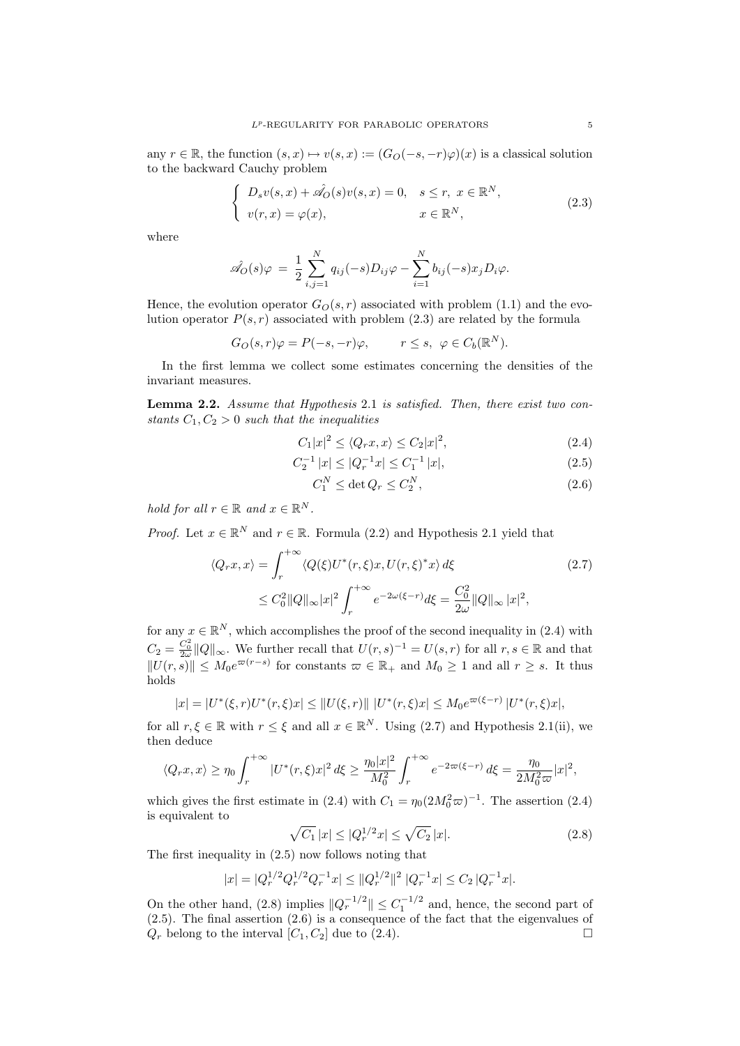any $r \in \mathbb{R}$, the function $(s,x) \mapsto v(s,x) := (G_O(-s,-r)\varphi)(x)$ is a classical solution to the backward Cauchy problem

$$
\begin{cases} D_s v(s,x) + \hat{\mathscr{A}_O}(s) v(s,x) = 0, & s \le r, \ x \in \mathbb{R}^N, \\ v(r,x) = \varphi(x), & x \in \mathbb{R}^N, \end{cases} \tag{2.3}
$$

where

$$
\hat{\mathscr{A}_O}(s)\varphi \;=\; \frac{1}{2}\sum_{i,j=1}^N q_{ij}(-s) D_{ij}\varphi - \sum_{i=1}^N b_{ij}(-s) x_j D_i \varphi.
$$

Hence, the evolution operator $G_O(s,r)$ associated with problem (1.1) and the evolution operator $P(s,r)$ associated with problem (2.3) are related by the formula

$$
G_O(s,r)\varphi = P(-s,-r)\varphi, \qquad r \le s, \ \varphi \in C_b(\mathbb{R}^N).
$$

In the first lemma we collect some estimates concerning the densities of the invariant measures.

**Lemma 2.2.** *Assume that Hypothesis* 2.1 *is satisfied. Then, there exist two constants* $C_1, C_2 > 0$ *such that the inequalities*

$$
C_1 |x|^2 \le \langle Q_r x, x\rangle \le C_2 |x|^2, \tag{2.4}
$$

$$
C_2^{-1}\,|x| \le |Q_r^{-1} x| \le C_1^{-1}\,|x|, \tag{2.5}
$$

$$
C_1^N \le \det Q_r \le C_2^N, \tag{2.6}
$$

*hold for all* $r \in \mathbb{R}$ *and* $x \in \mathbb{R}^N$.

*Proof.* Let $x \in \mathbb{R}^N$ and $r \in \mathbb{R}$. Formula (2.2) and Hypothesis 2.1 yield that

$$
\begin{aligned}
\langle Q_r x, x\rangle &= \int_r^{+\infty} \langle Q(\xi) U^*(r,\xi)x, U(r,\xi)^* x\rangle\, d\xi \\
&\le C_0^2 \|Q\|_\infty |x|^2 \int_r^{+\infty} e^{-2\omega(\xi - r)} d\xi = \frac{C_0^2}{2\omega}\|Q\|_\infty\, |x|^2,
\end{aligned} \tag{2.7}
$$

for any $x \in \mathbb{R}^N$, which accomplishes the proof of the second inequality in (2.4) with $C_2 = \frac{C_0^2}{2\omega}\|Q\|_\infty$. We further recall that $U(r,s)^{-1} = U(s,r)$ for all $r,s \in \mathbb{R}$ and that $\|U(r,s)\| \le M_0 e^{\varpi(r-s)}$ for constants $\varpi \in \mathbb{R}_+$ and $M_0 \ge 1$ and all $r \ge s$. It thus holds

$$
|x| = |U^*(\xi,r) U^*(r,\xi) x| \le \|U(\xi,r)\|\; |U^*(r,\xi)x| \le M_0 e^{\varpi(\xi - r)}\, |U^*(r,\xi)x|,
$$

for all $r,\xi \in \mathbb{R}$ with $r \le \xi$ and all $x \in \mathbb{R}^N$. Using (2.7) and Hypothesis 2.1(ii), we then deduce

$$
\langle Q_r x, x\rangle \ge \eta_0 \int_r^{+\infty} |U^*(r,\xi)x|^2\, d\xi \ge \frac{\eta_0 |x|^2}{M_0^2}\int_r^{+\infty} e^{-2\varpi(\xi - r)}\, d\xi = \frac{\eta_0}{2M_0^2\varpi}|x|^2,
$$

which gives the first estimate in (2.4) with $C_1 = \eta_0(2M_0^2\varpi)^{-1}$. The assertion (2.4) is equivalent to

$$
\sqrt{C_1}\,|x| \le |Q_r^{1/2}x| \le \sqrt{C_2}\,|x|. \tag{2.8}
$$

The first inequality in (2.5) now follows noting that

$$
|x| = |Q_r^{1/2} Q_r^{1/2} Q_r^{-1} x| \le \|Q_r^{1/2}\|^2\; |Q_r^{-1}x| \le C_2\, |Q_r^{-1}x|.
$$

On the other hand, (2.8) implies $\|Q_r^{-1/2}\| \le C_1^{-1/2}$ and, hence, the second part of (2.5). The final assertion (2.6) is a consequence of the fact that the eigenvalues of $Q_r$ belong to the interval $[C_1, C_2]$ due to (2.4). $\square$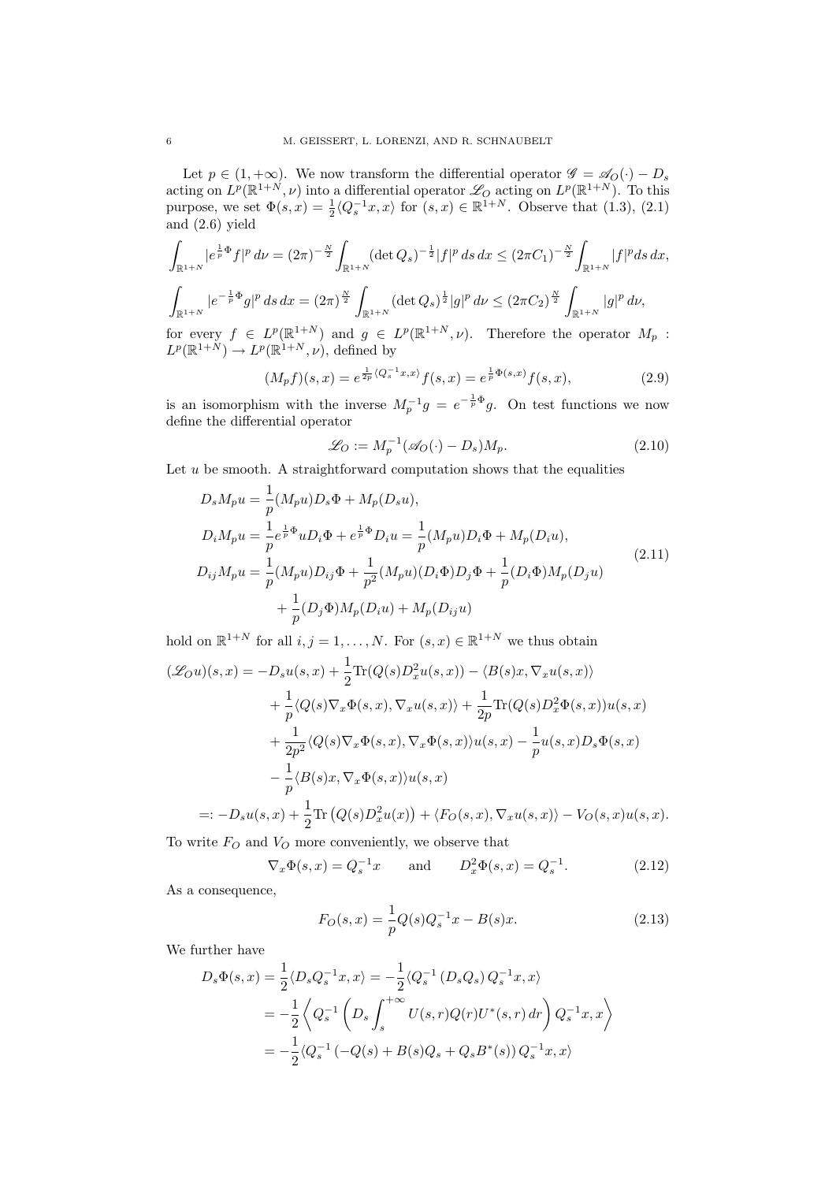Let $p \in (1, +\infty)$. We now transform the differential operator $\mathscr{G} = \mathscr{A}_O(\cdot) - D_s$ acting on $L^p(\mathbb{R}^{1+N}, \nu)$ into a differential operator $\mathscr{L}_O$ acting on $L^p(\mathbb{R}^{1+N})$. To this purpose, we set $\Phi(s,x) = \frac{1}{2}\langle Q_s^{-1}x, x\rangle$ for $(s,x) \in \mathbb{R}^{1+N}$. Observe that (1.3), (2.1) and (2.6) yield

$$\int_{\mathbb{R}^{1+N}} |e^{\frac{1}{p}\Phi} f|^p \, d\nu = (2\pi)^{-\frac{N}{2}} \int_{\mathbb{R}^{1+N}} (\det Q_s)^{-\frac{1}{2}} |f|^p \, ds \, dx \leq (2\pi C_1)^{-\frac{N}{2}} \int_{\mathbb{R}^{1+N}} |f|^p ds \, dx,$$

$$\int_{\mathbb{R}^{1+N}} |e^{-\frac{1}{p}\Phi} g|^p \, ds \, dx = (2\pi)^{\frac{N}{2}} \int_{\mathbb{R}^{1+N}} (\det Q_s)^{\frac{1}{2}} |g|^p \, d\nu \leq (2\pi C_2)^{\frac{N}{2}} \int_{\mathbb{R}^{1+N}} |g|^p \, d\nu,$$

for every $f \in L^p(\mathbb{R}^{1+N})$ and $g \in L^p(\mathbb{R}^{1+N}, \nu)$. Therefore the operator $M_p : L^p(\mathbb{R}^{1+N}) \to L^p(\mathbb{R}^{1+N}, \nu)$, defined by

$$(M_p f)(s,x) = e^{\frac{1}{2p}\langle Q_s^{-1}x, x\rangle} f(s,x) = e^{\frac{1}{p}\Phi(s,x)} f(s,x), \tag{2.9}$$

is an isomorphism with the inverse $M_p^{-1} g = e^{-\frac{1}{p}\Phi} g$. On test functions we now define the differential operator

$$\mathscr{L}_O := M_p^{-1}(\mathscr{A}_O(\cdot) - D_s) M_p. \tag{2.10}$$

Let $u$ be smooth. A straightforward computation shows that the equalities

$$\begin{aligned}
D_s M_p u &= \frac{1}{p}(M_p u) D_s \Phi + M_p(D_s u), \\
D_i M_p u &= \frac{1}{p} e^{\frac{1}{p}\Phi} u D_i \Phi + e^{\frac{1}{p}\Phi} D_i u = \frac{1}{p}(M_p u) D_i \Phi + M_p(D_i u), \\
D_{ij} M_p u &= \frac{1}{p}(M_p u) D_{ij}\Phi + \frac{1}{p^2}(M_p u)(D_i \Phi) D_j \Phi + \frac{1}{p}(D_i \Phi) M_p(D_j u) \\
&\quad + \frac{1}{p}(D_j \Phi) M_p(D_i u) + M_p(D_{ij} u)
\end{aligned} \tag{2.11}$$

hold on $\mathbb{R}^{1+N}$ for all $i,j = 1, \ldots, N$. For $(s,x) \in \mathbb{R}^{1+N}$ we thus obtain

$$\begin{aligned}
(\mathscr{L}_O u)(s,x) &= -D_s u(s,x) + \frac{1}{2}\mathrm{Tr}(Q(s) D_x^2 u(s,x)) - \langle B(s)x, \nabla_x u(s,x)\rangle \\
&\quad + \frac{1}{p}\langle Q(s)\nabla_x \Phi(s,x), \nabla_x u(s,x)\rangle + \frac{1}{2p}\mathrm{Tr}(Q(s) D_x^2 \Phi(s,x)) u(s,x) \\
&\quad + \frac{1}{2p^2}\langle Q(s)\nabla_x \Phi(s,x), \nabla_x \Phi(s,x)\rangle u(s,x) - \frac{1}{p} u(s,x) D_s \Phi(s,x) \\
&\quad - \frac{1}{p}\langle B(s)x, \nabla_x \Phi(s,x)\rangle u(s,x) \\
&=: -D_s u(s,x) + \frac{1}{2}\mathrm{Tr}\left(Q(s) D_x^2 u(x)\right) + \langle F_O(s,x), \nabla_x u(s,x)\rangle - V_O(s,x) u(s,x).
\end{aligned}$$

To write $F_O$ and $V_O$ more conveniently, we observe that

$$\nabla_x \Phi(s,x) = Q_s^{-1} x \qquad \text{and} \qquad D_x^2 \Phi(s,x) = Q_s^{-1}. \tag{2.12}$$

As a consequence,

$$F_O(s,x) = \frac{1}{p} Q(s) Q_s^{-1} x - B(s) x. \tag{2.13}$$

We further have

$$\begin{aligned}
D_s \Phi(s,x) &= \frac{1}{2}\langle D_s Q_s^{-1} x, x\rangle = -\frac{1}{2}\langle Q_s^{-1}\left(D_s Q_s\right) Q_s^{-1} x, x\rangle \\
&= -\frac{1}{2}\left\langle Q_s^{-1}\left(D_s \int_s^{+\infty} U(s,r) Q(r) U^*(s,r)\, dr\right) Q_s^{-1} x, x\right\rangle \\
&= -\frac{1}{2}\langle Q_s^{-1}\left(-Q(s) + B(s) Q_s + Q_s B^*(s)\right) Q_s^{-1} x, x\rangle
\end{aligned}$$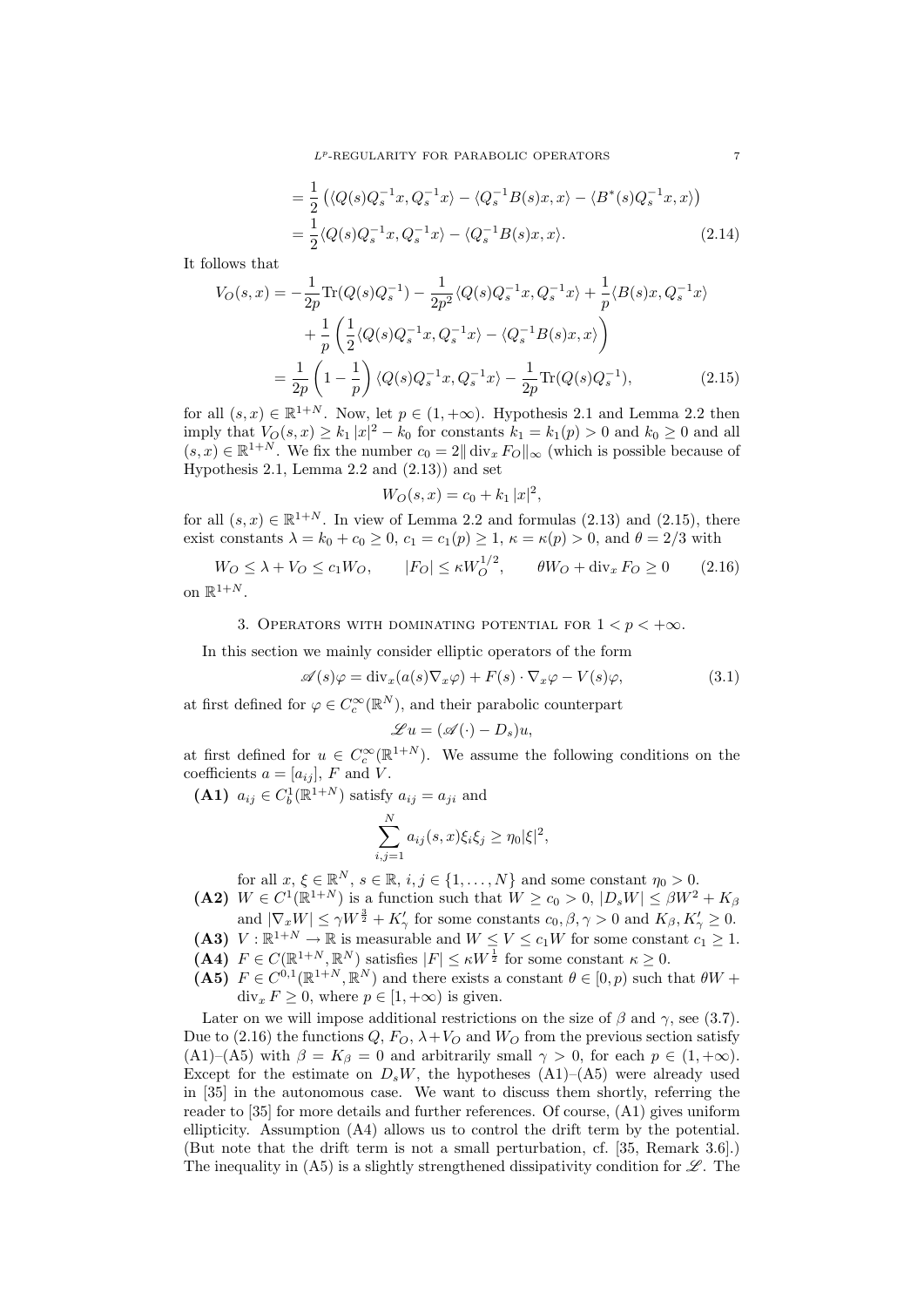$$= \frac{1}{2}\left(\langle Q(s)Q_s^{-1}x, Q_s^{-1}x\rangle - \langle Q_s^{-1}B(s)x, x\rangle - \langle B^*(s)Q_s^{-1}x, x\rangle\right)$$

$$= \frac{1}{2}\langle Q(s)Q_s^{-1}x, Q_s^{-1}x\rangle - \langle Q_s^{-1}B(s)x, x\rangle. \tag{2.14}$$

It follows that

$$V_O(s,x) = -\frac{1}{2p}\mathrm{Tr}(Q(s)Q_s^{-1}) - \frac{1}{2p^2}\langle Q(s)Q_s^{-1}x, Q_s^{-1}x\rangle + \frac{1}{p}\langle B(s)x, Q_s^{-1}x\rangle$$
$$+ \frac{1}{p}\left(\frac{1}{2}\langle Q(s)Q_s^{-1}x, Q_s^{-1}x\rangle - \langle Q_s^{-1}B(s)x, x\rangle\right)$$
$$= \frac{1}{2p}\left(1 - \frac{1}{p}\right)\langle Q(s)Q_s^{-1}x, Q_s^{-1}x\rangle - \frac{1}{2p}\mathrm{Tr}(Q(s)Q_s^{-1}), \tag{2.15}$$

for all $(s,x) \in \mathbb{R}^{1+N}$. Now, let $p \in (1, +\infty)$. Hypothesis 2.1 and Lemma 2.2 then imply that $V_O(s,x) \geq k_1|x|^2 - k_0$ for constants $k_1 = k_1(p) > 0$ and $k_0 \geq 0$ and all $(s,x) \in \mathbb{R}^{1+N}$. We fix the number $c_0 = 2\|\operatorname{div}_x F_O\|_\infty$ (which is possible because of Hypothesis 2.1, Lemma 2.2 and (2.13)) and set

$$W_O(s,x) = c_0 + k_1|x|^2,$$

for all $(s,x) \in \mathbb{R}^{1+N}$. In view of Lemma 2.2 and formulas (2.13) and (2.15), there exist constants $\lambda = k_0 + c_0 \geq 0$, $c_1 = c_1(p) \geq 1$, $\kappa = \kappa(p) > 0$, and $\theta = 2/3$ with

$$W_O \leq \lambda + V_O \leq c_1 W_O, \qquad |F_O| \leq \kappa W_O^{1/2}, \qquad \theta W_O + \operatorname{div}_x F_O \geq 0 \tag{2.16}$$

on $\mathbb{R}^{1+N}$.

## 3. Operators with dominating potential for $1 < p < +\infty$.

In this section we mainly consider elliptic operators of the form

$$\mathscr{A}(s)\varphi = \operatorname{div}_x(a(s)\nabla_x\varphi) + F(s)\cdot\nabla_x\varphi - V(s)\varphi, \tag{3.1}$$

at first defined for $\varphi \in C_c^\infty(\mathbb{R}^N)$, and their parabolic counterpart

$$\mathscr{L}u = (\mathscr{A}(\cdot) - D_s)u,$$

at first defined for $u \in C_c^\infty(\mathbb{R}^{1+N})$. We assume the following conditions on the coefficients $a = [a_{ij}]$, $F$ and $V$.

**(A1)** $a_{ij} \in C_b^1(\mathbb{R}^{1+N})$ satisfy $a_{ij} = a_{ji}$ and

$$\sum_{i,j=1}^N a_{ij}(s,x)\xi_i\xi_j \geq \eta_0|\xi|^2,$$

for all $x, \xi \in \mathbb{R}^N$, $s \in \mathbb{R}$, $i,j \in \{1,\dots,N\}$ and some constant $\eta_0 > 0$.

**(A2)** $W \in C^1(\mathbb{R}^{1+N})$ is a function such that $W \geq c_0 > 0$, $|D_sW| \leq \beta W^2 + K_\beta$ and $|\nabla_x W| \leq \gamma W^{\frac{3}{2}} + K'_\gamma$ for some constants $c_0, \beta, \gamma > 0$ and $K_\beta, K'_\gamma \geq 0$.

**(A3)** $V : \mathbb{R}^{1+N} \to \mathbb{R}$ is measurable and $W \leq V \leq c_1 W$ for some constant $c_1 \geq 1$.

**(A4)** $F \in C(\mathbb{R}^{1+N}, \mathbb{R}^N)$ satisfies $|F| \leq \kappa W^{\frac{1}{2}}$ for some constant $\kappa \geq 0$.

**(A5)** $F \in C^{0,1}(\mathbb{R}^{1+N}, \mathbb{R}^N)$ and there exists a constant $\theta \in [0,p)$ such that $\theta W + \operatorname{div}_x F \geq 0$, where $p \in [1, +\infty)$ is given.

Later on we will impose additional restrictions on the size of $\beta$ and $\gamma$, see (3.7). Due to (2.16) the functions $Q$, $F_O$, $\lambda + V_O$ and $W_O$ from the previous section satisfy (A1)–(A5) with $\beta = K_\beta = 0$ and arbitrarily small $\gamma > 0$, for each $p \in (1, +\infty)$. Except for the estimate on $D_sW$, the hypotheses (A1)–(A5) were already used in [35] in the autonomous case. We want to discuss them shortly, referring the reader to [35] for more details and further references. Of course, (A1) gives uniform ellipticity. Assumption (A4) allows us to control the drift term by the potential. (But note that the drift term is not a small perturbation, cf. [35, Remark 3.6].) The inequality in (A5) is a slightly strengthened dissipativity condition for $\mathscr{L}$. The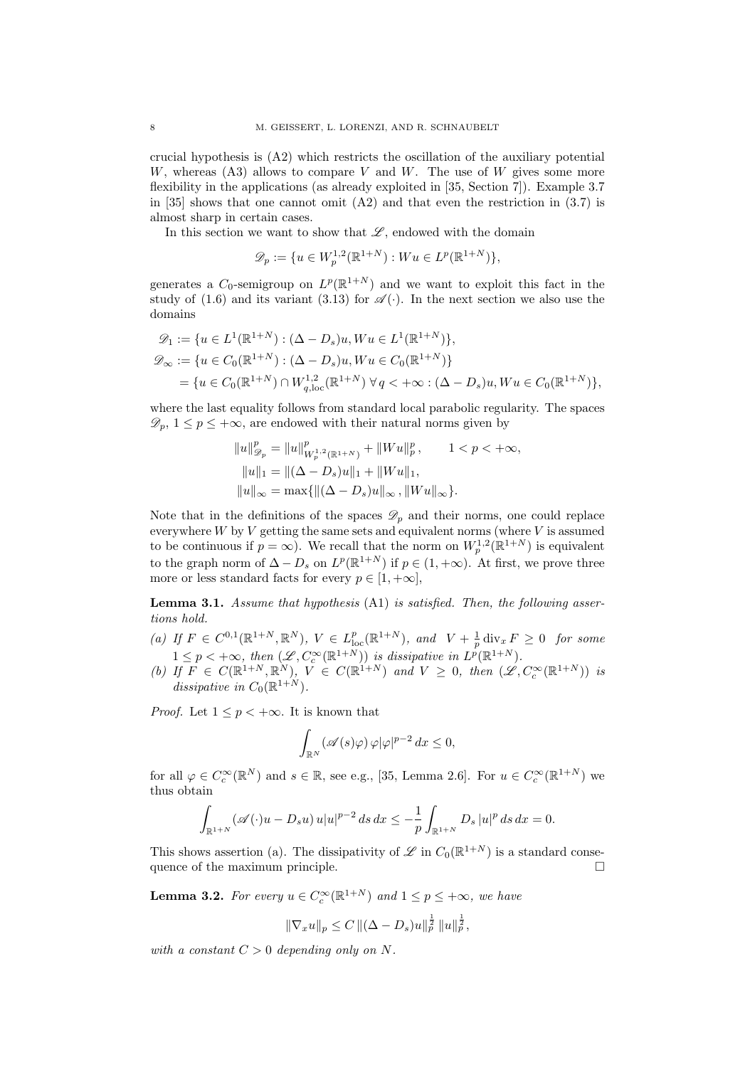crucial hypothesis is (A2) which restricts the oscillation of the auxiliary potential $W$, whereas (A3) allows to compare $V$ and $W$. The use of $W$ gives some more flexibility in the applications (as already exploited in [35, Section 7]). Example 3.7 in [35] shows that one cannot omit (A2) and that even the restriction in (3.7) is almost sharp in certain cases.

In this section we want to show that $\mathscr{L}$, endowed with the domain

$$\mathscr{D}_p := \{u \in W^{1,2}_p(\mathbb{R}^{1+N}) : Wu \in L^p(\mathbb{R}^{1+N})\},$$

generates a $C_0$-semigroup on $L^p(\mathbb{R}^{1+N})$ and we want to exploit this fact in the study of (1.6) and its variant (3.13) for $\mathscr{A}(\cdot)$. In the next section we also use the domains

$$\begin{aligned}
\mathscr{D}_1 &:= \{u \in L^1(\mathbb{R}^{1+N}) : (\Delta - D_s)u, Wu \in L^1(\mathbb{R}^{1+N})\},\\
\mathscr{D}_\infty &:= \{u \in C_0(\mathbb{R}^{1+N}) : (\Delta - D_s)u, Wu \in C_0(\mathbb{R}^{1+N})\}\\
&= \{u \in C_0(\mathbb{R}^{1+N}) \cap W^{1,2}_{q,\mathrm{loc}}(\mathbb{R}^{1+N}) \; \forall\, q < +\infty : (\Delta - D_s)u, Wu \in C_0(\mathbb{R}^{1+N})\},
\end{aligned}$$

where the last equality follows from standard local parabolic regularity. The spaces $\mathscr{D}_p$, $1 \le p \le +\infty$, are endowed with their natural norms given by

$$\begin{aligned}
\|u\|^p_{\mathscr{D}_p} &= \|u\|^p_{W^{1,2}_p(\mathbb{R}^{1+N})} + \|Wu\|^p_p, \qquad 1 < p < +\infty,\\
\|u\|_1 &= \|(\Delta - D_s)u\|_1 + \|Wu\|_1,\\
\|u\|_\infty &= \max\{\|(\Delta - D_s)u\|_\infty, \|Wu\|_\infty\}.
\end{aligned}$$

Note that in the definitions of the spaces $\mathscr{D}_p$ and their norms, one could replace everywhere $W$ by $V$ getting the same sets and equivalent norms (where $V$ is assumed to be continuous if $p = \infty$). We recall that the norm on $W^{1,2}_p(\mathbb{R}^{1+N})$ is equivalent to the graph norm of $\Delta - D_s$ on $L^p(\mathbb{R}^{1+N})$ if $p \in (1, +\infty)$. At first, we prove three more or less standard facts for every $p \in [1, +\infty]$,

**Lemma 3.1.** *Assume that hypothesis* (A1) *is satisfied. Then, the following assertions hold.*

*(a) If $F \in C^{0,1}(\mathbb{R}^{1+N}, \mathbb{R}^N)$, $V \in L^p_{\mathrm{loc}}(\mathbb{R}^{1+N})$, and $V + \frac{1}{p}\operatorname{div}_x F \ge 0$ for some $1 \le p < +\infty$, then $(\mathscr{L}, C^\infty_c(\mathbb{R}^{1+N}))$ is dissipative in $L^p(\mathbb{R}^{1+N})$.*

*(b) If $F \in C(\mathbb{R}^{1+N}, \mathbb{R}^N)$, $V \in C(\mathbb{R}^{1+N})$ and $V \ge 0$, then $(\mathscr{L}, C^\infty_c(\mathbb{R}^{1+N}))$ is dissipative in $C_0(\mathbb{R}^{1+N})$.*

*Proof.* Let $1 \le p < +\infty$. It is known that

$$\int_{\mathbb{R}^N} (\mathscr{A}(s)\varphi)\, \varphi |\varphi|^{p-2}\, dx \le 0,$$

for all $\varphi \in C^\infty_c(\mathbb{R}^N)$ and $s \in \mathbb{R}$, see e.g., [35, Lemma 2.6]. For $u \in C^\infty_c(\mathbb{R}^{1+N})$ we thus obtain

$$\int_{\mathbb{R}^{1+N}} (\mathscr{A}(\cdot)u - D_s u)\, u|u|^{p-2}\, ds\, dx \le -\frac{1}{p}\int_{\mathbb{R}^{1+N}} D_s\, |u|^p\, ds\, dx = 0.$$

This shows assertion (a). The dissipativity of $\mathscr{L}$ in $C_0(\mathbb{R}^{1+N})$ is a standard consequence of the maximum principle. $\square$

**Lemma 3.2.** *For every $u \in C^\infty_c(\mathbb{R}^{1+N})$ and $1 \le p \le +\infty$, we have*

$$\|\nabla_x u\|_p \le C\, \|(\Delta - D_s)u\|_p^{\frac{1}{2}}\, \|u\|_p^{\frac{1}{2}},$$

*with a constant $C > 0$ depending only on $N$.*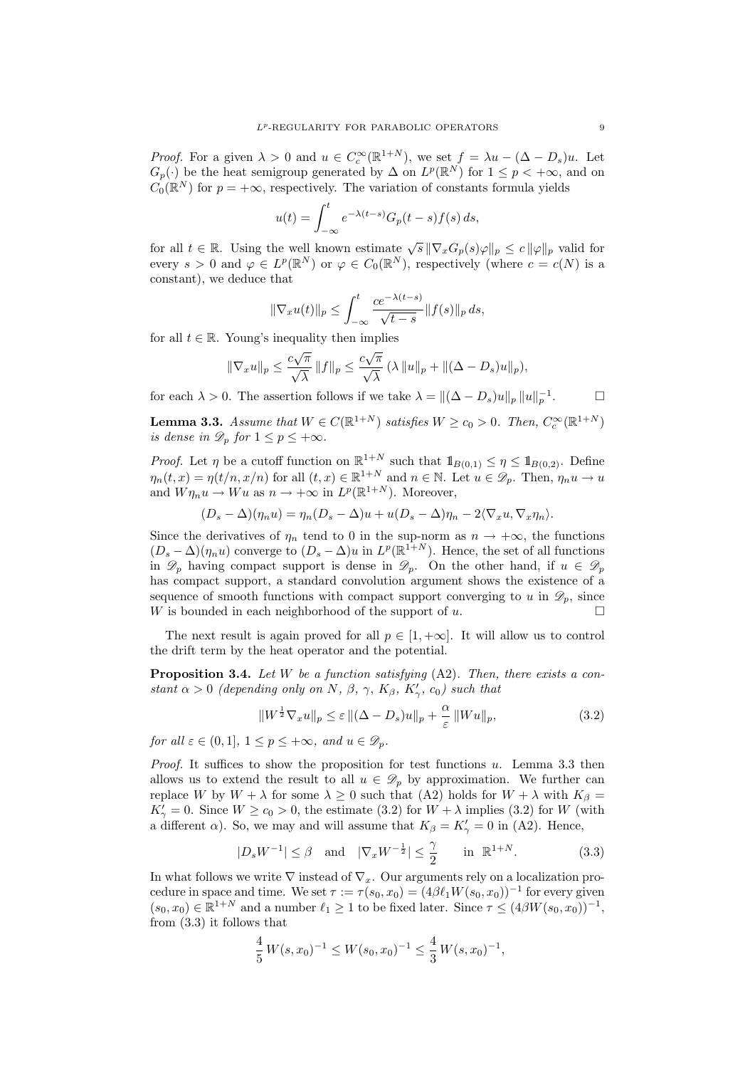*Proof.* For a given $\lambda > 0$ and $u \in C_c^\infty(\mathbb{R}^{1+N})$, we set $f = \lambda u - (\Delta - D_s)u$. Let $G_p(\cdot)$ be the heat semigroup generated by $\Delta$ on $L^p(\mathbb{R}^N)$ for $1 \le p < +\infty$, and on $C_0(\mathbb{R}^N)$ for $p = +\infty$, respectively. The variation of constants formula yields

$$u(t) = \int_{-\infty}^t e^{-\lambda(t-s)} G_p(t-s) f(s)\, ds,$$

for all $t \in \mathbb{R}$. Using the well known estimate $\sqrt{s}\,\|\nabla_x G_p(s)\varphi\|_p \le c\,\|\varphi\|_p$ valid for every $s > 0$ and $\varphi \in L^p(\mathbb{R}^N)$ or $\varphi \in C_0(\mathbb{R}^N)$, respectively (where $c = c(N)$ is a constant), we deduce that

$$\|\nabla_x u(t)\|_p \le \int_{-\infty}^t \frac{c e^{-\lambda(t-s)}}{\sqrt{t-s}} \|f(s)\|_p\, ds,$$

for all $t \in \mathbb{R}$. Young's inequality then implies

$$\|\nabla_x u\|_p \le \frac{c\sqrt{\pi}}{\sqrt{\lambda}}\,\|f\|_p \le \frac{c\sqrt{\pi}}{\sqrt{\lambda}}\,(\lambda\,\|u\|_p + \|(\Delta - D_s)u\|_p),$$

for each $\lambda > 0$. The assertion follows if we take $\lambda = \|(\Delta - D_s)u\|_p\,\|u\|_p^{-1}$. $\square$

**Lemma 3.3.** *Assume that $W \in C(\mathbb{R}^{1+N})$ satisfies $W \ge c_0 > 0$. Then, $C_c^\infty(\mathbb{R}^{1+N})$ is dense in $\mathscr{D}_p$ for $1 \le p \le +\infty$.*

*Proof.* Let $\eta$ be a cutoff function on $\mathbb{R}^{1+N}$ such that $\mathbb{1}_{B(0,1)} \le \eta \le \mathbb{1}_{B(0,2)}$. Define $\eta_n(t,x) = \eta(t/n, x/n)$ for all $(t,x) \in \mathbb{R}^{1+N}$ and $n \in \mathbb{N}$. Let $u \in \mathscr{D}_p$. Then, $\eta_n u \to u$ and $W\eta_n u \to Wu$ as $n \to +\infty$ in $L^p(\mathbb{R}^{1+N})$. Moreover,

$$(D_s - \Delta)(\eta_n u) = \eta_n (D_s - \Delta)u + u(D_s - \Delta)\eta_n - 2\langle \nabla_x u, \nabla_x \eta_n\rangle.$$

Since the derivatives of $\eta_n$ tend to 0 in the sup-norm as $n \to +\infty$, the functions $(D_s - \Delta)(\eta_n u)$ converge to $(D_s - \Delta)u$ in $L^p(\mathbb{R}^{1+N})$. Hence, the set of all functions in $\mathscr{D}_p$ having compact support is dense in $\mathscr{D}_p$. On the other hand, if $u \in \mathscr{D}_p$ has compact support, a standard convolution argument shows the existence of a sequence of smooth functions with compact support converging to $u$ in $\mathscr{D}_p$, since $W$ is bounded in each neighborhood of the support of $u$. $\square$

The next result is again proved for all $p \in [1, +\infty]$. It will allow us to control the drift term by the heat operator and the potential.

**Proposition 3.4.** *Let $W$ be a function satisfying* (A2). *Then, there exists a constant $\alpha > 0$ (depending only on $N$, $\beta$, $\gamma$, $K_\beta$, $K'_\gamma$, $c_0$) such that*

$$\|W^{\frac{1}{2}}\nabla_x u\|_p \le \varepsilon\,\|(\Delta - D_s)u\|_p + \frac{\alpha}{\varepsilon}\,\|Wu\|_p, \tag{3.2}$$

*for all $\varepsilon \in (0,1]$, $1 \le p \le +\infty$, and $u \in \mathscr{D}_p$.*

*Proof.* It suffices to show the proposition for test functions $u$. Lemma 3.3 then allows us to extend the result to all $u \in \mathscr{D}_p$ by approximation. We further can replace $W$ by $W + \lambda$ for some $\lambda \ge 0$ such that (A2) holds for $W + \lambda$ with $K_\beta = K'_\gamma = 0$. Since $W \ge c_0 > 0$, the estimate (3.2) for $W + \lambda$ implies (3.2) for $W$ (with a different $\alpha$). So, we may and will assume that $K_\beta = K'_\gamma = 0$ in (A2). Hence,

$$|D_s W^{-1}| \le \beta \quad \text{and} \quad |\nabla_x W^{-\frac{1}{2}}| \le \frac{\gamma}{2} \qquad \text{in } \mathbb{R}^{1+N}. \tag{3.3}$$

In what follows we write $\nabla$ instead of $\nabla_x$. Our arguments rely on a localization procedure in space and time. We set $\tau := \tau(s_0, x_0) = (4\beta\ell_1 W(s_0,x_0))^{-1}$ for every given $(s_0, x_0) \in \mathbb{R}^{1+N}$ and a number $\ell_1 \ge 1$ to be fixed later. Since $\tau \le (4\beta W(s_0,x_0))^{-1}$, from (3.3) it follows that

$$\frac{4}{5}\,W(s,x_0)^{-1} \le W(s_0,x_0)^{-1} \le \frac{4}{3}\,W(s,x_0)^{-1},$$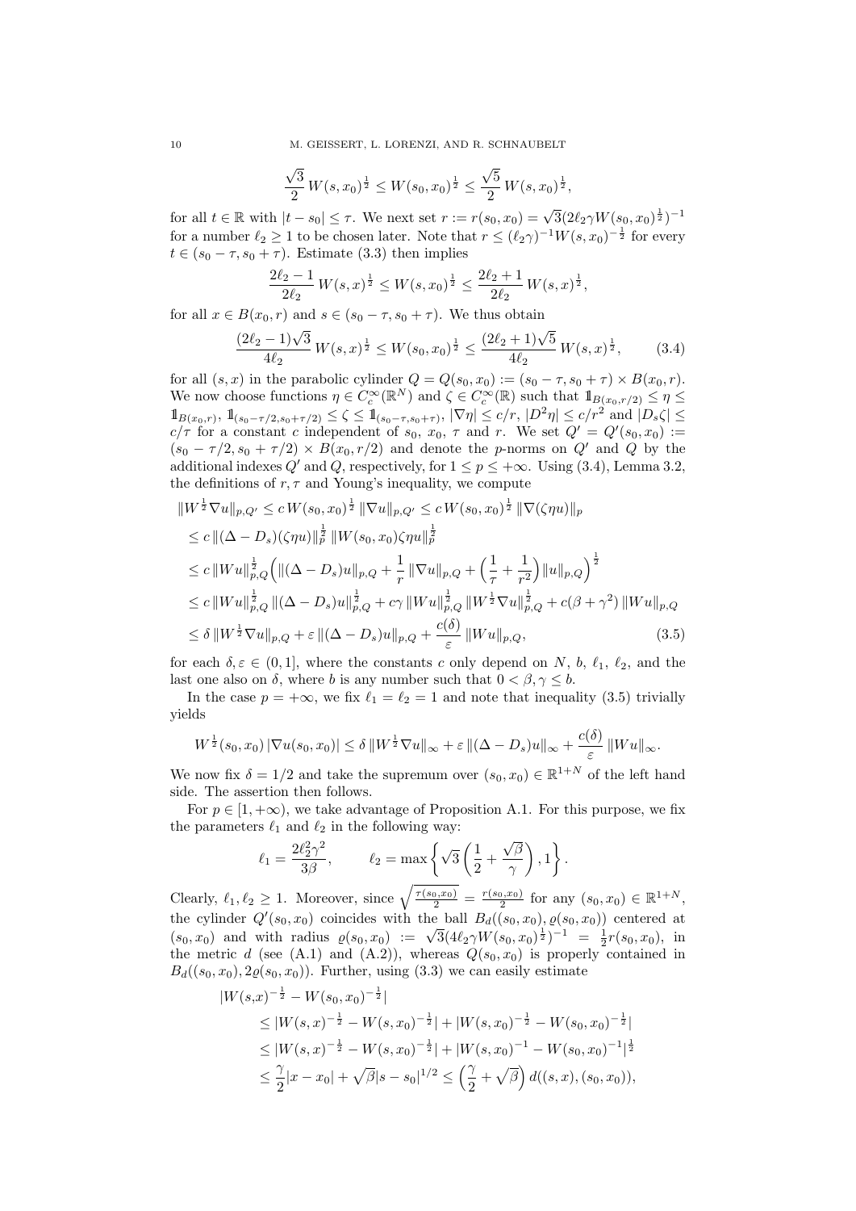$$\frac{\sqrt{3}}{2}\,W(s,x_0)^{\frac{1}{2}} \le W(s_0,x_0)^{\frac{1}{2}} \le \frac{\sqrt{5}}{2}\,W(s,x_0)^{\frac{1}{2}},$$

for all $t\in\mathbb{R}$ with $|t-s_0|\le\tau$. We next set $r:=r(s_0,x_0)=\sqrt{3}(2\ell_2\gamma W(s_0,x_0)^{\frac{1}{2}})^{-1}$ for a number $\ell_2\ge 1$ to be chosen later. Note that $r\le(\ell_2\gamma)^{-1}W(s,x_0)^{-\frac{1}{2}}$ for every $t\in(s_0-\tau,s_0+\tau)$. Estimate (3.3) then implies

$$\frac{2\ell_2-1}{2\ell_2}\,W(s,x)^{\frac{1}{2}} \le W(s,x_0)^{\frac{1}{2}} \le \frac{2\ell_2+1}{2\ell_2}\,W(s,x)^{\frac{1}{2}},$$

for all $x\in B(x_0,r)$ and $s\in(s_0-\tau,s_0+\tau)$. We thus obtain

$$\frac{(2\ell_2-1)\sqrt{3}}{4\ell_2}\,W(s,x)^{\frac{1}{2}} \le W(s_0,x_0)^{\frac{1}{2}} \le \frac{(2\ell_2+1)\sqrt{5}}{4\ell_2}\,W(s,x)^{\frac{1}{2}}, \tag{3.4}$$

for all $(s,x)$ in the parabolic cylinder $Q=Q(s_0,x_0):=(s_0-\tau,s_0+\tau)\times B(x_0,r)$. We now choose functions $\eta\in C_c^\infty(\mathbb{R}^N)$ and $\zeta\in C_c^\infty(\mathbb{R})$ such that $\mathbb{1}_{B(x_0,r/2)}\le\eta\le\mathbb{1}_{B(x_0,r)}$, $\mathbb{1}_{(s_0-\tau/2,s_0+\tau/2)}\le\zeta\le\mathbb{1}_{(s_0-\tau,s_0+\tau)}$, $|\nabla\eta|\le c/r$, $|D^2\eta|\le c/r^2$ and $|D_s\zeta|\le c/\tau$ for a constant $c$ independent of $s_0$, $x_0$, $\tau$ and $r$. We set $Q'=Q'(s_0,x_0):=(s_0-\tau/2,s_0+\tau/2)\times B(x_0,r/2)$ and denote the $p$-norms on $Q'$ and $Q$ by the additional indexes $Q'$ and $Q$, respectively, for $1\le p\le+\infty$. Using (3.4), Lemma 3.2, the definitions of $r,\tau$ and Young's inequality, we compute

$$\begin{aligned}
\|W^{\frac{1}{2}}\nabla u\|_{p,Q'} &\le c\,W(s_0,x_0)^{\frac{1}{2}}\,\|\nabla u\|_{p,Q'} \le c\,W(s_0,x_0)^{\frac{1}{2}}\,\|\nabla(\zeta\eta u)\|_p\\
&\le c\,\|(\Delta-D_s)(\zeta\eta u)\|_p^{\frac{1}{2}}\,\|W(s_0,x_0)\zeta\eta u\|_p^{\frac{1}{2}}\\
&\le c\,\|Wu\|_{p,Q}^{\frac{1}{2}}\Big(\|(\Delta-D_s)u\|_{p,Q}+\frac{1}{r}\,\|\nabla u\|_{p,Q}+\Big(\frac{1}{\tau}+\frac{1}{r^2}\Big)\|u\|_{p,Q}\Big)^{\frac{1}{2}}\\
&\le c\,\|Wu\|_{p,Q}^{\frac{1}{2}}\,\|(\Delta-D_s)u\|_{p,Q}^{\frac{1}{2}}+c\gamma\,\|Wu\|_{p,Q}^{\frac{1}{2}}\,\|W^{\frac{1}{2}}\nabla u\|_{p,Q}^{\frac{1}{2}}+c(\beta+\gamma^2)\,\|Wu\|_{p,Q}\\
&\le \delta\,\|W^{\frac{1}{2}}\nabla u\|_{p,Q}+\varepsilon\,\|(\Delta-D_s)u\|_{p,Q}+\frac{c(\delta)}{\varepsilon}\,\|Wu\|_{p,Q},
\end{aligned}\tag{3.5}$$

for each $\delta,\varepsilon\in(0,1]$, where the constants $c$ only depend on $N$, $b$, $\ell_1$, $\ell_2$, and the last one also on $\delta$, where $b$ is any number such that $0<\beta,\gamma\le b$.

In the case $p=+\infty$, we fix $\ell_1=\ell_2=1$ and note that inequality (3.5) trivially yields

$$W^{\frac{1}{2}}(s_0,x_0)\,|\nabla u(s_0,x_0)|\le\delta\,\|W^{\frac{1}{2}}\nabla u\|_\infty+\varepsilon\,\|(\Delta-D_s)u\|_\infty+\frac{c(\delta)}{\varepsilon}\,\|Wu\|_\infty.$$

We now fix $\delta=1/2$ and take the supremum over $(s_0,x_0)\in\mathbb{R}^{1+N}$ of the left hand side. The assertion then follows.

For $p\in[1,+\infty)$, we take advantage of Proposition A.1. For this purpose, we fix the parameters $\ell_1$ and $\ell_2$ in the following way:

$$\ell_1=\frac{2\ell_2^2\gamma^2}{3\beta},\qquad \ell_2=\max\left\{\sqrt{3}\left(\frac{1}{2}+\frac{\sqrt{\beta}}{\gamma}\right),1\right\}.$$

Clearly, $\ell_1,\ell_2\ge 1$. Moreover, since $\sqrt{\frac{\tau(s_0,x_0)}{2}}=\frac{r(s_0,x_0)}{2}$ for any $(s_0,x_0)\in\mathbb{R}^{1+N}$, the cylinder $Q'(s_0,x_0)$ coincides with the ball $B_d((s_0,x_0),\varrho(s_0,x_0))$ centered at $(s_0,x_0)$ and with radius $\varrho(s_0,x_0):=\sqrt{3}(4\ell_2\gamma W(s_0,x_0)^{\frac{1}{2}})^{-1}=\frac{1}{2}r(s_0,x_0)$, in the metric $d$ (see (A.1) and (A.2)), whereas $Q(s_0,x_0)$ is properly contained in $B_d((s_0,x_0),2\varrho(s_0,x_0))$. Further, using (3.3) we can easily estimate

$$\begin{aligned}
&|W(s,x)^{-\frac{1}{2}}-W(s_0,x_0)^{-\frac{1}{2}}|\\
&\quad\le|W(s,x)^{-\frac{1}{2}}-W(s,x_0)^{-\frac{1}{2}}|+|W(s,x_0)^{-\frac{1}{2}}-W(s_0,x_0)^{-\frac{1}{2}}|\\
&\quad\le|W(s,x)^{-\frac{1}{2}}-W(s,x_0)^{-\frac{1}{2}}|+|W(s,x_0)^{-1}-W(s_0,x_0)^{-1}|^{\frac{1}{2}}\\
&\quad\le\frac{\gamma}{2}|x-x_0|+\sqrt{\beta}|s-s_0|^{1/2}\le\Big(\frac{\gamma}{2}+\sqrt{\beta}\Big)\,d((s,x),(s_0,x_0)),
\end{aligned}$$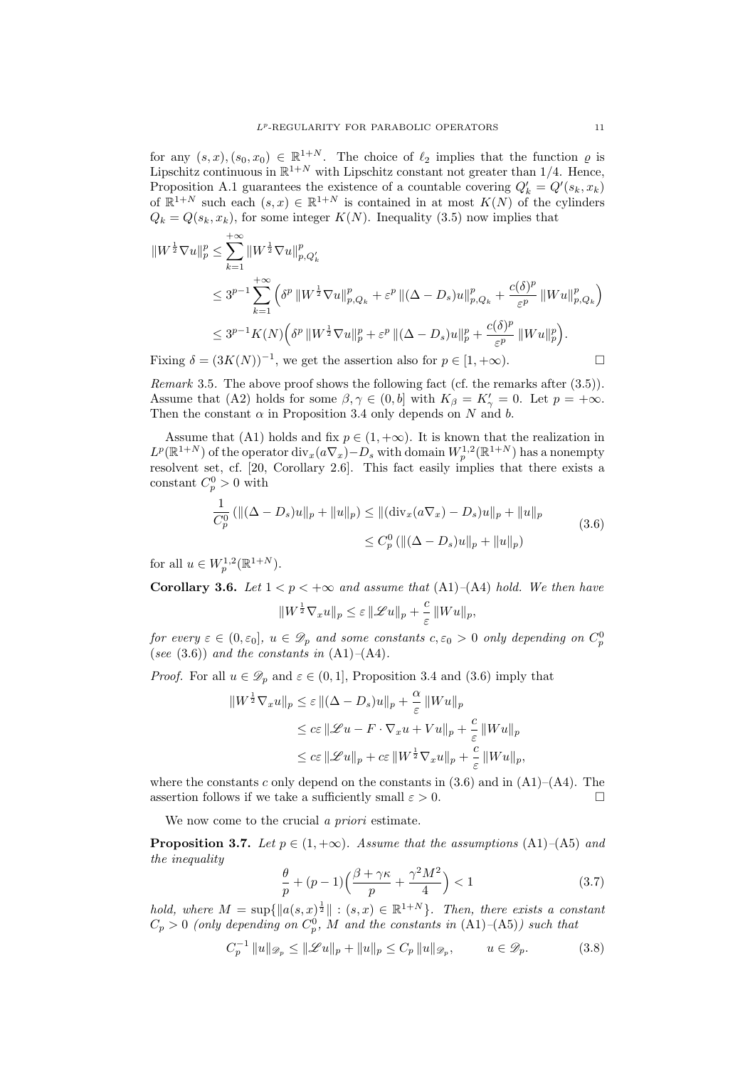for any $(s,x),(s_0,x_0) \in \mathbb{R}^{1+N}$. The choice of $\ell_2$ implies that the function $\varrho$ is Lipschitz continuous in $\mathbb{R}^{1+N}$ with Lipschitz constant not greater than $1/4$. Hence, Proposition A.1 guarantees the existence of a countable covering $Q'_k = Q'(s_k, x_k)$ of $\mathbb{R}^{1+N}$ such each $(s,x) \in \mathbb{R}^{1+N}$ is contained in at most $K(N)$ of the cylinders $Q_k = Q(s_k, x_k)$, for some integer $K(N)$. Inequality (3.5) now implies that

$$
\begin{aligned}
\|W^{\frac{1}{2}}\nabla u\|_p^p &\le \sum_{k=1}^{+\infty} \|W^{\frac{1}{2}}\nabla u\|_{p,Q'_k}^p \\
&\le 3^{p-1}\sum_{k=1}^{+\infty}\Big(\delta^p \|W^{\frac{1}{2}}\nabla u\|_{p,Q_k}^p + \varepsilon^p \|(\Delta - D_s)u\|_{p,Q_k}^p + \frac{c(\delta)^p}{\varepsilon^p}\|Wu\|_{p,Q_k}^p\Big) \\
&\le 3^{p-1}K(N)\Big(\delta^p \|W^{\frac{1}{2}}\nabla u\|_p^p + \varepsilon^p \|(\Delta - D_s)u\|_p^p + \frac{c(\delta)^p}{\varepsilon^p}\|Wu\|_p^p\Big).
\end{aligned}
$$

Fixing $\delta = (3K(N))^{-1}$, we get the assertion also for $p \in [1,+\infty)$. $\square$

*Remark* 3.5. The above proof shows the following fact (cf. the remarks after (3.5)). Assume that (A2) holds for some $\beta, \gamma \in (0,b]$ with $K_\beta = K'_\gamma = 0$. Let $p = +\infty$. Then the constant $\alpha$ in Proposition 3.4 only depends on $N$ and $b$.

Assume that (A1) holds and fix $p \in (1,+\infty)$. It is known that the realization in $L^p(\mathbb{R}^{1+N})$ of the operator $\operatorname{div}_x(a\nabla_x) - D_s$ with domain $W^{1,2}_p(\mathbb{R}^{1+N})$ has a nonempty resolvent set, cf. [20, Corollary 2.6]. This fact easily implies that there exists a constant $C_p^0 > 0$ with

$$
\begin{aligned}
\frac{1}{C_p^0}\left(\|(\Delta - D_s)u\|_p + \|u\|_p\right) &\le \|(\operatorname{div}_x(a\nabla_x) - D_s)u\|_p + \|u\|_p \\
&\le C_p^0\left(\|(\Delta - D_s)u\|_p + \|u\|_p\right)
\end{aligned}
\tag{3.6}
$$

for all $u \in W^{1,2}_p(\mathbb{R}^{1+N})$.

**Corollary 3.6.** *Let $1 < p < +\infty$ and assume that* (A1)–(A4) *hold. We then have*

$$
\|W^{\frac{1}{2}}\nabla_x u\|_p \le \varepsilon \|\mathscr{L}u\|_p + \frac{c}{\varepsilon}\|Wu\|_p,
$$

*for every $\varepsilon \in (0,\varepsilon_0]$, $u \in \mathscr{D}_p$ and some constants $c, \varepsilon_0 > 0$ only depending on $C_p^0$ (see* (3.6)*) and the constants in* (A1)–(A4)*.*

*Proof.* For all $u \in \mathscr{D}_p$ and $\varepsilon \in (0,1]$, Proposition 3.4 and (3.6) imply that

$$
\begin{aligned}
\|W^{\frac{1}{2}}\nabla_x u\|_p &\le \varepsilon \|(\Delta - D_s)u\|_p + \frac{\alpha}{\varepsilon}\|Wu\|_p \\
&\le c\varepsilon \|\mathscr{L}u - F\cdot\nabla_x u + Vu\|_p + \frac{c}{\varepsilon}\|Wu\|_p \\
&\le c\varepsilon \|\mathscr{L}u\|_p + c\varepsilon\|W^{\frac{1}{2}}\nabla_x u\|_p + \frac{c}{\varepsilon}\|Wu\|_p,
\end{aligned}
$$

where the constants $c$ only depend on the constants in (3.6) and in (A1)–(A4). The assertion follows if we take a sufficiently small $\varepsilon > 0$. $\square$

We now come to the crucial *a priori* estimate.

**Proposition 3.7.** *Let $p \in (1,+\infty)$. Assume that the assumptions* (A1)–(A5) *and the inequality*

$$
\frac{\theta}{p} + (p-1)\Big(\frac{\beta + \gamma\kappa}{p} + \frac{\gamma^2 M^2}{4}\Big) < 1 \tag{3.7}
$$

*hold, where $M = \sup\{\|a(s,x)^{\frac{1}{2}}\| : (s,x) \in \mathbb{R}^{1+N}\}$. Then, there exists a constant $C_p > 0$ (only depending on $C_p^0$, $M$ and the constants in* (A1)–(A5)*) such that*

$$
C_p^{-1}\|u\|_{\mathscr{D}_p} \le \|\mathscr{L}u\|_p + \|u\|_p \le C_p\|u\|_{\mathscr{D}_p}, \qquad u \in \mathscr{D}_p. \tag{3.8}
$$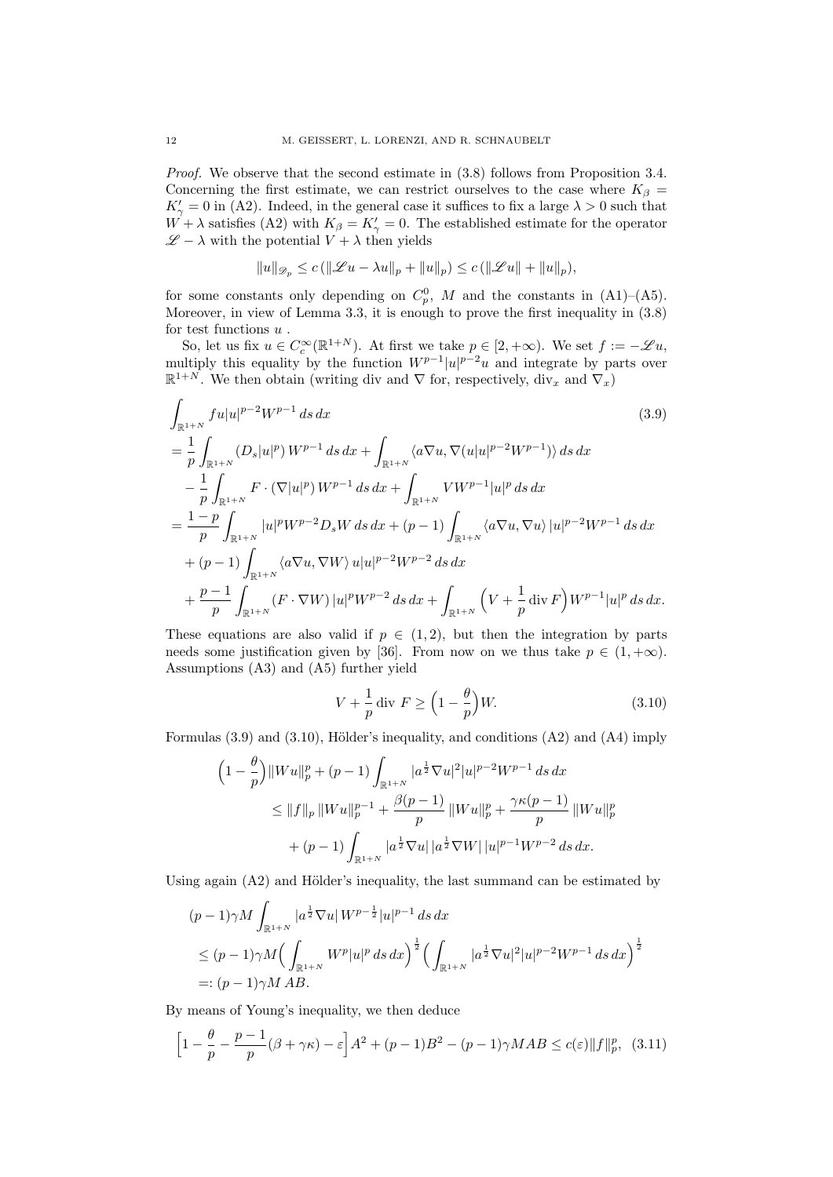*Proof.* We observe that the second estimate in (3.8) follows from Proposition 3.4. Concerning the first estimate, we can restrict ourselves to the case where $K_\beta = K'_\gamma = 0$ in (A2). Indeed, in the general case it suffices to fix a large $\lambda > 0$ such that $W + \lambda$ satisfies (A2) with $K_\beta = K'_\gamma = 0$. The established estimate for the operator $\mathscr{L} - \lambda$ with the potential $V + \lambda$ then yields

$$\|u\|_{\mathscr{D}_p} \le c\,(\|\mathscr{L}u - \lambda u\|_p + \|u\|_p) \le c\,(\|\mathscr{L}u\| + \|u\|_p),$$

for some constants only depending on $C_p^0$, $M$ and the constants in (A1)–(A5). Moreover, in view of Lemma 3.3, it is enough to prove the first inequality in (3.8) for test functions $u$ .

So, let us fix $u \in C_c^\infty(\mathbb{R}^{1+N})$. At first we take $p \in [2, +\infty)$. We set $f := -\mathscr{L}u$, multiply this equality by the function $W^{p-1}|u|^{p-2}u$ and integrate by parts over $\mathbb{R}^{1+N}$. We then obtain (writing div and $\nabla$ for, respectively, $\mathrm{div}_x$ and $\nabla_x$)

$$\begin{aligned}
&\int_{\mathbb{R}^{1+N}} fu|u|^{p-2}W^{p-1}\,ds\,dx \qquad (3.9)\\
&= \frac{1}{p}\int_{\mathbb{R}^{1+N}} (D_s|u|^p)\,W^{p-1}\,ds\,dx + \int_{\mathbb{R}^{1+N}} \langle a\nabla u, \nabla(u|u|^{p-2}W^{p-1})\rangle\,ds\,dx\\
&\quad - \frac{1}{p}\int_{\mathbb{R}^{1+N}} F\cdot(\nabla|u|^p)\,W^{p-1}\,ds\,dx + \int_{\mathbb{R}^{1+N}} VW^{p-1}|u|^p\,ds\,dx\\
&= \frac{1-p}{p}\int_{\mathbb{R}^{1+N}} |u|^pW^{p-2}D_sW\,ds\,dx + (p-1)\int_{\mathbb{R}^{1+N}} \langle a\nabla u, \nabla u\rangle\,|u|^{p-2}W^{p-1}\,ds\,dx\\
&\quad + (p-1)\int_{\mathbb{R}^{1+N}} \langle a\nabla u, \nabla W\rangle\,u|u|^{p-2}W^{p-2}\,ds\,dx\\
&\quad + \frac{p-1}{p}\int_{\mathbb{R}^{1+N}} (F\cdot\nabla W)\,|u|^pW^{p-2}\,ds\,dx + \int_{\mathbb{R}^{1+N}} \Big(V + \frac{1}{p}\,\mathrm{div}\,F\Big)W^{p-1}|u|^p\,ds\,dx.
\end{aligned}$$

These equations are also valid if $p \in (1, 2)$, but then the integration by parts needs some justification given by [36]. From now on we thus take $p \in (1, +\infty)$. Assumptions (A3) and (A5) further yield

$$V + \frac{1}{p}\,\mathrm{div}\ F \ge \Big(1 - \frac{\theta}{p}\Big)W. \qquad (3.10)$$

Formulas (3.9) and (3.10), Hölder's inequality, and conditions (A2) and (A4) imply

$$\begin{aligned}
\Big(1 - \frac{\theta}{p}\Big)\|Wu\|_p^p &+ (p-1)\int_{\mathbb{R}^{1+N}} |a^{\frac{1}{2}}\nabla u|^2|u|^{p-2}W^{p-1}\,ds\,dx\\
&\le \|f\|_p\,\|Wu\|_p^{p-1} + \frac{\beta(p-1)}{p}\,\|Wu\|_p^p + \frac{\gamma\kappa(p-1)}{p}\,\|Wu\|_p^p\\
&\quad + (p-1)\int_{\mathbb{R}^{1+N}} |a^{\frac{1}{2}}\nabla u|\,|a^{\frac{1}{2}}\nabla W|\,|u|^{p-1}W^{p-2}\,ds\,dx.
\end{aligned}$$

Using again (A2) and Hölder's inequality, the last summand can be estimated by

$$\begin{aligned}
&(p-1)\gamma M\int_{\mathbb{R}^{1+N}} |a^{\frac{1}{2}}\nabla u|\,W^{p-\frac{1}{2}}|u|^{p-1}\,ds\,dx\\
&\le (p-1)\gamma M\Big(\int_{\mathbb{R}^{1+N}} W^p|u|^p\,ds\,dx\Big)^{\frac{1}{2}}\Big(\int_{\mathbb{R}^{1+N}} |a^{\frac{1}{2}}\nabla u|^2|u|^{p-2}W^{p-1}\,ds\,dx\Big)^{\frac{1}{2}}\\
&=: (p-1)\gamma M\,AB.
\end{aligned}$$

By means of Young's inequality, we then deduce

$$\Big[1 - \frac{\theta}{p} - \frac{p-1}{p}(\beta + \gamma\kappa) - \varepsilon\Big]A^2 + (p-1)B^2 - (p-1)\gamma MAB \le c(\varepsilon)\|f\|_p^p, \quad (3.11)$$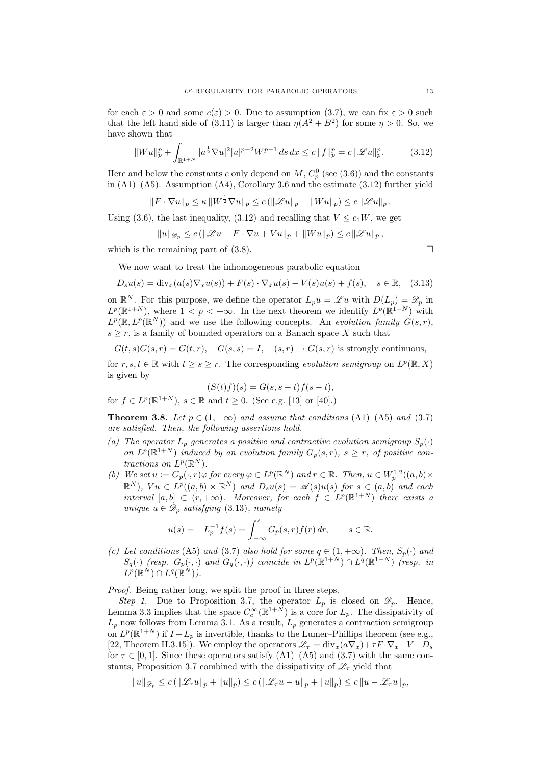for each $\varepsilon > 0$ and some $c(\varepsilon) > 0$. Due to assumption (3.7), we can fix $\varepsilon > 0$ such that the left hand side of (3.11) is larger than $\eta(A^2 + B^2)$ for some $\eta > 0$. So, we have shown that

$$\|Wu\|_p^p + \int_{\mathbb{R}^{1+N}} |a^{\frac{1}{2}}\nabla u|^2 |u|^{p-2} W^{p-1}\, ds\, dx \le c\, \|f\|_p^p = c\, \|\mathscr{L}u\|_p^p. \tag{3.12}$$

Here and below the constants $c$ only depend on $M$, $C_p^0$ (see (3.6)) and the constants in (A1)–(A5). Assumption (A4), Corollary 3.6 and the estimate (3.12) further yield

$$\|F \cdot \nabla u\|_p \le \kappa\, \|W^{\frac{1}{2}} \nabla u\|_p \le c\, (\|\mathscr{L}u\|_p + \|Wu\|_p) \le c\, \|\mathscr{L}u\|_p\,.$$

Using (3.6), the last inequality, (3.12) and recalling that $V \le c_1 W$, we get

$$\|u\|_{\mathscr{D}_p} \le c\, (\|\mathscr{L}u - F \cdot \nabla u + Vu\|_p + \|Wu\|_p) \le c\, \|\mathscr{L}u\|_p\,,$$

which is the remaining part of (3.8). $\square$

We now want to treat the inhomogeneous parabolic equation

$$D_s u(s) = \operatorname{div}_x(a(s)\nabla_x u(s)) + F(s) \cdot \nabla_x u(s) - V(s)u(s) + f(s), \quad s \in \mathbb{R}, \tag{3.13}$$

on $\mathbb{R}^N$. For this purpose, we define the operator $L_p u = \mathscr{L}u$ with $D(L_p) = \mathscr{D}_p$ in $L^p(\mathbb{R}^{1+N})$, where $1 < p < +\infty$. In the next theorem we identify $L^p(\mathbb{R}^{1+N})$ with $L^p(\mathbb{R}, L^p(\mathbb{R}^N))$ and we use the following concepts. An *evolution family* $G(s,r)$, $s \ge r$, is a family of bounded operators on a Banach space $X$ such that

$$G(t,s)G(s,r) = G(t,r), \quad G(s,s) = I, \quad (s,r) \mapsto G(s,r) \text{ is strongly continuous,}$$

for $r, s, t \in \mathbb{R}$ with $t \ge s \ge r$. The corresponding *evolution semigroup* on $L^p(\mathbb{R}, X)$ is given by

$$(S(t)f)(s) = G(s, s-t)f(s-t),$$

for $f \in L^p(\mathbb{R}^{1+N})$, $s \in \mathbb{R}$ and $t \ge 0$. (See e.g. [13] or [40].)

**Theorem 3.8.** *Let $p \in (1, +\infty)$ and assume that conditions* (A1)–(A5) *and* (3.7) *are satisfied. Then, the following assertions hold.*

*(a) The operator $L_p$ generates a positive and contractive evolution semigroup $S_p(\cdot)$ on $L^p(\mathbb{R}^{1+N})$ induced by an evolution family $G_p(s,r)$, $s \ge r$, of positive contractions on $L^p(\mathbb{R}^N)$.*

*(b) We set $u := G_p(\cdot, r)\varphi$ for every $\varphi \in L^p(\mathbb{R}^N)$ and $r \in \mathbb{R}$. Then, $u \in W_p^{1,2}((a,b) \times \mathbb{R}^N)$, $Vu \in L^p((a,b) \times \mathbb{R}^N)$ and $D_s u(s) = \mathscr{A}(s)u(s)$ for $s \in (a,b)$ and each interval $[a,b] \subset (r, +\infty)$. Moreover, for each $f \in L^p(\mathbb{R}^{1+N})$ there exists a unique $u \in \mathscr{D}_p$ satisfying* (3.13)*, namely*

$$u(s) = -L_p^{-1} f(s) = \int_{-\infty}^{s} G_p(s,r) f(r)\, dr, \qquad s \in \mathbb{R}.$$

*(c) Let conditions* (A5) *and* (3.7) *also hold for some $q \in (1, +\infty)$. Then, $S_p(\cdot)$ and $S_q(\cdot)$ (resp. $G_p(\cdot,\cdot)$ and $G_q(\cdot,\cdot)$) coincide in $L^p(\mathbb{R}^{1+N}) \cap L^q(\mathbb{R}^{1+N})$ (resp. in $L^p(\mathbb{R}^N) \cap L^q(\mathbb{R}^N)$).*

*Proof.* Being rather long, we split the proof in three steps.

*Step 1.* Due to Proposition 3.7, the operator $L_p$ is closed on $\mathscr{D}_p$. Hence, Lemma 3.3 implies that the space $C_c^\infty(\mathbb{R}^{1+N})$ is a core for $L_p$. The dissipativity of $L_p$ now follows from Lemma 3.1. As a result, $L_p$ generates a contraction semigroup on $L^p(\mathbb{R}^{1+N})$ if $I - L_p$ is invertible, thanks to the Lumer–Phillips theorem (see e.g., [22, Theorem II.3.15]). We employ the operators $\mathscr{L}_\tau = \operatorname{div}_x(a\nabla_x) + \tau F \cdot \nabla_x - V - D_s$ for $\tau \in [0,1]$. Since these operators satisfy (A1)–(A5) and (3.7) with the same constants, Proposition 3.7 combined with the dissipativity of $\mathscr{L}_\tau$ yield that

$$\|u\|_{\mathscr{D}_p} \le c\, (\|\mathscr{L}_\tau u\|_p + \|u\|_p) \le c\, (\|\mathscr{L}_\tau u - u\|_p + \|u\|_p) \le c\, \|u - \mathscr{L}_\tau u\|_p,$$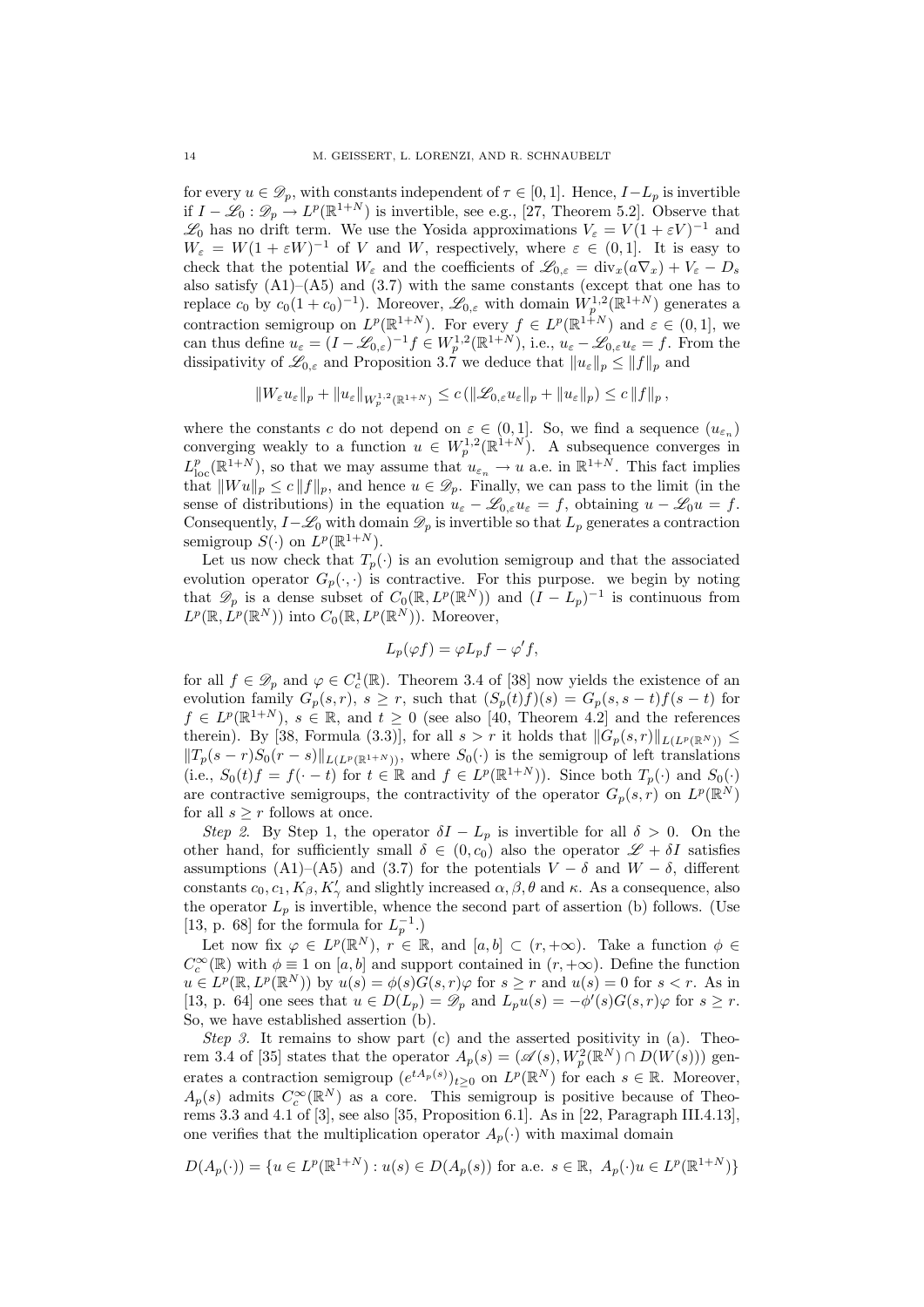for every $u \in \mathscr{D}_p$, with constants independent of $\tau \in [0,1]$. Hence, $I - L_p$ is invertible if $I - \mathscr{L}_0 : \mathscr{D}_p \to L^p(\mathbb{R}^{1+N})$ is invertible, see e.g., [27, Theorem 5.2]. Observe that $\mathscr{L}_0$ has no drift term. We use the Yosida approximations $V_\varepsilon = V(1+\varepsilon V)^{-1}$ and $W_\varepsilon = W(1+\varepsilon W)^{-1}$ of $V$ and $W$, respectively, where $\varepsilon \in (0,1]$. It is easy to check that the potential $W_\varepsilon$ and the coefficients of $\mathscr{L}_{0,\varepsilon} = \mathrm{div}_x(a\nabla_x) + V_\varepsilon - D_s$ also satisfy (A1)–(A5) and (3.7) with the same constants (except that one has to replace $c_0$ by $c_0(1+c_0)^{-1}$). Moreover, $\mathscr{L}_{0,\varepsilon}$ with domain $W^{1,2}_p(\mathbb{R}^{1+N})$ generates a contraction semigroup on $L^p(\mathbb{R}^{1+N})$. For every $f \in L^p(\mathbb{R}^{1+N})$ and $\varepsilon \in (0,1]$, we can thus define $u_\varepsilon = (I - \mathscr{L}_{0,\varepsilon})^{-1} f \in W^{1,2}_p(\mathbb{R}^{1+N})$, i.e., $u_\varepsilon - \mathscr{L}_{0,\varepsilon} u_\varepsilon = f$. From the dissipativity of $\mathscr{L}_{0,\varepsilon}$ and Proposition 3.7 we deduce that $\|u_\varepsilon\|_p \le \|f\|_p$ and

$$\|W_\varepsilon u_\varepsilon\|_p + \|u_\varepsilon\|_{W^{1,2}_p(\mathbb{R}^{1+N})} \le c\,(\|\mathscr{L}_{0,\varepsilon} u_\varepsilon\|_p + \|u_\varepsilon\|_p) \le c\,\|f\|_p\,,$$

where the constants $c$ do not depend on $\varepsilon \in (0,1]$. So, we find a sequence $(u_{\varepsilon_n})$ converging weakly to a function $u \in W^{1,2}_p(\mathbb{R}^{1+N})$. A subsequence converges in $L^p_{\mathrm{loc}}(\mathbb{R}^{1+N})$, so that we may assume that $u_{\varepsilon_n} \to u$ a.e. in $\mathbb{R}^{1+N}$. This fact implies that $\|Wu\|_p \le c\,\|f\|_p$, and hence $u \in \mathscr{D}_p$. Finally, we can pass to the limit (in the sense of distributions) in the equation $u_\varepsilon - \mathscr{L}_{0,\varepsilon} u_\varepsilon = f$, obtaining $u - \mathscr{L}_0 u = f$. Consequently, $I - \mathscr{L}_0$ with domain $\mathscr{D}_p$ is invertible so that $L_p$ generates a contraction semigroup $S(\cdot)$ on $L^p(\mathbb{R}^{1+N})$.

Let us now check that $T_p(\cdot)$ is an evolution semigroup and that the associated evolution operator $G_p(\cdot,\cdot)$ is contractive. For this purpose. we begin by noting that $\mathscr{D}_p$ is a dense subset of $C_0(\mathbb{R}, L^p(\mathbb{R}^N))$ and $(I - L_p)^{-1}$ is continuous from $L^p(\mathbb{R}, L^p(\mathbb{R}^N))$ into $C_0(\mathbb{R}, L^p(\mathbb{R}^N))$. Moreover,

$$L_p(\varphi f) = \varphi L_p f - \varphi' f,$$

for all $f \in \mathscr{D}_p$ and $\varphi \in C^1_c(\mathbb{R})$. Theorem 3.4 of [38] now yields the existence of an evolution family $G_p(s,r)$, $s \ge r$, such that $(S_p(t)f)(s) = G_p(s, s-t)f(s-t)$ for $f \in L^p(\mathbb{R}^{1+N})$, $s \in \mathbb{R}$, and $t \ge 0$ (see also [40, Theorem 4.2] and the references therein). By [38, Formula (3.3)], for all $s > r$ it holds that $\|G_p(s,r)\|_{L(L^p(\mathbb{R}^N))} \le \|T_p(s-r)S_0(r-s)\|_{L(L^p(\mathbb{R}^{1+N}))}$, where $S_0(\cdot)$ is the semigroup of left translations (i.e., $S_0(t)f = f(\cdot - t)$ for $t \in \mathbb{R}$ and $f \in L^p(\mathbb{R}^{1+N})$). Since both $T_p(\cdot)$ and $S_0(\cdot)$ are contractive semigroups, the contractivity of the operator $G_p(s,r)$ on $L^p(\mathbb{R}^N)$ for all $s \ge r$ follows at once.

*Step 2.* By Step 1, the operator $\delta I - L_p$ is invertible for all $\delta > 0$. On the other hand, for sufficiently small $\delta \in (0, c_0)$ also the operator $\mathscr{L} + \delta I$ satisfies assumptions (A1)–(A5) and (3.7) for the potentials $V - \delta$ and $W - \delta$, different constants $c_0, c_1, K_\beta, K'_\gamma$ and slightly increased $\alpha, \beta, \theta$ and $\kappa$. As a consequence, also the operator $L_p$ is invertible, whence the second part of assertion (b) follows. (Use [13, p. 68] for the formula for $L_p^{-1}$.)

Let now fix $\varphi \in L^p(\mathbb{R}^N)$, $r \in \mathbb{R}$, and $[a,b] \subset (r, +\infty)$. Take a function $\phi \in C^\infty_c(\mathbb{R})$ with $\phi \equiv 1$ on $[a,b]$ and support contained in $(r, +\infty)$. Define the function $u \in L^p(\mathbb{R}, L^p(\mathbb{R}^N))$ by $u(s) = \phi(s)G(s,r)\varphi$ for $s \ge r$ and $u(s) = 0$ for $s < r$. As in [13, p. 64] one sees that $u \in D(L_p) = \mathscr{D}_p$ and $L_p u(s) = -\phi'(s)G(s,r)\varphi$ for $s \ge r$. So, we have established assertion (b).

*Step 3.* It remains to show part (c) and the asserted positivity in (a). Theorem 3.4 of [35] states that the operator $A_p(s) = (\mathscr{A}(s), W^2_p(\mathbb{R}^N) \cap D(W(s)))$ generates a contraction semigroup $(e^{tA_p(s)})_{t \ge 0}$ on $L^p(\mathbb{R}^N)$ for each $s \in \mathbb{R}$. Moreover, $A_p(s)$ admits $C^\infty_c(\mathbb{R}^N)$ as a core. This semigroup is positive because of Theorems 3.3 and 4.1 of [3], see also [35, Proposition 6.1]. As in [22, Paragraph III.4.13], one verifies that the multiplication operator $A_p(\cdot)$ with maximal domain

$$D(A_p(\cdot)) = \{u \in L^p(\mathbb{R}^{1+N}) : u(s) \in D(A_p(s)) \text{ for a.e. } s \in \mathbb{R},\ A_p(\cdot)u \in L^p(\mathbb{R}^{1+N})\}$$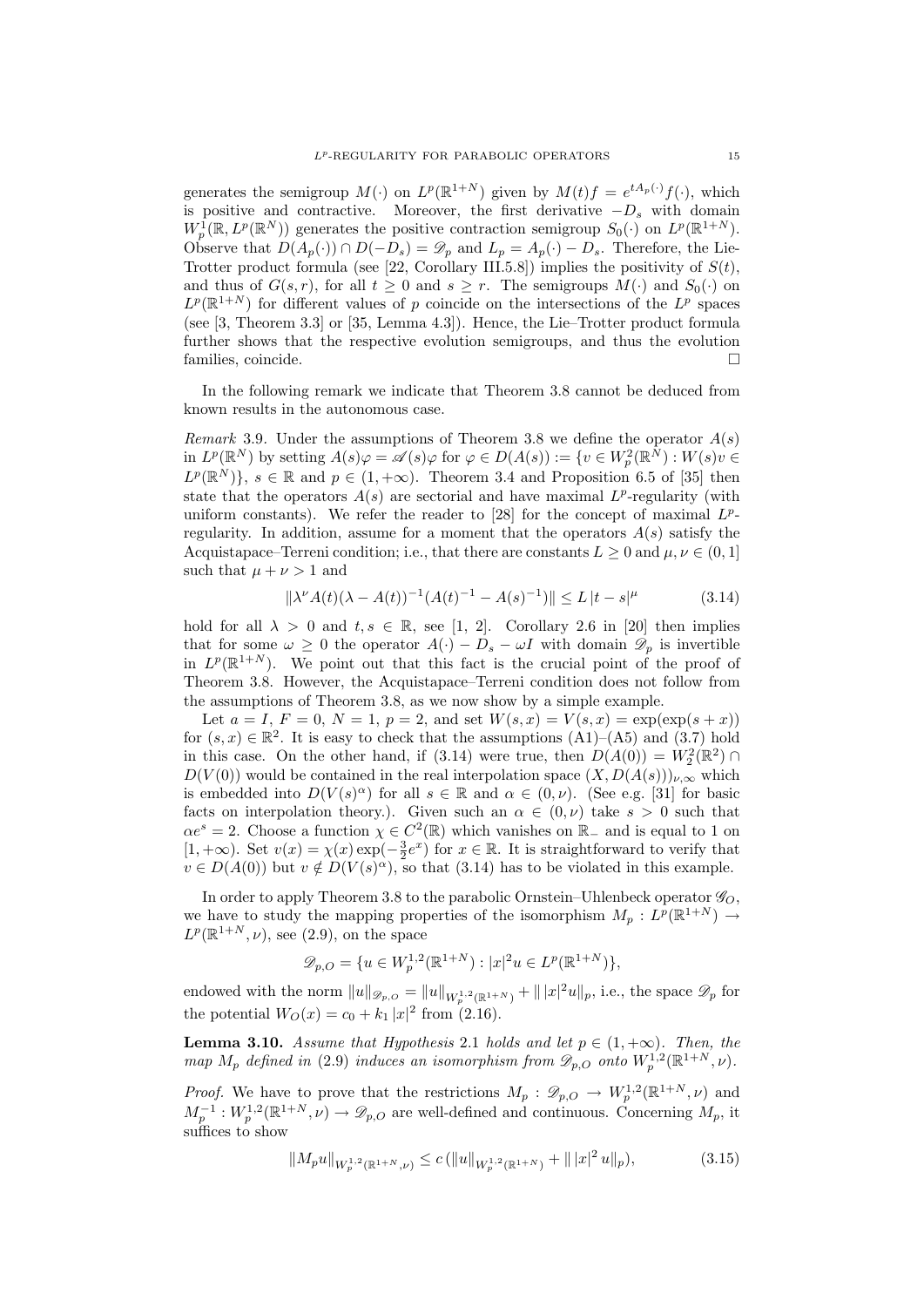generates the semigroup $M(\cdot)$ on $L^p(\mathbb{R}^{1+N})$ given by $M(t)f = e^{tA_p(\cdot)}f(\cdot)$, which is positive and contractive. Moreover, the first derivative $-D_s$ with domain $W^1_p(\mathbb{R}, L^p(\mathbb{R}^N))$ generates the positive contraction semigroup $S_0(\cdot)$ on $L^p(\mathbb{R}^{1+N})$. Observe that $D(A_p(\cdot)) \cap D(-D_s) = \mathscr{D}_p$ and $L_p = A_p(\cdot) - D_s$. Therefore, the Lie-Trotter product formula (see [22, Corollary III.5.8]) implies the positivity of $S(t)$, and thus of $G(s,r)$, for all $t \geq 0$ and $s \geq r$. The semigroups $M(\cdot)$ and $S_0(\cdot)$ on $L^p(\mathbb{R}^{1+N})$ for different values of $p$ coincide on the intersections of the $L^p$ spaces (see [3, Theorem 3.3] or [35, Lemma 4.3]). Hence, the Lie–Trotter product formula further shows that the respective evolution semigroups, and thus the evolution families, coincide. □

In the following remark we indicate that Theorem 3.8 cannot be deduced from known results in the autonomous case.

*Remark* 3.9. Under the assumptions of Theorem 3.8 we define the operator $A(s)$ in $L^p(\mathbb{R}^N)$ by setting $A(s)\varphi = \mathscr{A}(s)\varphi$ for $\varphi \in D(A(s)) := \{v \in W^2_p(\mathbb{R}^N) : W(s)v \in L^p(\mathbb{R}^N)\}$, $s \in \mathbb{R}$ and $p \in (1, +\infty)$. Theorem 3.4 and Proposition 6.5 of [35] then state that the operators $A(s)$ are sectorial and have maximal $L^p$-regularity (with uniform constants). We refer the reader to [28] for the concept of maximal $L^p$-regularity. In addition, assume for a moment that the operators $A(s)$ satisfy the Acquistapace–Terreni condition; i.e., that there are constants $L \geq 0$ and $\mu, \nu \in (0, 1]$ such that $\mu + \nu > 1$ and

$$\|\lambda^\nu A(t)(\lambda - A(t))^{-1}(A(t)^{-1} - A(s)^{-1})\| \leq L\,|t - s|^\mu \tag{3.14}$$

hold for all $\lambda > 0$ and $t, s \in \mathbb{R}$, see [1, 2]. Corollary 2.6 in [20] then implies that for some $\omega \geq 0$ the operator $A(\cdot) - D_s - \omega I$ with domain $\mathscr{D}_p$ is invertible in $L^p(\mathbb{R}^{1+N})$. We point out that this fact is the crucial point of the proof of Theorem 3.8. However, the Acquistapace–Terreni condition does not follow from the assumptions of Theorem 3.8, as we now show by a simple example.

Let $a = I$, $F = 0$, $N = 1$, $p = 2$, and set $W(s,x) = V(s,x) = \exp(\exp(s + x))$ for $(s,x) \in \mathbb{R}^2$. It is easy to check that the assumptions (A1)–(A5) and (3.7) hold in this case. On the other hand, if (3.14) were true, then $D(A(0)) = W^2_2(\mathbb{R}^2) \cap D(V(0))$ would be contained in the real interpolation space $(X, D(A(s)))_{\nu,\infty}$ which is embedded into $D(V(s)^\alpha)$ for all $s \in \mathbb{R}$ and $\alpha \in (0, \nu)$. (See e.g. [31] for basic facts on interpolation theory.). Given such an $\alpha \in (0, \nu)$ take $s > 0$ such that $\alpha e^s = 2$. Choose a function $\chi \in C^2(\mathbb{R})$ which vanishes on $\mathbb{R}_-$ and is equal to 1 on $[1, +\infty)$. Set $v(x) = \chi(x)\exp(-\frac{3}{2}e^x)$ for $x \in \mathbb{R}$. It is straightforward to verify that $v \in D(A(0))$ but $v \notin D(V(s)^\alpha)$, so that (3.14) has to be violated in this example.

In order to apply Theorem 3.8 to the parabolic Ornstein–Uhlenbeck operator $\mathscr{G}_O$, we have to study the mapping properties of the isomorphism $M_p : L^p(\mathbb{R}^{1+N}) \to L^p(\mathbb{R}^{1+N}, \nu)$, see (2.9), on the space

$$\mathscr{D}_{p,O} = \{u \in W^{1,2}_p(\mathbb{R}^{1+N}) : |x|^2 u \in L^p(\mathbb{R}^{1+N})\},$$

endowed with the norm $\|u\|_{\mathscr{D}_{p,O}} = \|u\|_{W^{1,2}_p(\mathbb{R}^{1+N})} + \|\,|x|^2 u\|_p$, i.e., the space $\mathscr{D}_p$ for the potential $W_O(x) = c_0 + k_1\,|x|^2$ from (2.16).

**Lemma 3.10.** *Assume that Hypothesis* 2.1 *holds and let* $p \in (1, +\infty)$. *Then, the map* $M_p$ *defined in* (2.9) *induces an isomorphism from* $\mathscr{D}_{p,O}$ *onto* $W^{1,2}_p(\mathbb{R}^{1+N}, \nu)$.

*Proof.* We have to prove that the restrictions $M_p : \mathscr{D}_{p,O} \to W^{1,2}_p(\mathbb{R}^{1+N}, \nu)$ and $M_p^{-1} : W^{1,2}_p(\mathbb{R}^{1+N}, \nu) \to \mathscr{D}_{p,O}$ are well-defined and continuous. Concerning $M_p$, it suffices to show

$$\|M_p u\|_{W^{1,2}_p(\mathbb{R}^{1+N},\nu)} \leq c\,(\|u\|_{W^{1,2}_p(\mathbb{R}^{1+N})} + \|\,|x|^2\,u\|_p), \tag{3.15}$$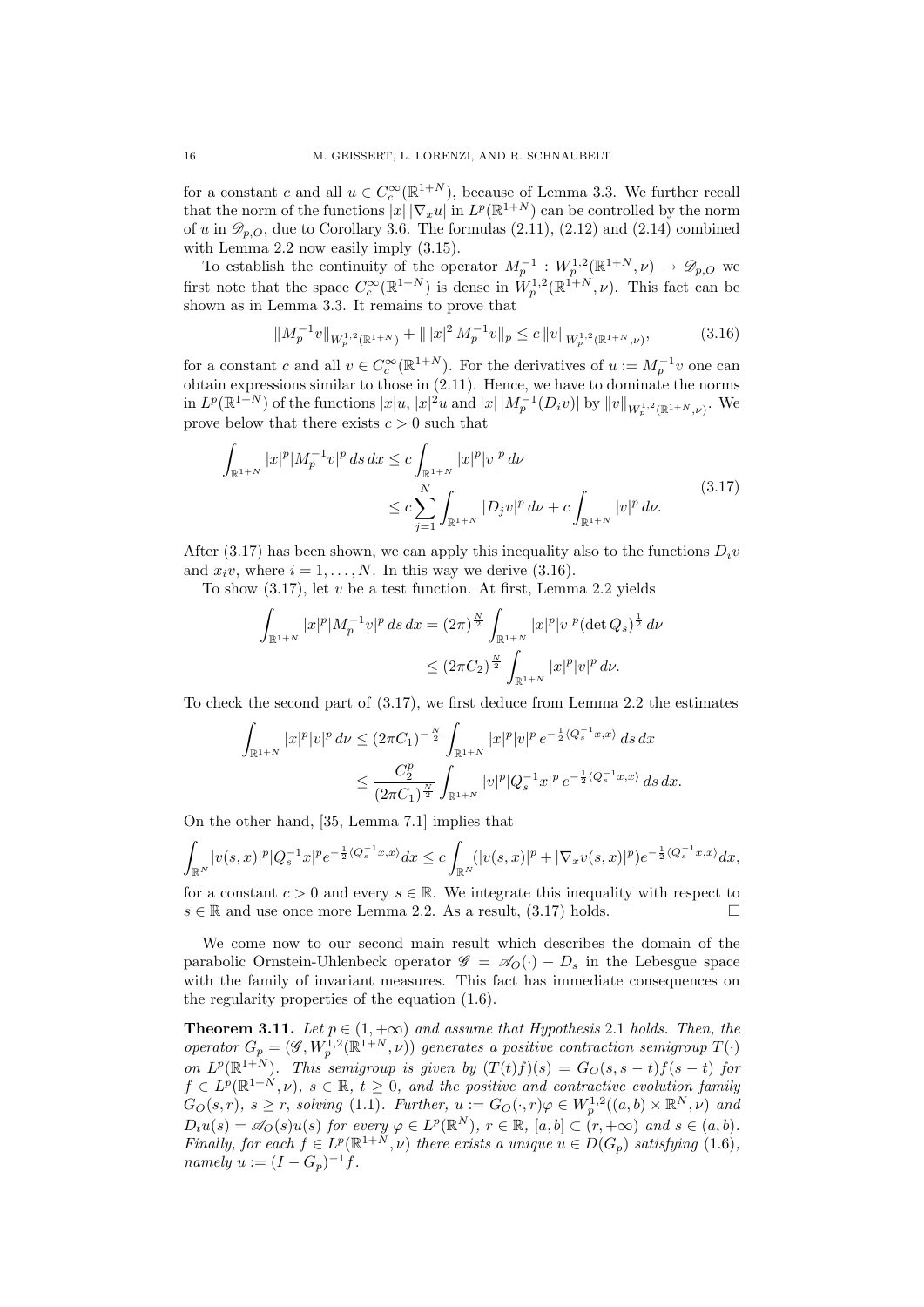for a constant $c$ and all $u \in C_c^\infty(\mathbb{R}^{1+N})$, because of Lemma 3.3. We further recall that the norm of the functions $|x|\,|\nabla_x u|$ in $L^p(\mathbb{R}^{1+N})$ can be controlled by the norm of $u$ in $\mathscr{D}_{p,O}$, due to Corollary 3.6. The formulas (2.11), (2.12) and (2.14) combined with Lemma 2.2 now easily imply (3.15).

To establish the continuity of the operator $M_p^{-1} : W_p^{1,2}(\mathbb{R}^{1+N}, \nu) \to \mathscr{D}_{p,O}$ we first note that the space $C_c^\infty(\mathbb{R}^{1+N})$ is dense in $W_p^{1,2}(\mathbb{R}^{1+N}, \nu)$. This fact can be shown as in Lemma 3.3. It remains to prove that

$$\|M_p^{-1} v\|_{W_p^{1,2}(\mathbb{R}^{1+N})} + \|\,|x|^2\, M_p^{-1} v\|_p \le c\, \|v\|_{W_p^{1,2}(\mathbb{R}^{1+N},\nu)}, \tag{3.16}$$

for a constant $c$ and all $v \in C_c^\infty(\mathbb{R}^{1+N})$. For the derivatives of $u := M_p^{-1} v$ one can obtain expressions similar to those in (2.11). Hence, we have to dominate the norms in $L^p(\mathbb{R}^{1+N})$ of the functions $|x|u$, $|x|^2 u$ and $|x|\,|M_p^{-1}(D_i v)|$ by $\|v\|_{W_p^{1,2}(\mathbb{R}^{1+N},\nu)}$. We prove below that there exists $c > 0$ such that

$$\begin{aligned}
\int_{\mathbb{R}^{1+N}} |x|^p |M_p^{-1} v|^p \, ds\, dx &\le c \int_{\mathbb{R}^{1+N}} |x|^p |v|^p \, d\nu \\
&\le c \sum_{j=1}^N \int_{\mathbb{R}^{1+N}} |D_j v|^p \, d\nu + c \int_{\mathbb{R}^{1+N}} |v|^p \, d\nu.
\end{aligned} \tag{3.17}$$

After (3.17) has been shown, we can apply this inequality also to the functions $D_i v$ and $x_i v$, where $i = 1, \ldots, N$. In this way we derive (3.16).

To show (3.17), let $v$ be a test function. At first, Lemma 2.2 yields

$$\begin{aligned}
\int_{\mathbb{R}^{1+N}} |x|^p |M_p^{-1} v|^p \, ds\, dx &= (2\pi)^{\frac{N}{2}} \int_{\mathbb{R}^{1+N}} |x|^p |v|^p (\det Q_s)^{\frac{1}{2}} \, d\nu \\
&\le (2\pi C_2)^{\frac{N}{2}} \int_{\mathbb{R}^{1+N}} |x|^p |v|^p \, d\nu.
\end{aligned}$$

To check the second part of (3.17), we first deduce from Lemma 2.2 the estimates

$$\begin{aligned}
\int_{\mathbb{R}^{1+N}} |x|^p |v|^p \, d\nu &\le (2\pi C_1)^{-\frac{N}{2}} \int_{\mathbb{R}^{1+N}} |x|^p |v|^p \, e^{-\frac{1}{2}\langle Q_s^{-1} x, x\rangle} \, ds\, dx \\
&\le \frac{C_2^p}{(2\pi C_1)^{\frac{N}{2}}} \int_{\mathbb{R}^{1+N}} |v|^p |Q_s^{-1} x|^p \, e^{-\frac{1}{2}\langle Q_s^{-1} x, x\rangle} \, ds\, dx.
\end{aligned}$$

On the other hand, [35, Lemma 7.1] implies that

$$\int_{\mathbb{R}^N} |v(s,x)|^p |Q_s^{-1} x|^p e^{-\frac{1}{2}\langle Q_s^{-1} x, x\rangle} dx \le c \int_{\mathbb{R}^N} (|v(s,x)|^p + |\nabla_x v(s,x)|^p) e^{-\frac{1}{2}\langle Q_s^{-1} x, x\rangle} dx,$$

for a constant $c > 0$ and every $s \in \mathbb{R}$. We integrate this inequality with respect to $s \in \mathbb{R}$ and use once more Lemma 2.2. As a result, (3.17) holds. $\square$

We come now to our second main result which describes the domain of the parabolic Ornstein-Uhlenbeck operator $\mathscr{G} = \mathscr{A}_O(\cdot) - D_s$ in the Lebesgue space with the family of invariant measures. This fact has immediate consequences on the regularity properties of the equation (1.6).

**Theorem 3.11.** *Let $p \in (1, +\infty)$ and assume that Hypothesis 2.1 holds. Then, the operator $G_p = (\mathscr{G}, W_p^{1,2}(\mathbb{R}^{1+N}, \nu))$ generates a positive contraction semigroup $T(\cdot)$ on $L^p(\mathbb{R}^{1+N})$. This semigroup is given by $(T(t)f)(s) = G_O(s, s-t) f(s-t)$ for $f \in L^p(\mathbb{R}^{1+N}, \nu)$, $s \in \mathbb{R}$, $t \ge 0$, and the positive and contractive evolution family $G_O(s,r)$, $s \ge r$, solving (1.1). Further, $u := G_O(\cdot, r)\varphi \in W_p^{1,2}((a,b) \times \mathbb{R}^N, \nu)$ and $D_t u(s) = \mathscr{A}_O(s) u(s)$ for every $\varphi \in L^p(\mathbb{R}^N)$, $r \in \mathbb{R}$, $[a,b] \subset (r, +\infty)$ and $s \in (a,b)$. Finally, for each $f \in L^p(\mathbb{R}^{1+N}, \nu)$ there exists a unique $u \in D(G_p)$ satisfying (1.6), namely $u := (I - G_p)^{-1} f$.*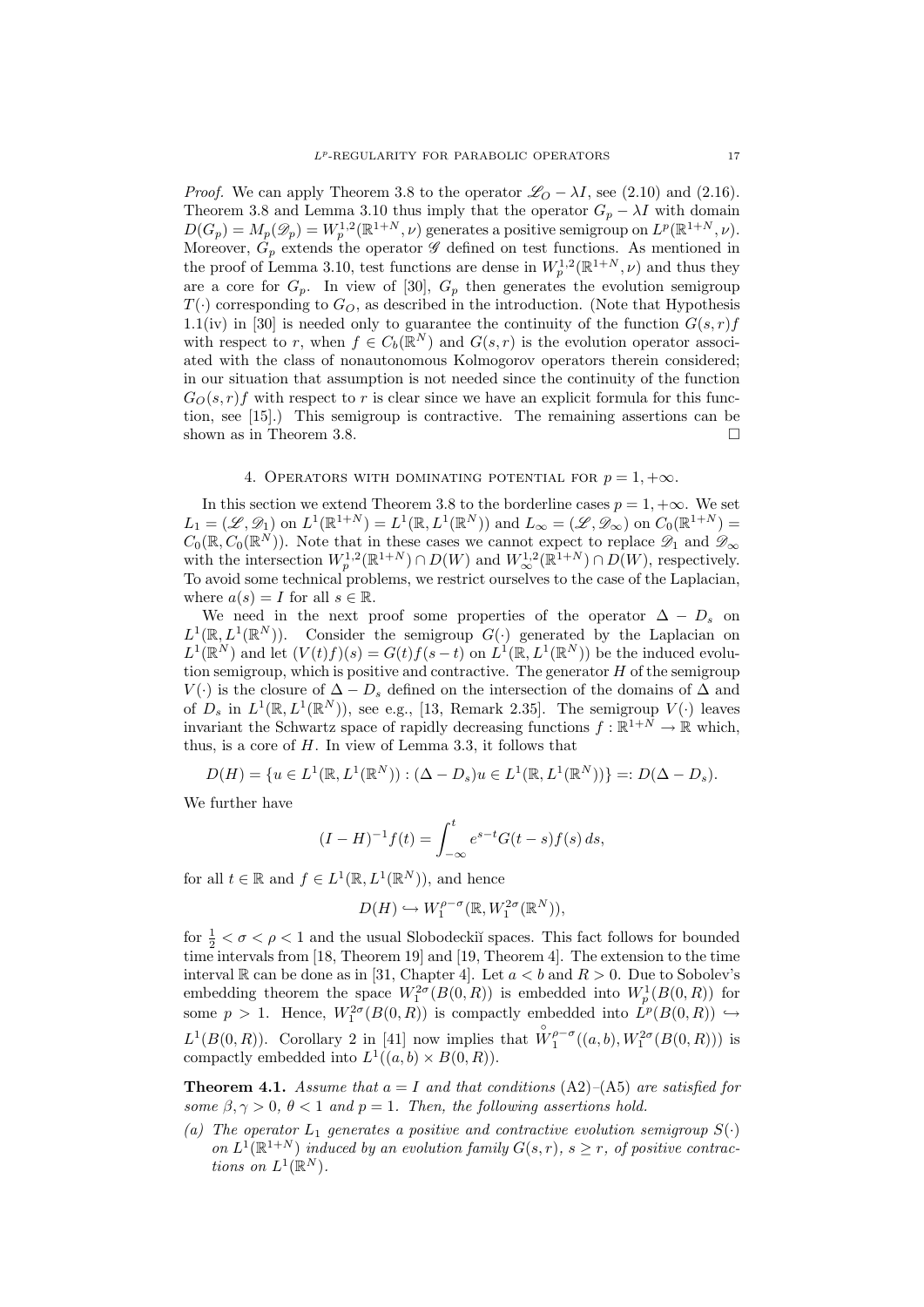*Proof.* We can apply Theorem 3.8 to the operator $\mathscr{L}_O - \lambda I$, see (2.10) and (2.16). Theorem 3.8 and Lemma 3.10 thus imply that the operator $G_p - \lambda I$ with domain $D(G_p) = M_p(\mathscr{D}_p) = W_p^{1,2}(\mathbb{R}^{1+N}, \nu)$ generates a positive semigroup on $L^p(\mathbb{R}^{1+N}, \nu)$. Moreover, $G_p$ extends the operator $\mathscr{G}$ defined on test functions. As mentioned in the proof of Lemma 3.10, test functions are dense in $W_p^{1,2}(\mathbb{R}^{1+N}, \nu)$ and thus they are a core for $G_p$. In view of [30], $G_p$ then generates the evolution semigroup $T(\cdot)$ corresponding to $G_O$, as described in the introduction. (Note that Hypothesis 1.1(iv) in [30] is needed only to guarantee the continuity of the function $G(s,r)f$ with respect to $r$, when $f \in C_b(\mathbb{R}^N)$ and $G(s,r)$ is the evolution operator associated with the class of nonautonomous Kolmogorov operators therein considered; in our situation that assumption is not needed since the continuity of the function $G_O(s,r)f$ with respect to $r$ is clear since we have an explicit formula for this function, see [15].) This semigroup is contractive. The remaining assertions can be shown as in Theorem 3.8. $\square$

## 4. Operators with dominating potential for $p = 1, +\infty$.

In this section we extend Theorem 3.8 to the borderline cases $p = 1, +\infty$. We set $L_1 = (\mathscr{L}, \mathscr{D}_1)$ on $L^1(\mathbb{R}^{1+N}) = L^1(\mathbb{R}, L^1(\mathbb{R}^N))$ and $L_\infty = (\mathscr{L}, \mathscr{D}_\infty)$ on $C_0(\mathbb{R}^{1+N}) = C_0(\mathbb{R}, C_0(\mathbb{R}^N))$. Note that in these cases we cannot expect to replace $\mathscr{D}_1$ and $\mathscr{D}_\infty$ with the intersection $W_p^{1,2}(\mathbb{R}^{1+N}) \cap D(W)$ and $W_\infty^{1,2}(\mathbb{R}^{1+N}) \cap D(W)$, respectively. To avoid some technical problems, we restrict ourselves to the case of the Laplacian, where $a(s) = I$ for all $s \in \mathbb{R}$.

We need in the next proof some properties of the operator $\Delta - D_s$ on $L^1(\mathbb{R}, L^1(\mathbb{R}^N))$. Consider the semigroup $G(\cdot)$ generated by the Laplacian on $L^1(\mathbb{R}^N)$ and let $(V(t)f)(s) = G(t)f(s-t)$ on $L^1(\mathbb{R}, L^1(\mathbb{R}^N))$ be the induced evolution semigroup, which is positive and contractive. The generator $H$ of the semigroup $V(\cdot)$ is the closure of $\Delta - D_s$ defined on the intersection of the domains of $\Delta$ and of $D_s$ in $L^1(\mathbb{R}, L^1(\mathbb{R}^N))$, see e.g., [13, Remark 2.35]. The semigroup $V(\cdot)$ leaves invariant the Schwartz space of rapidly decreasing functions $f : \mathbb{R}^{1+N} \to \mathbb{R}$ which, thus, is a core of $H$. In view of Lemma 3.3, it follows that

$$D(H) = \{u \in L^1(\mathbb{R}, L^1(\mathbb{R}^N)) : (\Delta - D_s)u \in L^1(\mathbb{R}, L^1(\mathbb{R}^N))\} =: D(\Delta - D_s).$$

We further have

$$(I - H)^{-1} f(t) = \int_{-\infty}^{t} e^{s-t} G(t-s) f(s)\, ds,$$

for all $t \in \mathbb{R}$ and $f \in L^1(\mathbb{R}, L^1(\mathbb{R}^N))$, and hence

$$D(H) \hookrightarrow W_1^{\rho-\sigma}(\mathbb{R}, W_1^{2\sigma}(\mathbb{R}^N)),$$

for $\frac{1}{2} < \sigma < \rho < 1$ and the usual Slobodeckiĭ spaces. This fact follows for bounded time intervals from [18, Theorem 19] and [19, Theorem 4]. The extension to the time interval $\mathbb{R}$ can be done as in [31, Chapter 4]. Let $a < b$ and $R > 0$. Due to Sobolev's embedding theorem the space $W_1^{2\sigma}(B(0,R))$ is embedded into $W_p^1(B(0,R))$ for some $p > 1$. Hence, $W_1^{2\sigma}(B(0,R))$ is compactly embedded into $L^p(B(0,R)) \hookrightarrow L^1(B(0,R))$. Corollary 2 in [41] now implies that $\overset{\circ}{W}{}_1^{\rho-\sigma}((a,b), W_1^{2\sigma}(B(0,R)))$ is compactly embedded into $L^1((a,b) \times B(0,R))$.

**Theorem 4.1.** *Assume that $a = I$ and that conditions* (A2)*–*(A5) *are satisfied for some $\beta, \gamma > 0$, $\theta < 1$ and $p = 1$. Then, the following assertions hold.*

*(a) The operator $L_1$ generates a positive and contractive evolution semigroup $S(\cdot)$ on $L^1(\mathbb{R}^{1+N})$ induced by an evolution family $G(s,r)$, $s \geq r$, of positive contractions on $L^1(\mathbb{R}^N)$.*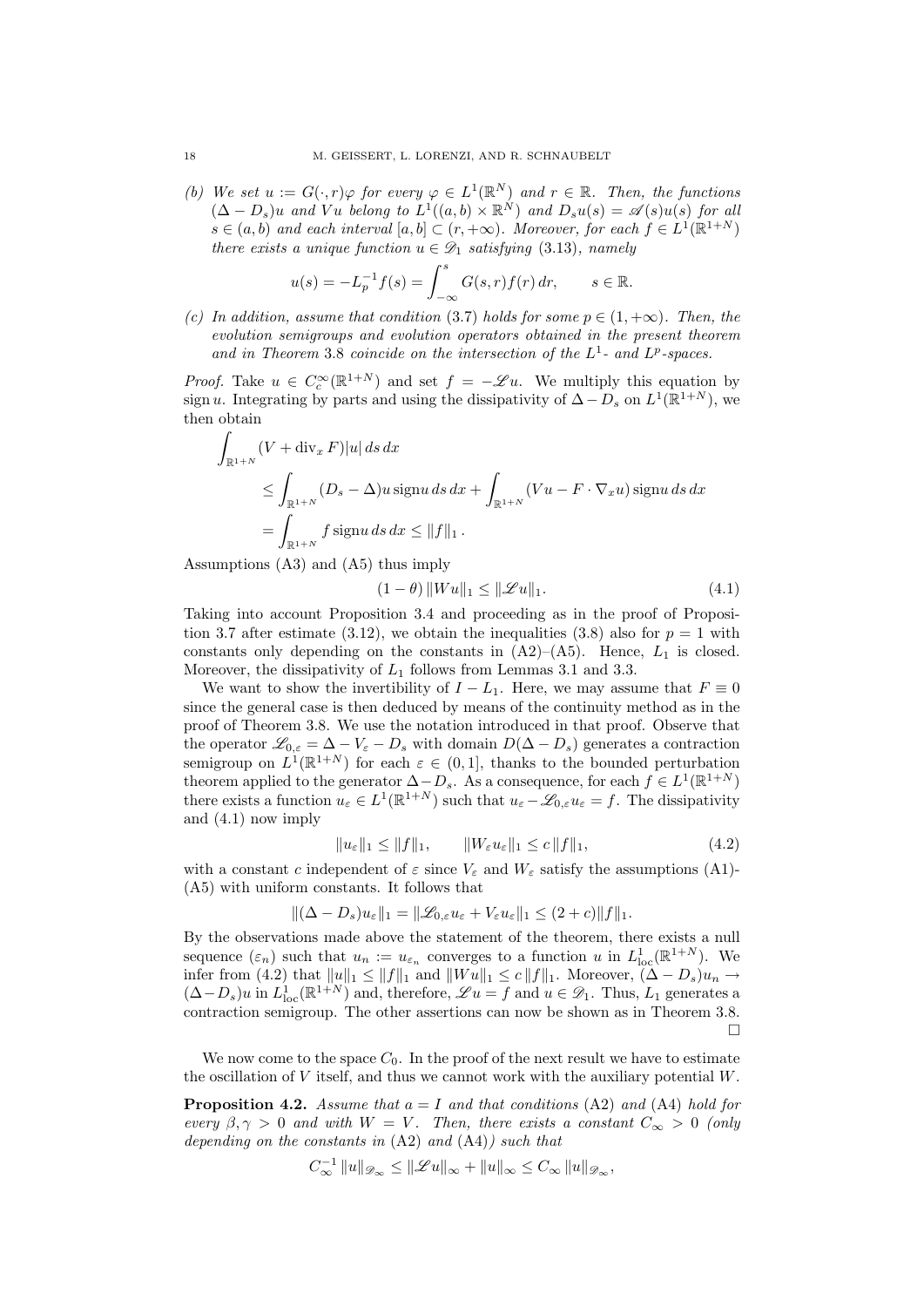*(b) We set $u := G(\cdot, r)\varphi$ for every $\varphi \in L^1(\mathbb{R}^N)$ and $r \in \mathbb{R}$. Then, the functions $(\Delta - D_s)u$ and $Vu$ belong to $L^1((a,b)\times\mathbb{R}^N)$ and $D_s u(s) = \mathscr{A}(s)u(s)$ for all $s \in (a,b)$ and each interval $[a,b] \subset (r, +\infty)$. Moreover, for each $f \in L^1(\mathbb{R}^{1+N})$ there exists a unique function $u \in \mathscr{D}_1$ satisfying (3.13), namely*

$$u(s) = -L_p^{-1}f(s) = \int_{-\infty}^{s} G(s,r)f(r)\,dr, \qquad s \in \mathbb{R}.$$

*(c) In addition, assume that condition (3.7) holds for some $p \in (1, +\infty)$. Then, the evolution semigroups and evolution operators obtained in the present theorem and in Theorem 3.8 coincide on the intersection of the $L^1$- and $L^p$-spaces.*

*Proof.* Take $u \in C_c^\infty(\mathbb{R}^{1+N})$ and set $f = -\mathscr{L}u$. We multiply this equation by $\operatorname{sign} u$. Integrating by parts and using the dissipativity of $\Delta - D_s$ on $L^1(\mathbb{R}^{1+N})$, we then obtain

$$\begin{aligned}
\int_{\mathbb{R}^{1+N}} (V + \operatorname{div}_x F)|u|\,ds\,dx \\
&\le \int_{\mathbb{R}^{1+N}} (D_s - \Delta)u \operatorname{sign} u\,ds\,dx + \int_{\mathbb{R}^{1+N}} (Vu - F\cdot\nabla_x u)\operatorname{sign} u\,ds\,dx \\
&= \int_{\mathbb{R}^{1+N}} f \operatorname{sign} u\,ds\,dx \le \|f\|_1 .
\end{aligned}$$

Assumptions (A3) and (A5) thus imply

$$(1-\theta)\,\|Wu\|_1 \le \|\mathscr{L}u\|_1. \tag{4.1}$$

Taking into account Proposition 3.4 and proceeding as in the proof of Proposition 3.7 after estimate (3.12), we obtain the inequalities (3.8) also for $p=1$ with constants only depending on the constants in (A2)–(A5). Hence, $L_1$ is closed. Moreover, the dissipativity of $L_1$ follows from Lemmas 3.1 and 3.3.

We want to show the invertibility of $I - L_1$. Here, we may assume that $F \equiv 0$ since the general case is then deduced by means of the continuity method as in the proof of Theorem 3.8. We use the notation introduced in that proof. Observe that the operator $\mathscr{L}_{0,\varepsilon} = \Delta - V_\varepsilon - D_s$ with domain $D(\Delta - D_s)$ generates a contraction semigroup on $L^1(\mathbb{R}^{1+N})$ for each $\varepsilon \in (0,1]$, thanks to the bounded perturbation theorem applied to the generator $\Delta - D_s$. As a consequence, for each $f \in L^1(\mathbb{R}^{1+N})$ there exists a function $u_\varepsilon \in L^1(\mathbb{R}^{1+N})$ such that $u_\varepsilon - \mathscr{L}_{0,\varepsilon}u_\varepsilon = f$. The dissipativity and (4.1) now imply

$$\|u_\varepsilon\|_1 \le \|f\|_1, \qquad \|W_\varepsilon u_\varepsilon\|_1 \le c\,\|f\|_1, \tag{4.2}$$

with a constant $c$ independent of $\varepsilon$ since $V_\varepsilon$ and $W_\varepsilon$ satisfy the assumptions (A1)-(A5) with uniform constants. It follows that

$$\|(\Delta - D_s)u_\varepsilon\|_1 = \|\mathscr{L}_{0,\varepsilon}u_\varepsilon + V_\varepsilon u_\varepsilon\|_1 \le (2+c)\|f\|_1.$$

By the observations made above the statement of the theorem, there exists a null sequence $(\varepsilon_n)$ such that $u_n := u_{\varepsilon_n}$ converges to a function $u$ in $L^1_{\mathrm{loc}}(\mathbb{R}^{1+N})$. We infer from (4.2) that $\|u\|_1 \le \|f\|_1$ and $\|Wu\|_1 \le c\,\|f\|_1$. Moreover, $(\Delta - D_s)u_n \to (\Delta - D_s)u$ in $L^1_{\mathrm{loc}}(\mathbb{R}^{1+N})$ and, therefore, $\mathscr{L}u = f$ and $u \in \mathscr{D}_1$. Thus, $L_1$ generates a contraction semigroup. The other assertions can now be shown as in Theorem 3.8. $\square$

We now come to the space $C_0$. In the proof of the next result we have to estimate the oscillation of $V$ itself, and thus we cannot work with the auxiliary potential $W$.

**Proposition 4.2.** *Assume that $a = I$ and that conditions (A2) and (A4) hold for every $\beta, \gamma > 0$ and with $W = V$. Then, there exists a constant $C_\infty > 0$ (only depending on the constants in (A2) and (A4)) such that*

$$C_\infty^{-1}\,\|u\|_{\mathscr{D}_\infty} \le \|\mathscr{L}u\|_\infty + \|u\|_\infty \le C_\infty\,\|u\|_{\mathscr{D}_\infty},$$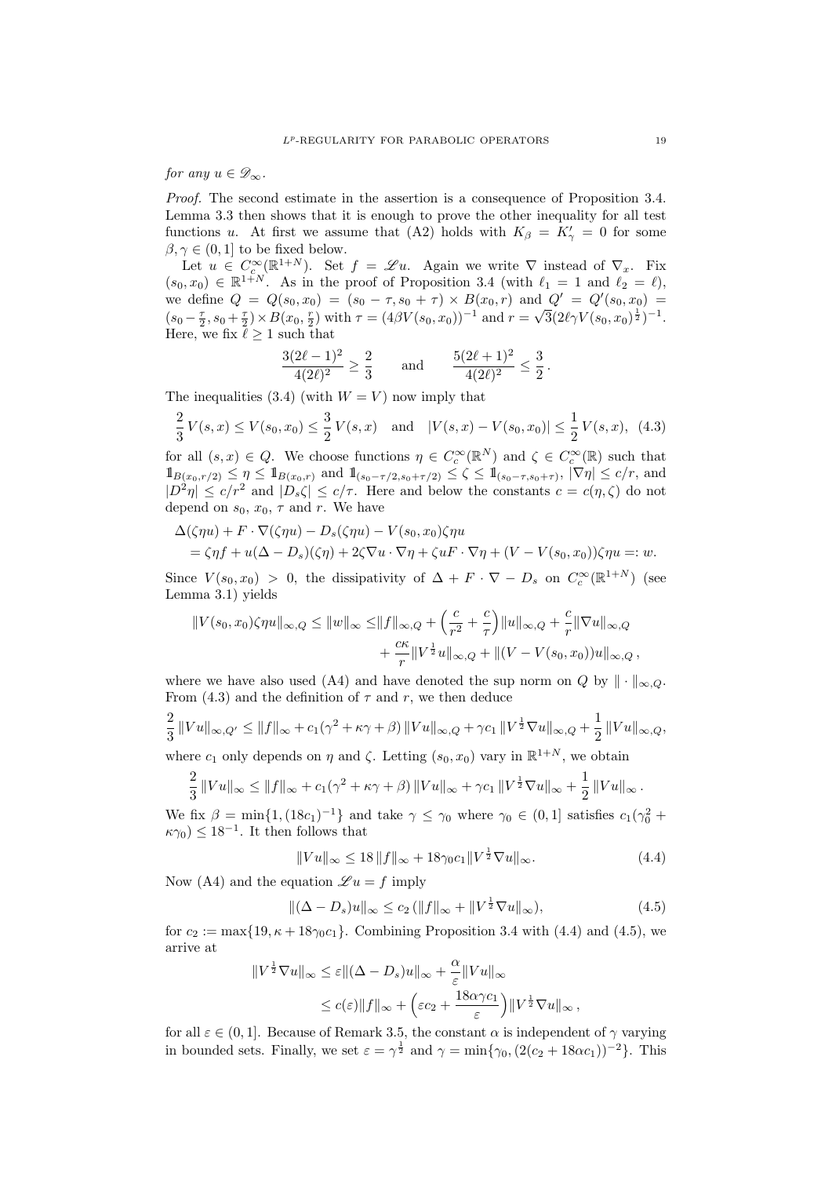*for any* $u \in \mathscr{D}_\infty$.

*Proof.* The second estimate in the assertion is a consequence of Proposition 3.4. Lemma 3.3 then shows that it is enough to prove the other inequality for all test functions $u$. At first we assume that (A2) holds with $K_\beta = K'_\gamma = 0$ for some $\beta, \gamma \in (0,1]$ to be fixed below.

Let $u \in C_c^\infty(\mathbb{R}^{1+N})$. Set $f = \mathscr{L}u$. Again we write $\nabla$ instead of $\nabla_x$. Fix $(s_0, x_0) \in \mathbb{R}^{1+N}$. As in the proof of Proposition 3.4 (with $\ell_1 = 1$ and $\ell_2 = \ell$), we define $Q = Q(s_0, x_0) = (s_0 - \tau, s_0 + \tau) \times B(x_0, r)$ and $Q' = Q'(s_0, x_0) = (s_0 - \frac{\tau}{2}, s_0 + \frac{\tau}{2}) \times B(x_0, \frac{r}{2})$ with $\tau = (4\beta V(s_0, x_0))^{-1}$ and $r = \sqrt{3}(2\ell\gamma V(s_0, x_0)^{\frac{1}{2}})^{-1}$. Here, we fix $\ell \geq 1$ such that

$$\frac{3(2\ell-1)^2}{4(2\ell)^2} \geq \frac{2}{3} \qquad \text{and} \qquad \frac{5(2\ell+1)^2}{4(2\ell)^2} \leq \frac{3}{2}\,.$$

The inequalities (3.4) (with $W = V$) now imply that

$$\frac{2}{3}\, V(s,x) \leq V(s_0, x_0) \leq \frac{3}{2}\, V(s,x) \quad \text{and} \quad |V(s,x) - V(s_0,x_0)| \leq \frac{1}{2}\, V(s,x), \tag{4.3}$$

for all $(s,x) \in Q$. We choose functions $\eta \in C_c^\infty(\mathbb{R}^N)$ and $\zeta \in C_c^\infty(\mathbb{R})$ such that $\mathbb{1}_{B(x_0, r/2)} \leq \eta \leq \mathbb{1}_{B(x_0,r)}$ and $\mathbb{1}_{(s_0-\tau/2, s_0+\tau/2)} \leq \zeta \leq \mathbb{1}_{(s_0-\tau, s_0+\tau)}$, $|\nabla \eta| \leq c/r$, and $|D^2\eta| \leq c/r^2$ and $|D_s\zeta| \leq c/\tau$. Here and below the constants $c = c(\eta, \zeta)$ do not depend on $s_0$, $x_0$, $\tau$ and $r$. We have

$$\begin{aligned}
&\Delta(\zeta\eta u) + F \cdot \nabla(\zeta\eta u) - D_s(\zeta\eta u) - V(s_0,x_0)\zeta\eta u \\
&= \zeta\eta f + u(\Delta - D_s)(\zeta\eta) + 2\zeta\nabla u \cdot \nabla\eta + \zeta u F \cdot \nabla\eta + (V - V(s_0,x_0))\zeta\eta u =: w.
\end{aligned}$$

Since $V(s_0, x_0) > 0$, the dissipativity of $\Delta + F \cdot \nabla - D_s$ on $C_c^\infty(\mathbb{R}^{1+N})$ (see Lemma 3.1) yields

$$\begin{aligned}
\|V(s_0,x_0)\zeta\eta u\|_{\infty,Q} \leq \|w\|_\infty \leq &\|f\|_{\infty,Q} + \Big(\frac{c}{r^2} + \frac{c}{\tau}\Big)\|u\|_{\infty,Q} + \frac{c}{r}\|\nabla u\|_{\infty,Q} \\
&+ \frac{c\kappa}{r}\|V^{\frac{1}{2}}u\|_{\infty,Q} + \|(V - V(s_0,x_0))u\|_{\infty,Q}\,,
\end{aligned}$$

where we have also used (A4) and have denoted the sup norm on $Q$ by $\|\cdot\|_{\infty,Q}$. From (4.3) and the definition of $\tau$ and $r$, we then deduce

$$\frac{2}{3}\,\|Vu\|_{\infty,Q'} \leq \|f\|_\infty + c_1(\gamma^2 + \kappa\gamma + \beta)\,\|Vu\|_{\infty,Q} + \gamma c_1\,\|V^{\frac{1}{2}}\nabla u\|_{\infty,Q} + \frac{1}{2}\,\|Vu\|_{\infty,Q},$$

where $c_1$ only depends on $\eta$ and $\zeta$. Letting $(s_0,x_0)$ vary in $\mathbb{R}^{1+N}$, we obtain

$$\frac{2}{3}\,\|Vu\|_\infty \leq \|f\|_\infty + c_1(\gamma^2 + \kappa\gamma + \beta)\,\|Vu\|_\infty + \gamma c_1\,\|V^{\frac{1}{2}}\nabla u\|_\infty + \frac{1}{2}\,\|Vu\|_\infty\,.$$

We fix $\beta = \min\{1, (18c_1)^{-1}\}$ and take $\gamma \leq \gamma_0$ where $\gamma_0 \in (0,1]$ satisfies $c_1(\gamma_0^2 + \kappa\gamma_0) \leq 18^{-1}$. It then follows that

$$\|Vu\|_\infty \leq 18\,\|f\|_\infty + 18\gamma_0 c_1\|V^{\frac{1}{2}}\nabla u\|_\infty. \tag{4.4}$$

Now (A4) and the equation $\mathscr{L}u = f$ imply

$$\|(\Delta - D_s)u\|_\infty \leq c_2\,(\|f\|_\infty + \|V^{\frac{1}{2}}\nabla u\|_\infty), \tag{4.5}$$

for $c_2 := \max\{19, \kappa + 18\gamma_0 c_1\}$. Combining Proposition 3.4 with (4.4) and (4.5), we arrive at

$$\begin{aligned}
\|V^{\frac{1}{2}}\nabla u\|_\infty &\leq \varepsilon\|(\Delta - D_s)u\|_\infty + \frac{\alpha}{\varepsilon}\|Vu\|_\infty \\
&\leq c(\varepsilon)\|f\|_\infty + \Big(\varepsilon c_2 + \frac{18\alpha\gamma c_1}{\varepsilon}\Big)\|V^{\frac{1}{2}}\nabla u\|_\infty\,,
\end{aligned}$$

for all $\varepsilon \in (0,1]$. Because of Remark 3.5, the constant $\alpha$ is independent of $\gamma$ varying in bounded sets. Finally, we set $\varepsilon = \gamma^{\frac{1}{2}}$ and $\gamma = \min\{\gamma_0, (2(c_2 + 18\alpha c_1))^{-2}\}$. This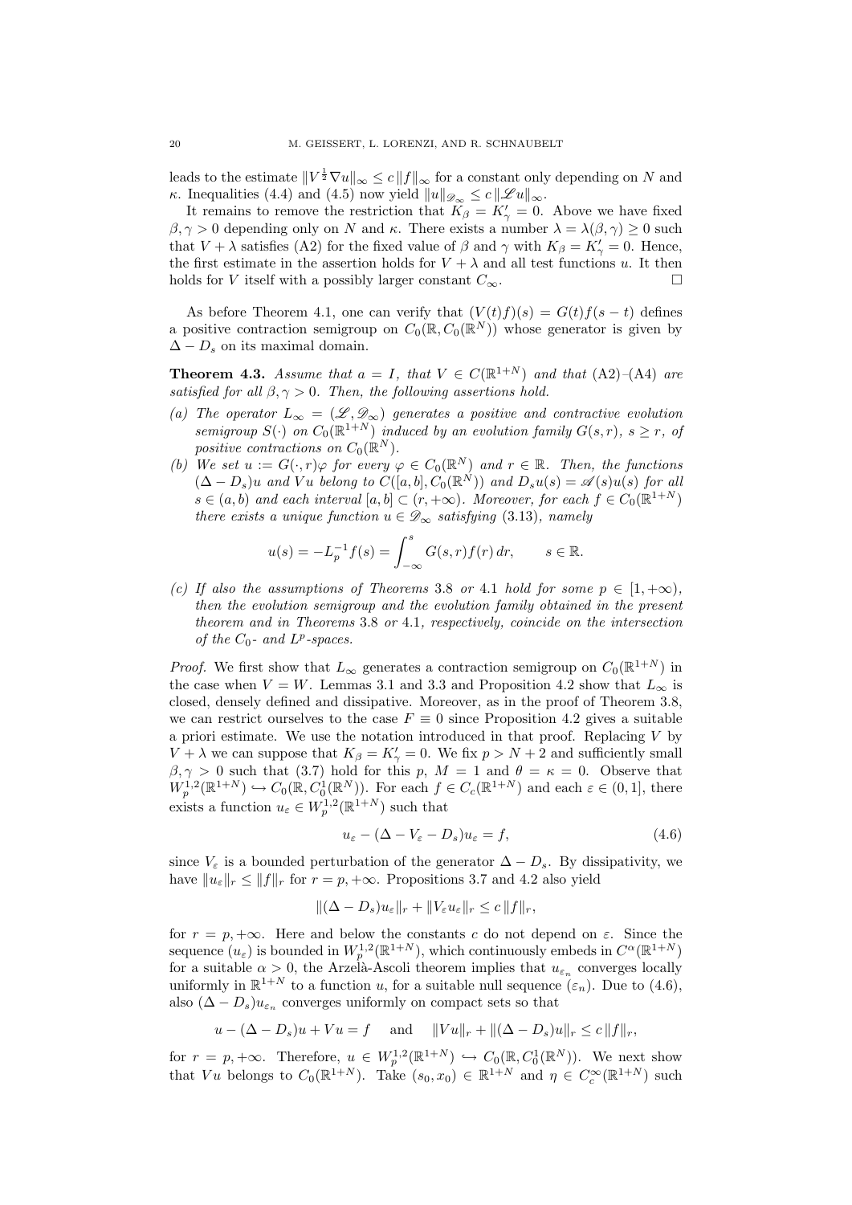leads to the estimate $\|V^{\frac{1}{2}}\nabla u\|_\infty \le c\,\|f\|_\infty$ for a constant only depending on $N$ and $\kappa$. Inequalities (4.4) and (4.5) now yield $\|u\|_{\mathscr{D}_\infty} \le c\,\|\mathscr{L}u\|_\infty$.

It remains to remove the restriction that $K_\beta = K'_\gamma = 0$. Above we have fixed $\beta, \gamma > 0$ depending only on $N$ and $\kappa$. There exists a number $\lambda = \lambda(\beta,\gamma) \ge 0$ such that $V + \lambda$ satisfies (A2) for the fixed value of $\beta$ and $\gamma$ with $K_\beta = K'_\gamma = 0$. Hence, the first estimate in the assertion holds for $V + \lambda$ and all test functions $u$. It then holds for $V$ itself with a possibly larger constant $C_\infty$. $\square$

As before Theorem 4.1, one can verify that $(\mathcal{V}(t)f)(s) = G(t)f(s-t)$ defines a positive contraction semigroup on $C_0(\mathbb{R}, C_0(\mathbb{R}^N))$ whose generator is given by $\Delta - D_s$ on its maximal domain.

**Theorem 4.3.** *Assume that $a = I$, that $V \in C(\mathbb{R}^{1+N})$ and that* (A2)–(A4) *are satisfied for all $\beta, \gamma > 0$. Then, the following assertions hold.*

*(a) The operator $L_\infty = (\mathscr{L}, \mathscr{D}_\infty)$ generates a positive and contractive evolution semigroup $S(\cdot)$ on $C_0(\mathbb{R}^{1+N})$ induced by an evolution family $G(s,r)$, $s \ge r$, of positive contractions on $C_0(\mathbb{R}^N)$.*

*(b) We set $u := G(\cdot, r)\varphi$ for every $\varphi \in C_0(\mathbb{R}^N)$ and $r \in \mathbb{R}$. Then, the functions $(\Delta - D_s)u$ and $Vu$ belong to $C([a,b], C_0(\mathbb{R}^N))$ and $D_s u(s) = \mathscr{A}(s)u(s)$ for all $s \in (a,b)$ and each interval $[a,b] \subset (r, +\infty)$. Moreover, for each $f \in C_0(\mathbb{R}^{1+N})$ there exists a unique function $u \in \mathscr{D}_\infty$ satisfying* (3.13)*, namely*

$$u(s) = -L_p^{-1}f(s) = \int_{-\infty}^{s} G(s,r)f(r)\,dr, \qquad s \in \mathbb{R}.$$

*(c) If also the assumptions of Theorems* 3.8 *or* 4.1 *hold for some $p \in [1, +\infty)$, then the evolution semigroup and the evolution family obtained in the present theorem and in Theorems* 3.8 *or* 4.1*, respectively, coincide on the intersection of the $C_0$- and $L^p$-spaces.*

*Proof.* We first show that $L_\infty$ generates a contraction semigroup on $C_0(\mathbb{R}^{1+N})$ in the case when $V = W$. Lemmas 3.1 and 3.3 and Proposition 4.2 show that $L_\infty$ is closed, densely defined and dissipative. Moreover, as in the proof of Theorem 3.8, we can restrict ourselves to the case $F \equiv 0$ since Proposition 4.2 gives a suitable a priori estimate. We use the notation introduced in that proof. Replacing $V$ by $V + \lambda$ we can suppose that $K_\beta = K'_\gamma = 0$. We fix $p > N + 2$ and sufficiently small $\beta, \gamma > 0$ such that (3.7) hold for this $p$, $M = 1$ and $\theta = \kappa = 0$. Observe that $W_p^{1,2}(\mathbb{R}^{1+N}) \hookrightarrow C_0(\mathbb{R}, C_0^1(\mathbb{R}^N))$. For each $f \in C_c(\mathbb{R}^{1+N})$ and each $\varepsilon \in (0,1]$, there exists a function $u_\varepsilon \in W_p^{1,2}(\mathbb{R}^{1+N})$ such that

$$u_\varepsilon - (\Delta - V_\varepsilon - D_s)u_\varepsilon = f, \tag{4.6}$$

since $V_\varepsilon$ is a bounded perturbation of the generator $\Delta - D_s$. By dissipativity, we have $\|u_\varepsilon\|_r \le \|f\|_r$ for $r = p, +\infty$. Propositions 3.7 and 4.2 also yield

$$\|(\Delta - D_s)u_\varepsilon\|_r + \|V_\varepsilon u_\varepsilon\|_r \le c\,\|f\|_r,$$

for $r = p, +\infty$. Here and below the constants $c$ do not depend on $\varepsilon$. Since the sequence $(u_\varepsilon)$ is bounded in $W_p^{1,2}(\mathbb{R}^{1+N})$, which continuously embeds in $C^\alpha(\mathbb{R}^{1+N})$ for a suitable $\alpha > 0$, the Arzelà-Ascoli theorem implies that $u_{\varepsilon_n}$ converges locally uniformly in $\mathbb{R}^{1+N}$ to a function $u$, for a suitable null sequence $(\varepsilon_n)$. Due to (4.6), also $(\Delta - D_s)u_{\varepsilon_n}$ converges uniformly on compact sets so that

$$u - (\Delta - D_s)u + Vu = f \quad \text{ and } \quad \|Vu\|_r + \|(\Delta - D_s)u\|_r \le c\,\|f\|_r,$$

for $r = p, +\infty$. Therefore, $u \in W_p^{1,2}(\mathbb{R}^{1+N}) \hookrightarrow C_0(\mathbb{R}, C_0^1(\mathbb{R}^N))$. We next show that $Vu$ belongs to $C_0(\mathbb{R}^{1+N})$. Take $(s_0, x_0) \in \mathbb{R}^{1+N}$ and $\eta \in C_c^\infty(\mathbb{R}^{1+N})$ such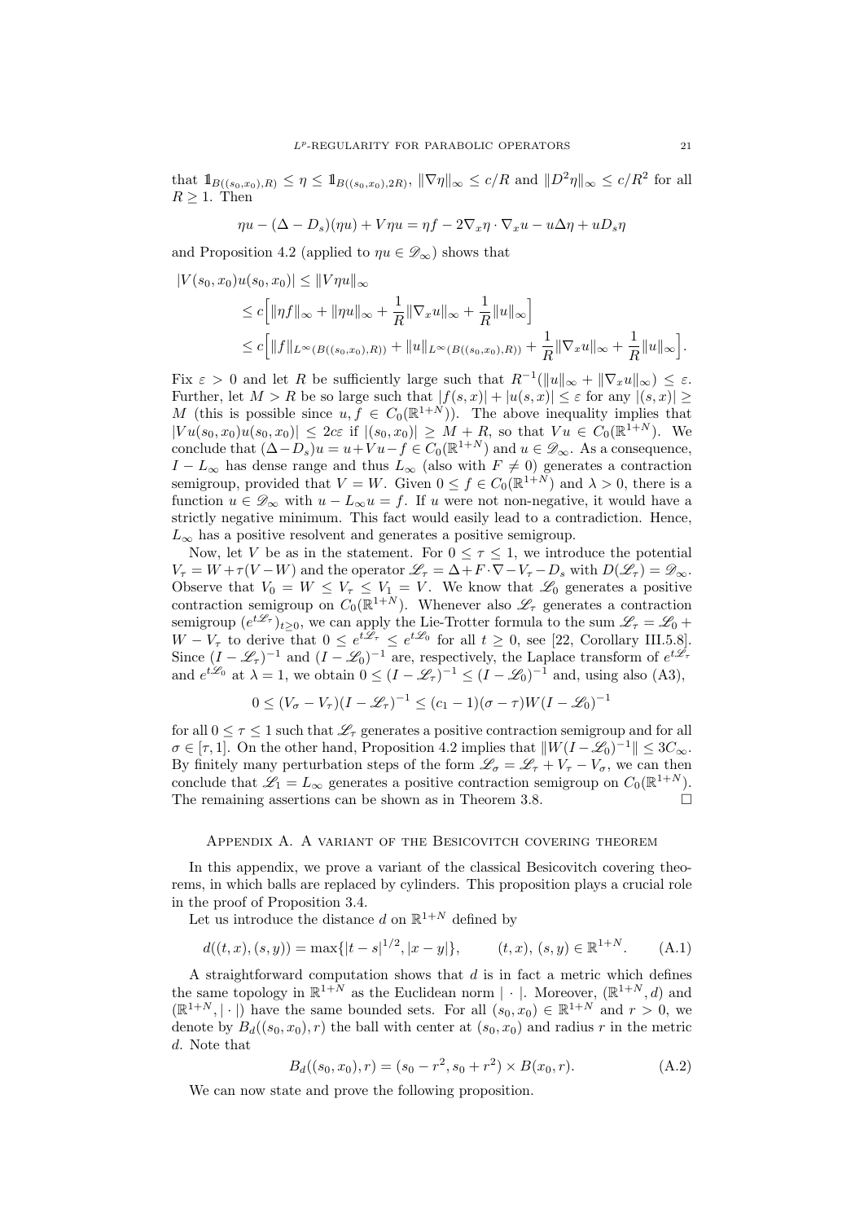that $\mathbb{1}_{B((s_0,x_0),R)} \le \eta \le \mathbb{1}_{B((s_0,x_0),2R)}$, $\|\nabla\eta\|_\infty \le c/R$ and $\|D^2\eta\|_\infty \le c/R^2$ for all $R \ge 1$. Then

$$\eta u - (\Delta - D_s)(\eta u) + V\eta u = \eta f - 2\nabla_x\eta\cdot\nabla_x u - u\Delta\eta + uD_s\eta$$

and Proposition 4.2 (applied to $\eta u \in \mathscr{D}_\infty$) shows that

$$\begin{aligned}
|V(s_0,x_0)u(s_0,x_0)| &\le \|V\eta u\|_\infty \\
&\le c\Big[\|\eta f\|_\infty + \|\eta u\|_\infty + \frac{1}{R}\|\nabla_x u\|_\infty + \frac{1}{R}\|u\|_\infty\Big] \\
&\le c\Big[\|f\|_{L^\infty(B((s_0,x_0),R))} + \|u\|_{L^\infty(B((s_0,x_0),R))} + \frac{1}{R}\|\nabla_x u\|_\infty + \frac{1}{R}\|u\|_\infty\Big].
\end{aligned}$$

Fix $\varepsilon > 0$ and let $R$ be sufficiently large such that $R^{-1}(\|u\|_\infty + \|\nabla_x u\|_\infty) \le \varepsilon$. Further, let $M > R$ be so large such that $|f(s,x)| + |u(s,x)| \le \varepsilon$ for any $|(s,x)| \ge M$ (this is possible since $u, f \in C_0(\mathbb{R}^{1+N})$). The above inequality implies that $|Vu(s_0,x_0)u(s_0,x_0)| \le 2c\varepsilon$ if $|(s_0,x_0)| \ge M + R$, so that $Vu \in C_0(\mathbb{R}^{1+N})$. We conclude that $(\Delta - D_s)u = u + Vu - f \in C_0(\mathbb{R}^{1+N})$ and $u \in \mathscr{D}_\infty$. As a consequence, $I - L_\infty$ has dense range and thus $L_\infty$ (also with $F \ne 0$) generates a contraction semigroup, provided that $V = W$. Given $0 \le f \in C_0(\mathbb{R}^{1+N})$ and $\lambda > 0$, there is a function $u \in \mathscr{D}_\infty$ with $u - L_\infty u = f$. If $u$ were not non-negative, it would have a strictly negative minimum. This fact would easily lead to a contradiction. Hence, $L_\infty$ has a positive resolvent and generates a positive semigroup.

Now, let $V$ be as in the statement. For $0 \le \tau \le 1$, we introduce the potential $V_\tau = W + \tau(V - W)$ and the operator $\mathscr{L}_\tau = \Delta + F\cdot\nabla - V_\tau - D_s$ with $D(\mathscr{L}_\tau) = \mathscr{D}_\infty$. Observe that $V_0 = W \le V_\tau \le V_1 = V$. We know that $\mathscr{L}_0$ generates a positive contraction semigroup on $C_0(\mathbb{R}^{1+N})$. Whenever also $\mathscr{L}_\tau$ generates a contraction semigroup $(e^{t\mathscr{L}_\tau})_{t\ge0}$, we can apply the Lie-Trotter formula to the sum $\mathscr{L}_\tau = \mathscr{L}_0 + W - V_\tau$ to derive that $0 \le e^{t\mathscr{L}_\tau} \le e^{t\mathscr{L}_0}$ for all $t \ge 0$, see [22, Corollary III.5.8]. Since $(I - \mathscr{L}_\tau)^{-1}$ and $(I - \mathscr{L}_0)^{-1}$ are, respectively, the Laplace transform of $e^{t\mathscr{L}_\tau}$ and $e^{t\mathscr{L}_0}$ at $\lambda = 1$, we obtain $0 \le (I - \mathscr{L}_\tau)^{-1} \le (I - \mathscr{L}_0)^{-1}$ and, using also (A3),

$$0 \le (V_\sigma - V_\tau)(I - \mathscr{L}_\tau)^{-1} \le (c_1 - 1)(\sigma - \tau)W(I - \mathscr{L}_0)^{-1}$$

for all $0 \le \tau \le 1$ such that $\mathscr{L}_\tau$ generates a positive contraction semigroup and for all $\sigma \in [\tau, 1]$. On the other hand, Proposition 4.2 implies that $\|W(I - \mathscr{L}_0)^{-1}\| \le 3C_\infty$. By finitely many perturbation steps of the form $\mathscr{L}_\sigma = \mathscr{L}_\tau + V_\tau - V_\sigma$, we can then conclude that $\mathscr{L}_1 = L_\infty$ generates a positive contraction semigroup on $C_0(\mathbb{R}^{1+N})$. The remaining assertions can be shown as in Theorem 3.8. $\square$

## Appendix A. A variant of the Besicovitch covering theorem

In this appendix, we prove a variant of the classical Besicovitch covering theorems, in which balls are replaced by cylinders. This proposition plays a crucial role in the proof of Proposition 3.4.

Let us introduce the distance $d$ on $\mathbb{R}^{1+N}$ defined by

$$d((t,x),(s,y)) = \max\{|t-s|^{1/2}, |x-y|\}, \qquad (t,x),\,(s,y) \in \mathbb{R}^{1+N}. \tag{A.1}$$

A straightforward computation shows that $d$ is in fact a metric which defines the same topology in $\mathbb{R}^{1+N}$ as the Euclidean norm $|\cdot|$. Moreover, $(\mathbb{R}^{1+N}, d)$ and $(\mathbb{R}^{1+N}, |\cdot|)$ have the same bounded sets. For all $(s_0,x_0) \in \mathbb{R}^{1+N}$ and $r > 0$, we denote by $B_d((s_0,x_0),r)$ the ball with center at $(s_0,x_0)$ and radius $r$ in the metric $d$. Note that

$$B_d((s_0,x_0),r) = (s_0 - r^2, s_0 + r^2) \times B(x_0, r). \tag{A.2}$$

We can now state and prove the following proposition.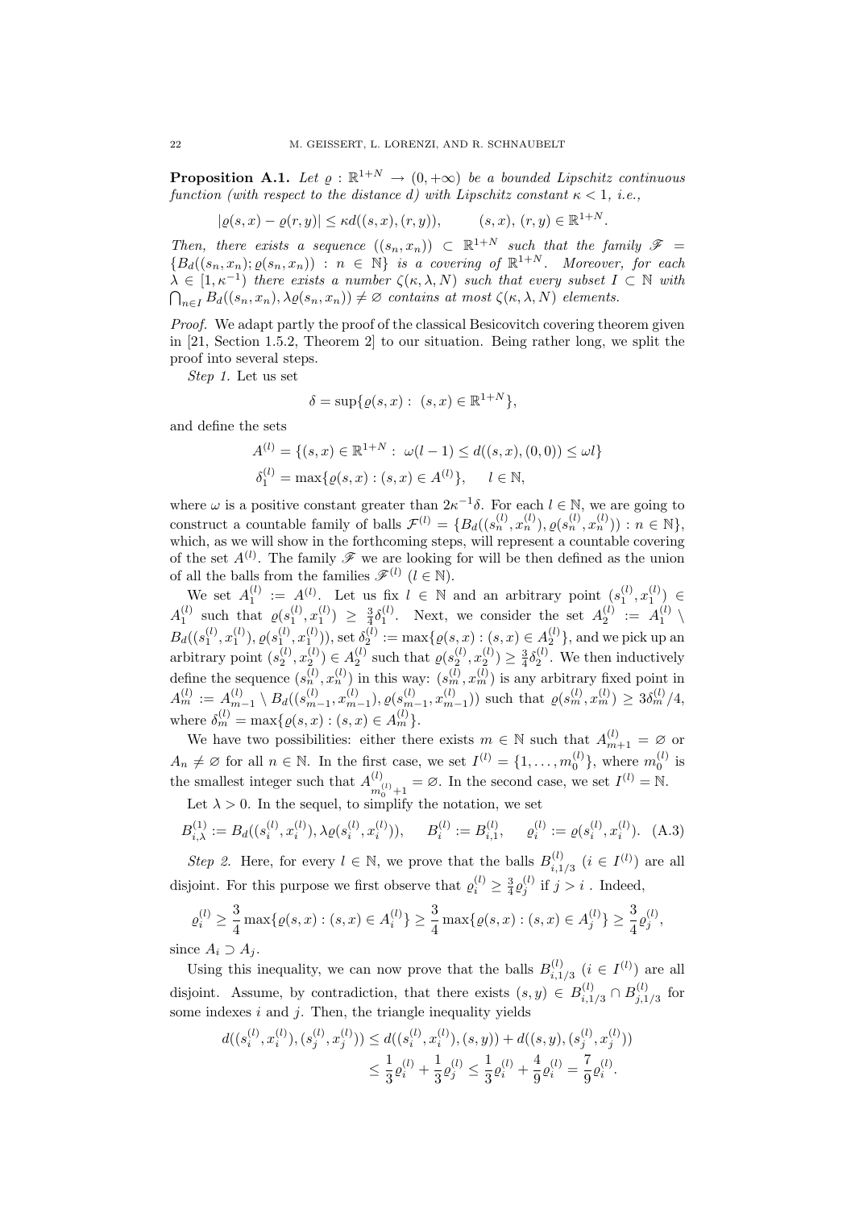**Proposition A.1.** *Let $\varrho : \mathbb{R}^{1+N} \to (0,+\infty)$ be a bounded Lipschitz continuous function (with respect to the distance $d$) with Lipschitz constant $\kappa < 1$, i.e.,*

$$|\varrho(s,x) - \varrho(r,y)| \le \kappa d((s,x),(r,y)), \qquad (s,x),\,(r,y) \in \mathbb{R}^{1+N}.$$

*Then, there exists a sequence $((s_n,x_n)) \subset \mathbb{R}^{1+N}$ such that the family $\mathscr{F} = \{B_d((s_n,x_n);\varrho(s_n,x_n)) : n \in \mathbb{N}\}$ is a covering of $\mathbb{R}^{1+N}$. Moreover, for each $\lambda \in [1,\kappa^{-1})$ there exists a number $\zeta(\kappa,\lambda,N)$ such that every subset $I \subset \mathbb{N}$ with $\bigcap_{n\in I} B_d((s_n,x_n),\lambda\varrho(s_n,x_n)) \neq \varnothing$ contains at most $\zeta(\kappa,\lambda,N)$ elements.*

*Proof.* We adapt partly the proof of the classical Besicovitch covering theorem given in [21, Section 1.5.2, Theorem 2] to our situation. Being rather long, we split the proof into several steps.

*Step 1.* Let us set

$$\delta = \sup\{\varrho(s,x) : \ (s,x) \in \mathbb{R}^{1+N}\},$$

and define the sets

$$A^{(l)} = \{(s,x) \in \mathbb{R}^{1+N} : \ \omega(l-1) \le d((s,x),(0,0)) \le \omega l\}$$
$$\delta_1^{(l)} = \max\{\varrho(s,x) : (s,x) \in A^{(l)}\}, \qquad l \in \mathbb{N},$$

where $\omega$ is a positive constant greater than $2\kappa^{-1}\delta$. For each $l \in \mathbb{N}$, we are going to construct a countable family of balls $\mathcal{F}^{(l)} = \{B_d((s_n^{(l)},x_n^{(l)}),\varrho(s_n^{(l)},x_n^{(l)})) : n \in \mathbb{N}\}$, which, as we will show in the forthcoming steps, will represent a countable covering of the set $A^{(l)}$. The family $\mathscr{F}$ we are looking for will be then defined as the union of all the balls from the families $\mathscr{F}^{(l)}$ $(l \in \mathbb{N})$.

We set $A_1^{(l)} := A^{(l)}$. Let us fix $l \in \mathbb{N}$ and an arbitrary point $(s_1^{(l)},x_1^{(l)}) \in A_1^{(l)}$ such that $\varrho(s_1^{(l)},x_1^{(l)}) \ge \frac{3}{4}\delta_1^{(l)}$. Next, we consider the set $A_2^{(l)} := A_1^{(l)} \setminus B_d((s_1^{(l)},x_1^{(l)}),\varrho(s_1^{(l)},x_1^{(l)}))$, set $\delta_2^{(l)} := \max\{\varrho(s,x) : (s,x) \in A_2^{(l)}\}$, and we pick up an arbitrary point $(s_2^{(l)},x_2^{(l)}) \in A_2^{(l)}$ such that $\varrho(s_2^{(l)},x_2^{(l)}) \ge \frac{3}{4}\delta_2^{(l)}$. We then inductively define the sequence $(s_n^{(l)},x_n^{(l)})$ in this way: $(s_m^{(l)},x_m^{(l)})$ is any arbitrary fixed point in $A_m^{(l)} := A_{m-1}^{(l)} \setminus B_d((s_{m-1}^{(l)},x_{m-1}^{(l)}),\varrho(s_{m-1}^{(l)},x_{m-1}^{(l)}))$ such that $\varrho(s_m^{(l)},x_m^{(l)}) \ge 3\delta_m^{(l)}/4$, where $\delta_m^{(l)} = \max\{\varrho(s,x) : (s,x) \in A_m^{(l)}\}$.

We have two possibilities: either there exists $m \in \mathbb{N}$ such that $A_{m+1}^{(l)} = \varnothing$ or $A_n \neq \varnothing$ for all $n \in \mathbb{N}$. In the first case, we set $I^{(l)} = \{1,\ldots,m_0^{(l)}\}$, where $m_0^{(l)}$ is the smallest integer such that $A_{m_0^{(l)}+1}^{(l)} = \varnothing$. In the second case, we set $I^{(l)} = \mathbb{N}$.

Let $\lambda > 0$. In the sequel, to simplify the notation, we set

$$B_{i,\lambda}^{(1)} := B_d((s_i^{(l)},x_i^{(l)}),\lambda\varrho(s_i^{(l)},x_i^{(l)})), \qquad B_i^{(l)} := B_{i,1}^{(l)}, \qquad \varrho_i^{(l)} := \varrho(s_i^{(l)},x_i^{(l)}). \quad \text{(A.3)}$$

*Step 2.* Here, for every $l \in \mathbb{N}$, we prove that the balls $B_{i,1/3}^{(l)}$ $(i \in I^{(l)})$ are all disjoint. For this purpose we first observe that $\varrho_i^{(l)} \ge \frac{3}{4}\varrho_j^{(l)}$ if $j > i$. Indeed,

$$\varrho_i^{(l)} \ge \frac{3}{4}\max\{\varrho(s,x) : (s,x) \in A_i^{(l)}\} \ge \frac{3}{4}\max\{\varrho(s,x) : (s,x) \in A_j^{(l)}\} \ge \frac{3}{4}\varrho_j^{(l)},$$

since $A_i \supset A_j$.

Using this inequality, we can now prove that the balls $B_{i,1/3}^{(l)}$ $(i \in I^{(l)})$ are all disjoint. Assume, by contradiction, that there exists $(s,y) \in B_{i,1/3}^{(l)} \cap B_{j,1/3}^{(l)}$ for some indexes $i$ and $j$. Then, the triangle inequality yields

$$\begin{aligned}
d((s_i^{(l)},x_i^{(l)}),(s_j^{(l)},x_j^{(l)})) &\le d((s_i^{(l)},x_i^{(l)}),(s,y)) + d((s,y),(s_j^{(l)},x_j^{(l)})) \\
&\le \frac{1}{3}\varrho_i^{(l)} + \frac{1}{3}\varrho_j^{(l)} \le \frac{1}{3}\varrho_i^{(l)} + \frac{4}{9}\varrho_i^{(l)} = \frac{7}{9}\varrho_i^{(l)}.
\end{aligned}$$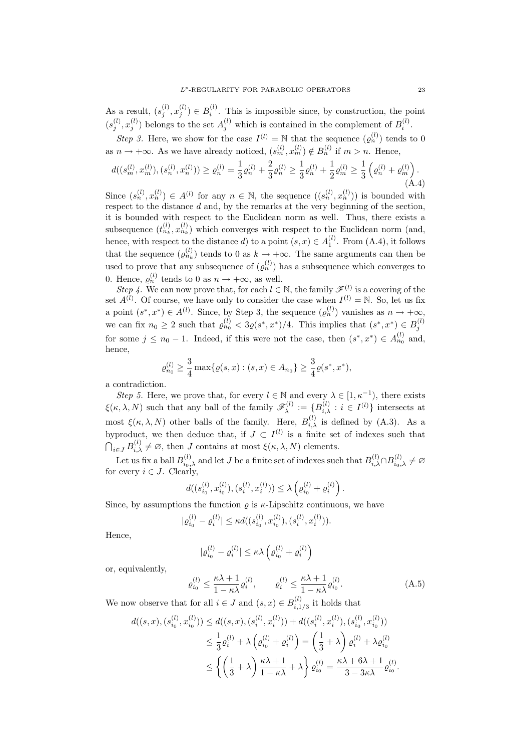As a result, $(s_j^{(l)}, x_j^{(l)}) \in B_i^{(l)}$. This is impossible since, by construction, the point $(s_j^{(l)}, x_j^{(l)})$ belongs to the set $A_j^{(l)}$ which is contained in the complement of $B_i^{(l)}$.

*Step 3.* Here, we show for the case $I^{(l)} = \mathbb{N}$ that the sequence $(\varrho_n^{(l)})$ tends to 0 as $n \to +\infty$. As we have already noticed, $(s_m^{(l)}, x_m^{(l)}) \notin B_n^{(l)}$ if $m > n$. Hence,

$$d((s_m^{(l)}, x_m^{(l)}), (s_n^{(l)}, x_n^{(l)})) \geq \varrho_n^{(l)} = \frac{1}{3}\varrho_n^{(l)} + \frac{2}{3}\varrho_n^{(l)} \geq \frac{1}{3}\varrho_n^{(l)} + \frac{1}{2}\varrho_m^{(l)} \geq \frac{1}{3}\left(\varrho_n^{(l)} + \varrho_m^{(l)}\right). \tag{A.4}$$

Since $(s_n^{(l)}, x_n^{(l)}) \in A^{(l)}$ for any $n \in \mathbb{N}$, the sequence $((s_n^{(l)}, x_n^{(l)}))$ is bounded with respect to the distance $d$ and, by the remarks at the very beginning of the section, it is bounded with respect to the Euclidean norm as well. Thus, there exists a subsequence $(t_{n_k}^{(l)}, x_{n_k}^{(l)})$ which converges with respect to the Euclidean norm (and, hence, with respect to the distance $d$) to a point $(s, x) \in A_1^{(l)}$. From (A.4), it follows that the sequence $(\varrho_{n_k}^{(l)})$ tends to 0 as $k \to +\infty$. The same arguments can then be used to prove that any subsequence of $(\varrho_n^{(l)})$ has a subsequence which converges to 0. Hence, $\varrho_n^{(l)}$ tends to 0 as $n \to +\infty$, as well.

*Step 4.* We can now prove that, for each $l \in \mathbb{N}$, the family $\mathscr{F}^{(l)}$ is a covering of the set $A^{(l)}$. Of course, we have only to consider the case when $I^{(l)} = \mathbb{N}$. So, let us fix a point $(s^*, x^*) \in A^{(l)}$. Since, by Step 3, the sequence $(\varrho_n^{(l)})$ vanishes as $n \to +\infty$, we can fix $n_0 \geq 2$ such that $\varrho_{n_0}^{(l)} < 3\varrho(s^*, x^*)/4$. This implies that $(s^*, x^*) \in B_j^{(l)}$ for some $j \leq n_0 - 1$. Indeed, if this were not the case, then $(s^*, x^*) \in A_{n_0}^{(l)}$ and, hence,

$$\varrho_{n_0}^{(l)} \geq \frac{3}{4}\max\{\varrho(s, x) : (s, x) \in A_{n_0}\} \geq \frac{3}{4}\varrho(s^*, x^*),$$

a contradiction.

*Step 5.* Here, we prove that, for every $l \in \mathbb{N}$ and every $\lambda \in [1, \kappa^{-1})$, there exists $\xi(\kappa, \lambda, N)$ such that any ball of the family $\mathscr{F}_\lambda^{(l)} := \{B_{i,\lambda}^{(l)} : i \in I^{(l)}\}$ intersects at most $\xi(\kappa, \lambda, N)$ other balls of the family. Here, $B_{i,\lambda}^{(l)}$ is defined by (A.3). As a byproduct, we then deduce that, if $J \subset I^{(l)}$ is a finite set of indexes such that $\bigcap_{i \in J} B_{i,\lambda}^{(l)} \neq \varnothing$, then $J$ contains at most $\xi(\kappa, \lambda, N)$ elements.

Let us fix a ball $B_{i_0,\lambda}^{(l)}$ and let $J$ be a finite set of indexes such that $B_{i,\lambda}^{(l)} \cap B_{i_0,\lambda}^{(l)} \neq \varnothing$ for every $i \in J$. Clearly,

$$d((s_{i_0}^{(l)}, x_{i_0}^{(l)}), (s_i^{(l)}, x_i^{(l)})) \leq \lambda\left(\varrho_{i_0}^{(l)} + \varrho_i^{(l)}\right).$$

Since, by assumptions the function $\varrho$ is $\kappa$-Lipschitz continuous, we have

$$|\varrho_{i_0}^{(l)} - \varrho_i^{(l)}| \leq \kappa d((s_{i_0}^{(l)}, x_{i_0}^{(l)}), (s_i^{(l)}, x_i^{(l)})).$$

Hence,

$$|\varrho_{i_0}^{(l)} - \varrho_i^{(l)}| \leq \kappa\lambda\left(\varrho_{i_0}^{(l)} + \varrho_i^{(l)}\right)$$

or, equivalently,

$$\varrho_{i_0}^{(l)} \leq \frac{\kappa\lambda + 1}{1 - \kappa\lambda}\varrho_i^{(l)}, \qquad \varrho_i^{(l)} \leq \frac{\kappa\lambda + 1}{1 - \kappa\lambda}\varrho_{i_0}^{(l)}. \tag{A.5}$$

We now observe that for all $i \in J$ and $(s, x) \in B_{i,1/3}^{(l)}$ it holds that

$$\begin{aligned}
d((s, x), (s_{i_0}^{(l)}, x_{i_0}^{(l)})) &\leq d((s, x), (s_i^{(l)}, x_i^{(l)})) + d((s_i^{(l)}, x_i^{(l)}), (s_{i_0}^{(l)}, x_{i_0}^{(l)})) \\
&\leq \frac{1}{3}\varrho_i^{(l)} + \lambda\left(\varrho_{i_0}^{(l)} + \varrho_i^{(l)}\right) = \left(\frac{1}{3} + \lambda\right)\varrho_i^{(l)} + \lambda\varrho_{i_0}^{(l)} \\
&\leq \left\{\left(\frac{1}{3} + \lambda\right)\frac{\kappa\lambda + 1}{1 - \kappa\lambda} + \lambda\right\}\varrho_{i_0}^{(l)} = \frac{\kappa\lambda + 6\lambda + 1}{3 - 3\kappa\lambda}\varrho_{i_0}^{(l)}.
\end{aligned}$$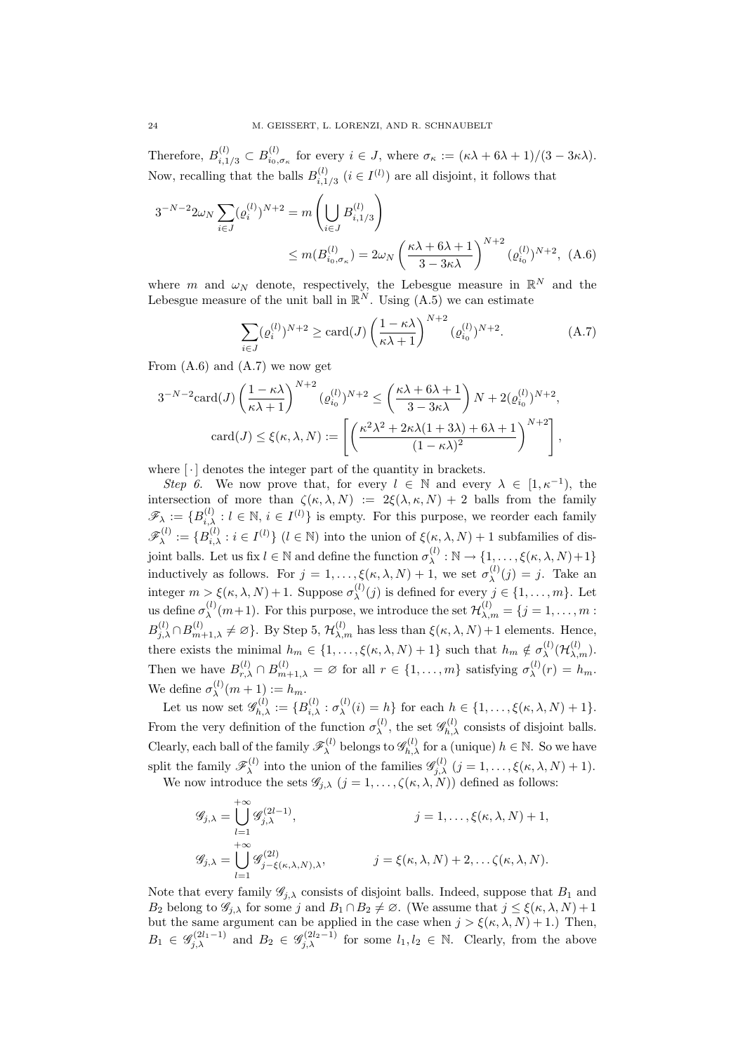Therefore, $B^{(l)}_{i,1/3} \subset B^{(l)}_{i_0,\sigma_\kappa}$ for every $i \in J$, where $\sigma_\kappa := (\kappa\lambda + 6\lambda + 1)/(3 - 3\kappa\lambda)$. Now, recalling that the balls $B^{(l)}_{i,1/3}$ ($i \in I^{(l)}$) are all disjoint, it follows that

$$3^{-N-2} 2\omega_N \sum_{i\in J} (\varrho_i^{(l)})^{N+2} = m\left(\bigcup_{i\in J} B^{(l)}_{i,1/3}\right) \leq m(B^{(l)}_{i_0,\sigma_\kappa}) = 2\omega_N \left(\frac{\kappa\lambda + 6\lambda + 1}{3 - 3\kappa\lambda}\right)^{N+2} (\varrho_{i_0}^{(l)})^{N+2}, \quad \text{(A.6)}$$

where $m$ and $\omega_N$ denote, respectively, the Lebesgue measure in $\mathbb{R}^N$ and the Lebesgue measure of the unit ball in $\mathbb{R}^N$. Using (A.5) we can estimate

$$\sum_{i\in J} (\varrho_i^{(l)})^{N+2} \geq \mathrm{card}(J) \left(\frac{1-\kappa\lambda}{\kappa\lambda + 1}\right)^{N+2} (\varrho_{i_0}^{(l)})^{N+2}. \quad \text{(A.7)}$$

From (A.6) and (A.7) we now get

$$3^{-N-2}\mathrm{card}(J) \left(\frac{1-\kappa\lambda}{\kappa\lambda + 1}\right)^{N+2} (\varrho_{i_0}^{(l)})^{N+2} \leq \left(\frac{\kappa\lambda + 6\lambda + 1}{3 - 3\kappa\lambda}\right) N + 2(\varrho_{i_0}^{(l)})^{N+2},$$

$$\mathrm{card}(J) \leq \xi(\kappa,\lambda,N) := \left[\left(\frac{\kappa^2\lambda^2 + 2\kappa\lambda(1+3\lambda) + 6\lambda + 1}{(1-\kappa\lambda)^2}\right)^{N+2}\right],$$

where $[\cdot]$ denotes the integer part of the quantity in brackets.

*Step 6.* We now prove that, for every $l \in \mathbb{N}$ and every $\lambda \in [1, \kappa^{-1})$, the intersection of more than $\zeta(\kappa,\lambda,N) := 2\xi(\lambda,\kappa,N) + 2$ balls from the family $\mathscr{F}_\lambda := \{B^{(l)}_{i,\lambda} : l \in \mathbb{N},\, i \in I^{(l)}\}$ is empty. For this purpose, we reorder each family $\mathscr{F}^{(l)}_\lambda := \{B^{(l)}_{i,\lambda} : i \in I^{(l)}\}$ ($l \in \mathbb{N}$) into the union of $\xi(\kappa,\lambda,N)+1$ subfamilies of disjoint balls. Let us fix $l \in \mathbb{N}$ and define the function $\sigma^{(l)}_\lambda : \mathbb{N} \to \{1,\ldots,\xi(\kappa,\lambda,N)+1\}$ inductively as follows. For $j = 1,\ldots,\xi(\kappa,\lambda,N)+1$, we set $\sigma^{(l)}_\lambda(j) = j$. Take an integer $m > \xi(\kappa,\lambda,N)+1$. Suppose $\sigma^{(l)}_\lambda(j)$ is defined for every $j \in \{1,\ldots,m\}$. Let us define $\sigma^{(l)}_\lambda(m+1)$. For this purpose, we introduce the set $\mathcal{H}^{(l)}_{\lambda,m} = \{j = 1,\ldots,m : B^{(l)}_{j,\lambda} \cap B^{(l)}_{m+1,\lambda} \neq \varnothing\}$. By Step 5, $\mathcal{H}^{(l)}_{\lambda,m}$ has less than $\xi(\kappa,\lambda,N)+1$ elements. Hence, there exists the minimal $h_m \in \{1,\ldots,\xi(\kappa,\lambda,N)+1\}$ such that $h_m \notin \sigma^{(l)}_\lambda(\mathcal{H}^{(l)}_{\lambda,m})$. Then we have $B^{(l)}_{r,\lambda} \cap B^{(l)}_{m+1,\lambda} = \varnothing$ for all $r \in \{1,\ldots,m\}$ satisfying $\sigma^{(l)}_\lambda(r) = h_m$. We define $\sigma^{(l)}_\lambda(m+1) := h_m$.

Let us now set $\mathscr{G}^{(l)}_{h,\lambda} := \{B^{(l)}_{i,\lambda} : \sigma^{(l)}_\lambda(i) = h\}$ for each $h \in \{1,\ldots,\xi(\kappa,\lambda,N)+1\}$. From the very definition of the function $\sigma^{(l)}_\lambda$, the set $\mathscr{G}^{(l)}_{h,\lambda}$ consists of disjoint balls. Clearly, each ball of the family $\mathscr{F}^{(l)}_\lambda$ belongs to $\mathscr{G}^{(l)}_{h,\lambda}$ for a (unique) $h \in \mathbb{N}$. So we have split the family $\mathscr{F}^{(l)}_\lambda$ into the union of the families $\mathscr{G}^{(l)}_{j,\lambda}$ ($j = 1,\ldots,\xi(\kappa,\lambda,N)+1$).

We now introduce the sets $\mathscr{G}_{j,\lambda}$ ($j = 1,\ldots,\zeta(\kappa,\lambda,N)$) defined as follows:

$$\mathscr{G}_{j,\lambda} = \bigcup_{l=1}^{+\infty} \mathscr{G}^{(2l-1)}_{j,\lambda}, \qquad j = 1,\ldots,\xi(\kappa,\lambda,N)+1,$$

$$\mathscr{G}_{j,\lambda} = \bigcup_{l=1}^{+\infty} \mathscr{G}^{(2l)}_{j-\xi(\kappa,\lambda,N),\lambda}, \qquad j = \xi(\kappa,\lambda,N)+2,\ldots\zeta(\kappa,\lambda,N).$$

Note that every family $\mathscr{G}_{j,\lambda}$ consists of disjoint balls. Indeed, suppose that $B_1$ and $B_2$ belong to $\mathscr{G}_{j,\lambda}$ for some $j$ and $B_1 \cap B_2 \neq \varnothing$. (We assume that $j \leq \xi(\kappa,\lambda,N)+1$ but the same argument can be applied in the case when $j > \xi(\kappa,\lambda,N)+1$.) Then, $B_1 \in \mathscr{G}^{(2l_1-1)}_{j,\lambda}$ and $B_2 \in \mathscr{G}^{(2l_2-1)}_{j,\lambda}$ for some $l_1, l_2 \in \mathbb{N}$. Clearly, from the above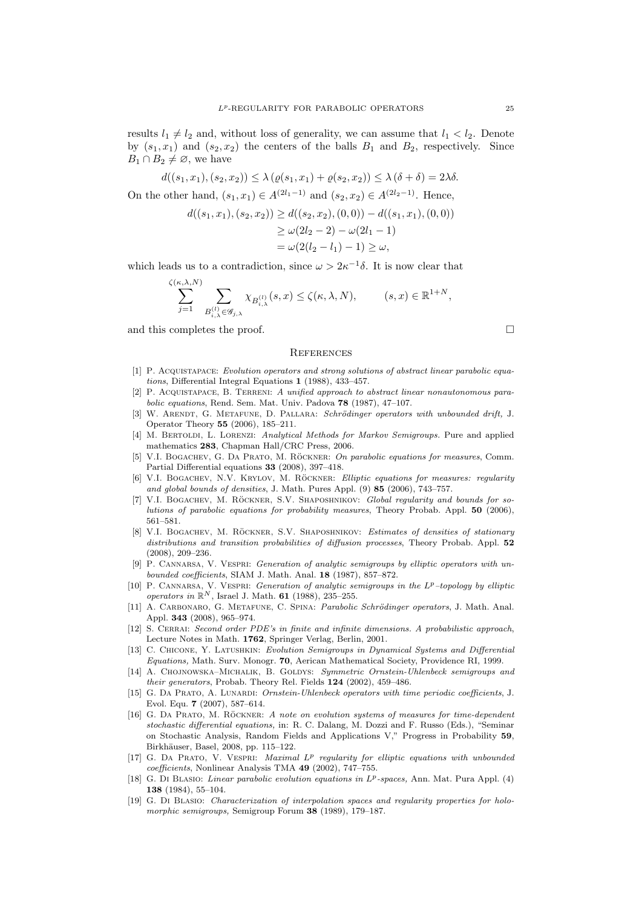results $l_1 \neq l_2$ and, without loss of generality, we can assume that $l_1 < l_2$. Denote by $(s_1, x_1)$ and $(s_2, x_2)$ the centers of the balls $B_1$ and $B_2$, respectively. Since $B_1 \cap B_2 \neq \varnothing$, we have

$$d((s_1,x_1),(s_2,x_2)) \le \lambda\left(\varrho(s_1,x_1)+\varrho(s_2,x_2)\right) \le \lambda\left(\delta+\delta\right) = 2\lambda\delta.$$

On the other hand, $(s_1,x_1) \in A^{(2l_1-1)}$ and $(s_2,x_2) \in A^{(2l_2-1)}$. Hence,

$$\begin{aligned}
d((s_1,x_1),(s_2,x_2)) &\ge d((s_2,x_2),(0,0)) - d((s_1,x_1),(0,0))\\
&\ge \omega(2l_2-2) - \omega(2l_1-1)\\
&= \omega(2(l_2-l_1)-1) \ge \omega,
\end{aligned}$$

which leads us to a contradiction, since $\omega > 2\kappa^{-1}\delta$. It is now clear that

$$\sum_{j=1}^{\zeta(\kappa,\lambda,N)} \sum_{B_{i,\lambda}^{(l)} \in \mathscr{G}_{j,\lambda}} \chi_{B_{i,\lambda}^{(l)}}(s,x) \le \zeta(\kappa,\lambda,N), \qquad (s,x) \in \mathbb{R}^{1+N},$$

and this completes the proof. $\square$

## References

[1] P. Acquistapace: *Evolution operators and strong solutions of abstract linear parabolic equations*, Differential Integral Equations **1** (1988), 433–457.

[2] P. Acquistapace, B. Terreni: *A unified approach to abstract linear nonautonomous parabolic equations*, Rend. Sem. Mat. Univ. Padova **78** (1987), 47–107.

[3] W. Arendt, G. Metafune, D. Pallara: *Schrödinger operators with unbounded drift,* J. Operator Theory **55** (2006), 185–211.

[4] M. Bertoldi, L. Lorenzi: *Analytical Methods for Markov Semigroups.* Pure and applied mathematics **283**, Chapman Hall/CRC Press, 2006.

[5] V.I. Bogachev, G. Da Prato, M. Röckner: *On parabolic equations for measures*, Comm. Partial Differential equations **33** (2008), 397–418.

[6] V.I. Bogachev, N.V. Krylov, M. Röckner: *Elliptic equations for measures: regularity and global bounds of densities*, J. Math. Pures Appl. (9) **85** (2006), 743–757.

[7] V.I. Bogachev, M. Röckner, S.V. Shaposhnikov: *Global regularity and bounds for solutions of parabolic equations for probability measures*, Theory Probab. Appl. **50** (2006), 561–581.

[8] V.I. Bogachev, M. Röckner, S.V. Shaposhnikov: *Estimates of densities of stationary distributions and transition probabilities of diffusion processes*, Theory Probab. Appl. **52** (2008), 209–236.

[9] P. Cannarsa, V. Vespri: *Generation of analytic semigroups by elliptic operators with unbounded coefficients*, SIAM J. Math. Anal. **18** (1987), 857–872.

[10] P. Cannarsa, V. Vespri: *Generation of analytic semigroups in the $L^p$–topology by elliptic operators in $\mathbb{R}^N$*, Israel J. Math. **61** (1988), 235–255.

[11] A. Carbonaro, G. Metafune, C. Spina: *Parabolic Schrödinger operators*, J. Math. Anal. Appl. **343** (2008), 965–974.

[12] S. Cerrai: *Second order PDE's in finite and infinite dimensions. A probabilistic approach*, Lecture Notes in Math. **1762**, Springer Verlag, Berlin, 2001.

[13] C. Chicone, Y. Latushkin: *Evolution Semigroups in Dynamical Systems and Differential Equations,* Math. Surv. Monogr. **70**, Aerican Mathematical Society, Providence RI, 1999.

[14] A. Chojnowska–Michalik, B. Goldys: *Symmetric Ornstein-Uhlenbeck semigroups and their generators*, Probab. Theory Rel. Fields **124** (2002), 459–486.

[15] G. Da Prato, A. Lunardi: *Ornstein-Uhlenbeck operators with time periodic coefficients*, J. Evol. Equ. **7** (2007), 587–614.

[16] G. Da Prato, M. Röckner: *A note on evolution systems of measures for time-dependent stochastic differential equations,* in: R. C. Dalang, M. Dozzi and F. Russo (Eds.), "Seminar on Stochastic Analysis, Random Fields and Applications V," Progress in Probability **59**, Birkhäuser, Basel, 2008, pp. 115–122.

[17] G. Da Prato, V. Vespri: *Maximal $L^p$ regularity for elliptic equations with unbounded coefficients*, Nonlinear Analysis TMA **49** (2002), 747–755.

[18] G. Di Blasio: *Linear parabolic evolution equations in $L^p$-spaces,* Ann. Mat. Pura Appl. (4) **138** (1984), 55–104.

[19] G. Di Blasio: *Characterization of interpolation spaces and regularity properties for holomorphic semigroups,* Semigroup Forum **38** (1989), 179–187.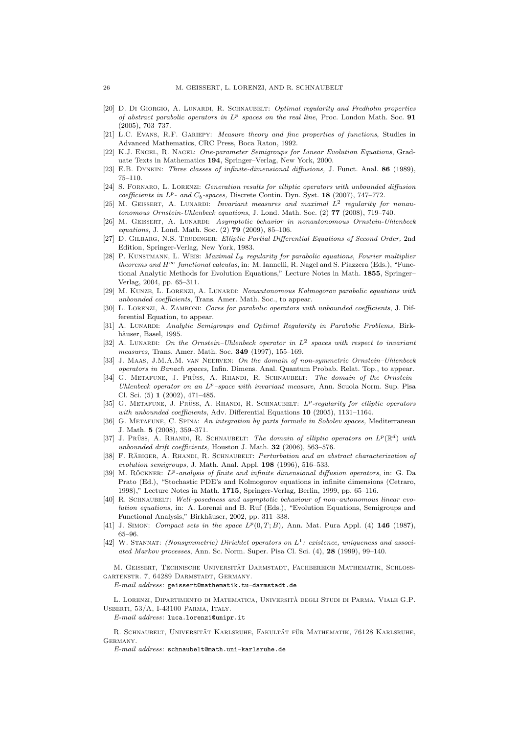[20] D. Di Giorgio, A. Lunardi, R. Schnaubelt: *Optimal regularity and Fredholm properties of abstract parabolic operators in $L^p$ spaces on the real line,* Proc. London Math. Soc. **91** (2005), 703–737.

[21] L.C. Evans, R.F. Gariepy: *Measure theory and fine properties of functions*, Studies in Advanced Mathematics, CRC Press, Boca Raton, 1992.

[22] K.J. Engel, R. Nagel: *One-parameter Semigroups for Linear Evolution Equations*, Graduate Texts in Mathematics **194**, Springer–Verlag, New York, 2000.

[23] E.B. Dynkin: *Three classes of infinite-dimensional diffusions,* J. Funct. Anal. **86** (1989), 75–110.

[24] S. Fornaro, L. Lorenzi: *Generation results for elliptic operators with unbounded diffusion coefficients in $L^p$- and $C_b$-spaces,* Discrete Contin. Dyn. Syst. **18** (2007), 747–772.

[25] M. Geissert, A. Lunardi: *Invariant measures and maximal $L^2$ regularity for nonautonomous Ornstein-Uhlenbeck equations*, J. Lond. Math. Soc. (2) **77** (2008), 719–740.

[26] M. Geissert, A. Lunardi: *Asymptotic behavior in nonautonomous Ornstein-Uhlenbeck equations*, J. Lond. Math. Soc. (2) **79** (2009), 85–106.

[27] D. Gilbarg, N.S. Trudinger: *Elliptic Partial Differential Equations of Second Order,* 2nd Edition, Springer-Verlag, New York, 1983.

[28] P. Kunstmann, L. Weis: *Maximal $L_p$ regularity for parabolic equations, Fourier multiplier theorems and $H^\infty$ functional calculus*, in: M. Iannelli, R. Nagel and S. Piazzera (Eds.), "Functional Analytic Methods for Evolution Equations," Lecture Notes in Math. **1855**, Springer–Verlag, 2004, pp. 65–311.

[29] M. Kunze, L. Lorenzi, A. Lunardi: *Nonautonomous Kolmogorov parabolic equations with unbounded coefficients*, Trans. Amer. Math. Soc., to appear.

[30] L. Lorenzi, A. Zamboni: *Cores for parabolic operators with unbounded coefficients*, J. Differential Equation, to appear.

[31] A. Lunardi: *Analytic Semigroups and Optimal Regularity in Parabolic Problems,* Birkhäuser, Basel, 1995.

[32] A. Lunardi: *On the Ornstein–Uhlenbeck operator in $L^2$ spaces with respect to invariant measures,* Trans. Amer. Math. Soc. **349** (1997), 155–169.

[33] J. Maas, J.M.A.M. van Neerven: *On the domain of non-symmetric Ornstein–Uhlenbeck operators in Banach spaces,* Infin. Dimens. Anal. Quantum Probab. Relat. Top., to appear.

[34] G. Metafune, J. Prüss, A. Rhandi, R. Schnaubelt: *The domain of the Ornstein–Uhlenbeck operator on an $L^p$–space with invariant measure,* Ann. Scuola Norm. Sup. Pisa Cl. Sci. (5) **1** (2002), 471–485.

[35] G. Metafune, J. Prüss, A. Rhandi, R. Schnaubelt: *$L^p$-regularity for elliptic operators with unbounded coefficients,* Adv. Differential Equations **10** (2005), 1131–1164.

[36] G. Metafune, C. Spina: *An integration by parts formula in Sobolev spaces,* Mediterranean J. Math. **5** (2008), 359–371.

[37] J. Prüss, A. Rhandi, R. Schnaubelt: *The domain of elliptic operators on $L^p(\mathbb{R}^d)$ with unbounded drift coefficients*, Houston J. Math. **32** (2006), 563–576.

[38] F. Räbiger, A. Rhandi, R. Schnaubelt: *Perturbation and an abstract characterization of evolution semigroups,* J. Math. Anal. Appl. **198** (1996), 516–533.

[39] M. Röckner: *$L^p$-analysis of finite and infinite dimensional diffusion operators*, in: G. Da Prato (Ed.), "Stochastic PDE's and Kolmogorov equations in infinite dimensions (Cetraro, 1998)," Lecture Notes in Math. **1715**, Springer-Verlag, Berlin, 1999, pp. 65–116.

[40] R. Schnaubelt: *Well–posedness and asymptotic behaviour of non–autonomous linear evolution equations,* in: A. Lorenzi and B. Ruf (Eds.), "Evolution Equations, Semigroups and Functional Analysis," Birkhäuser, 2002, pp. 311–338.

[41] J. Simon: *Compact sets in the space $L^p(0,T;B)$,* Ann. Mat. Pura Appl. (4) **146** (1987), 65–96.

[42] W. Stannat: *(Nonsymmetric) Dirichlet operators on $L^1$: existence, uniqueness and associated Markov processes*, Ann. Sc. Norm. Super. Pisa Cl. Sci. (4), **28** (1999), 99–140.

M. Geissert, Technische Universität Darmstadt, Fachbereich Mathematik, Schlossgartenstr. 7, 64289 Darmstadt, Germany.

*E-mail address*: geissert@mathematik.tu-darmstadt.de

L. Lorenzi, Dipartimento di Matematica, Università degli Studi di Parma, Viale G.P. Usberti, 53/A, I-43100 Parma, Italy.

*E-mail address*: luca.lorenzi@unipr.it

R. Schnaubelt, Universität Karlsruhe, Fakultät für Mathematik, 76128 Karlsruhe, Germany.

*E-mail address*: schnaubelt@math.uni-karlsruhe.de